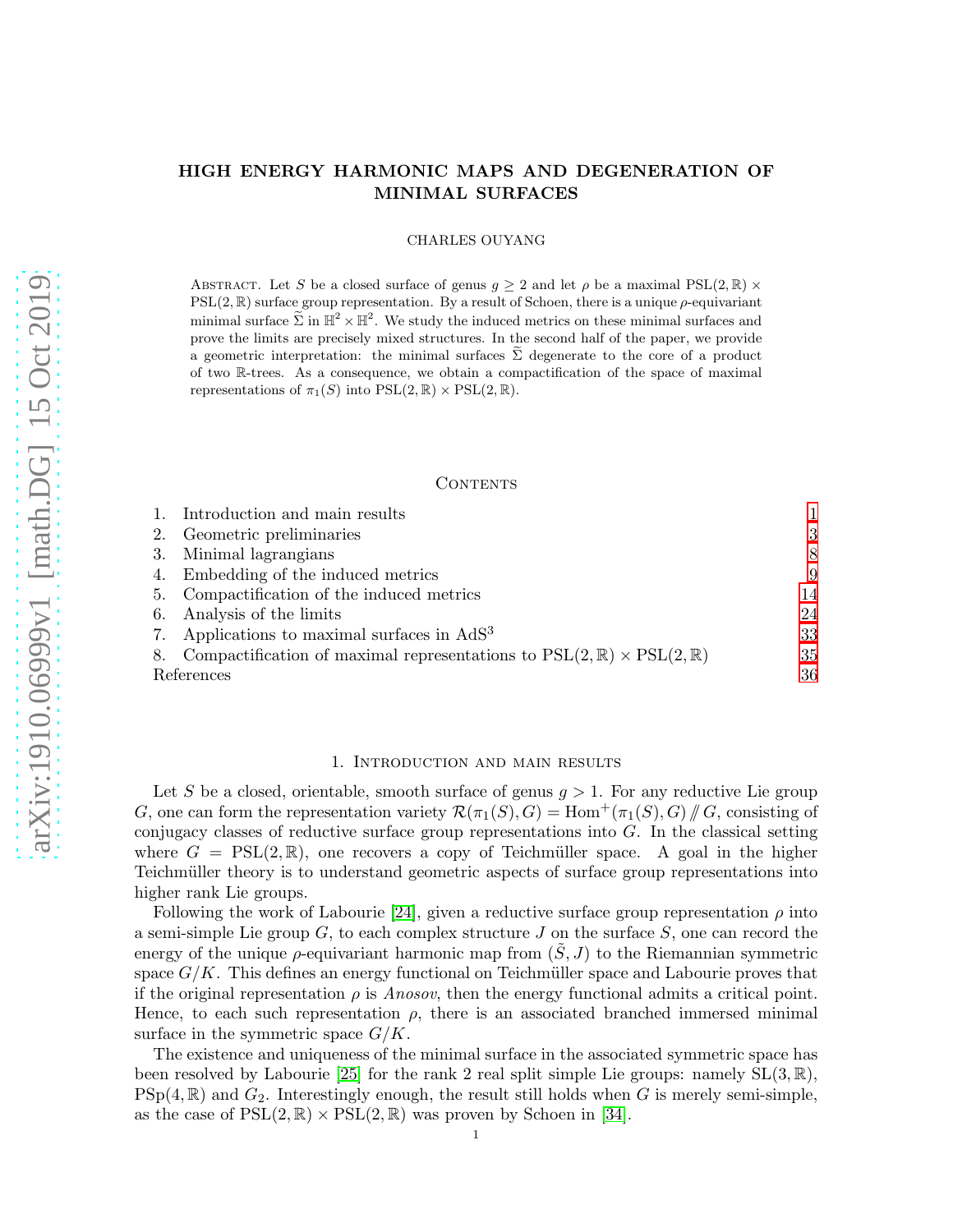# HIGH ENERGY HARMONIC MAPS AND DEGENERATION OF MINIMAL SURFACES

CHARLES OUYANG

Abstract. Let $S$ be a closed surface of genus $g \geq 2$ and let $\rho$ be a maximal $\mathrm{PSL}(2,\mathbb{R}) \times \mathrm{PSL}(2,\mathbb{R})$ surface group representation. By a result of Schoen, there is a unique $\rho$-equivariant minimal surface $\widetilde{\Sigma}$ in $\mathbb{H}^2 \times \mathbb{H}^2$. We study the induced metrics on these minimal surfaces and prove the limits are precisely mixed structures. In the second half of the paper, we provide a geometric interpretation: the minimal surfaces $\widetilde{\Sigma}$ degenerate to the core of a product of two $\mathbb{R}$-trees. As a consequence, we obtain a compactification of the space of maximal representations of $\pi_1(S)$ into $\mathrm{PSL}(2,\mathbb{R}) \times \mathrm{PSL}(2,\mathbb{R})$.

## Contents

| | | |
|---|---|---|
| 1. | Introduction and main results | 1 |
| 2. | Geometric preliminaries | 3 |
| 3. | Minimal lagrangians | 8 |
| 4. | Embedding of the induced metrics | 9 |
| 5. | Compactification of the induced metrics | 14 |
| 6. | Analysis of the limits | 24 |
| 7. | Applications to maximal surfaces in $\mathrm{AdS}^3$ | 33 |
| 8. | Compactification of maximal representations to $\mathrm{PSL}(2,\mathbb{R}) \times \mathrm{PSL}(2,\mathbb{R})$ | 35 |
| | References | 36 |

## 1. Introduction and main results

Let $S$ be a closed, orientable, smooth surface of genus $g > 1$. For any reductive Lie group $G$, one can form the representation variety $\mathcal{R}(\pi_1(S), G) = \mathrm{Hom}^+(\pi_1(S), G) /\!\!/ G$, consisting of conjugacy classes of reductive surface group representations into $G$. In the classical setting where $G = \mathrm{PSL}(2,\mathbb{R})$, one recovers a copy of Teichmüller space. A goal in the higher Teichmüller theory is to understand geometric aspects of surface group representations into higher rank Lie groups.

Following the work of Labourie [24], given a reductive surface group representation $\rho$ into a semi-simple Lie group $G$, to each complex structure $J$ on the surface $S$, one can record the energy of the unique $\rho$-equivariant harmonic map from $(\tilde{S}, J)$ to the Riemannian symmetric space $G/K$. This defines an energy functional on Teichmüller space and Labourie proves that if the original representation $\rho$ is *Anosov*, then the energy functional admits a critical point. Hence, to each such representation $\rho$, there is an associated branched immersed minimal surface in the symmetric space $G/K$.

The existence and uniqueness of the minimal surface in the associated symmetric space has been resolved by Labourie [25] for the rank 2 real split simple Lie groups: namely $\mathrm{SL}(3,\mathbb{R})$, $\mathrm{PSp}(4,\mathbb{R})$ and $G_2$. Interestingly enough, the result still holds when $G$ is merely semi-simple, as the case of $\mathrm{PSL}(2,\mathbb{R}) \times \mathrm{PSL}(2,\mathbb{R})$ was proven by Schoen in [34].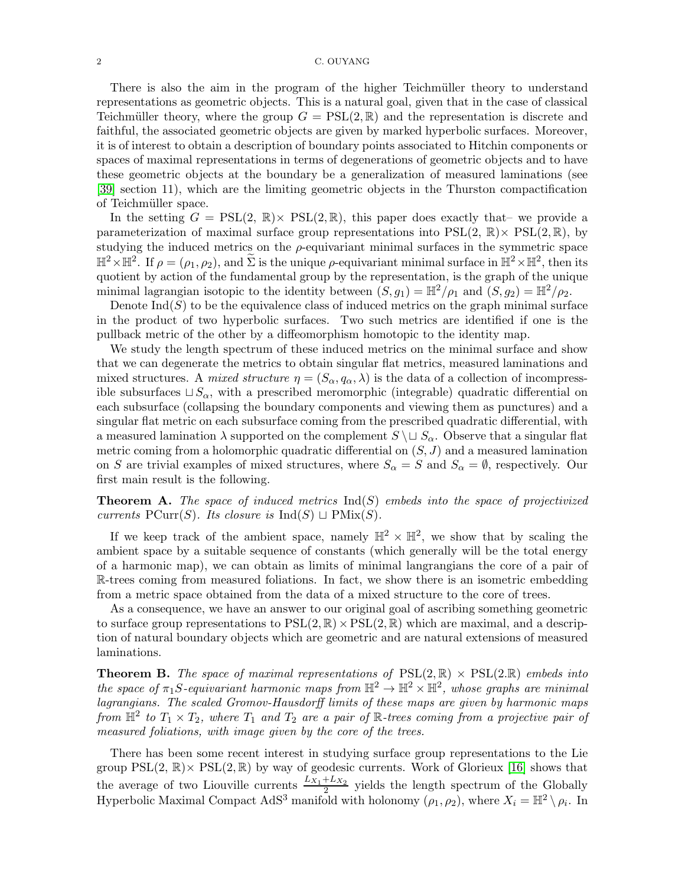There is also the aim in the program of the higher Teichmüller theory to understand representations as geometric objects. This is a natural goal, given that in the case of classical Teichmüller theory, where the group $G = \mathrm{PSL}(2,\mathbb{R})$ and the representation is discrete and faithful, the associated geometric objects are given by marked hyperbolic surfaces. Moreover, it is of interest to obtain a description of boundary points associated to Hitchin components or spaces of maximal representations in terms of degenerations of geometric objects and to have these geometric objects at the boundary be a generalization of measured laminations (see [39] section 11), which are the limiting geometric objects in the Thurston compactification of Teichmüller space.

In the setting $G = \mathrm{PSL}(2, \mathbb{R})\times \mathrm{PSL}(2,\mathbb{R})$, this paper does exactly that– we provide a parameterization of maximal surface group representations into $\mathrm{PSL}(2, \mathbb{R})\times \mathrm{PSL}(2,\mathbb{R})$, by studying the induced metrics on the $\rho$-equivariant minimal surfaces in the symmetric space $\mathbb{H}^2\times\mathbb{H}^2$. If $\rho = (\rho_1, \rho_2)$, and $\widetilde{\Sigma}$ is the unique $\rho$-equivariant minimal surface in $\mathbb{H}^2\times\mathbb{H}^2$, then its quotient by action of the fundamental group by the representation, is the graph of the unique minimal lagrangian isotopic to the identity between $(S, g_1) = \mathbb{H}^2/\rho_1$ and $(S, g_2) = \mathbb{H}^2/\rho_2$.

Denote $\mathrm{Ind}(S)$ to be the equivalence class of induced metrics on the graph minimal surface in the product of two hyperbolic surfaces. Two such metrics are identified if one is the pullback metric of the other by a diffeomorphism homotopic to the identity map.

We study the length spectrum of these induced metrics on the minimal surface and show that we can degenerate the metrics to obtain singular flat metrics, measured laminations and mixed structures. A *mixed structure* $\eta = (S_\alpha, q_\alpha, \lambda)$ is the data of a collection of incompressible subsurfaces $\sqcup S_\alpha$, with a prescribed meromorphic (integrable) quadratic differential on each subsurface (collapsing the boundary components and viewing them as punctures) and a singular flat metric on each subsurface coming from the prescribed quadratic differential, with a measured lamination $\lambda$ supported on the complement $S \setminus \sqcup S_\alpha$. Observe that a singular flat metric coming from a holomorphic quadratic differential on $(S, J)$ and a measured lamination on $S$ are trivial examples of mixed structures, where $S_\alpha = S$ and $S_\alpha = \emptyset$, respectively. Our first main result is the following.

**Theorem A.** *The space of induced metrics* $\mathrm{Ind}(S)$ *embeds into the space of projectivized currents* $\mathrm{PCurr}(S)$*. Its closure is* $\mathrm{Ind}(S) \sqcup \mathrm{PMix}(S)$*.*

If we keep track of the ambient space, namely $\mathbb{H}^2 \times \mathbb{H}^2$, we show that by scaling the ambient space by a suitable sequence of constants (which generally will be the total energy of a harmonic map), we can obtain as limits of minimal langrangians the core of a pair of $\mathbb{R}$-trees coming from measured foliations. In fact, we show there is an isometric embedding from a metric space obtained from the data of a mixed structure to the core of trees.

As a consequence, we have an answer to our original goal of ascribing something geometric to surface group representations to $\mathrm{PSL}(2,\mathbb{R})\times\mathrm{PSL}(2,\mathbb{R})$ which are maximal, and a description of natural boundary objects which are geometric and are natural extensions of measured laminations.

**Theorem B.** *The space of maximal representations of* $\mathrm{PSL}(2,\mathbb{R}) \times \mathrm{PSL}(2.\mathbb{R})$ *embeds into the space of* $\pi_1 S$*-equivariant harmonic maps from* $\mathbb{H}^2 \to \mathbb{H}^2 \times \mathbb{H}^2$*, whose graphs are minimal lagrangians. The scaled Gromov-Hausdorff limits of these maps are given by harmonic maps from* $\mathbb{H}^2$ *to* $T_1 \times T_2$*, where* $T_1$ *and* $T_2$ *are a pair of* $\mathbb{R}$*-trees coming from a projective pair of measured foliations, with image given by the core of the trees.*

There has been some recent interest in studying surface group representations to the Lie group $\mathrm{PSL}(2, \mathbb{R})\times \mathrm{PSL}(2,\mathbb{R})$ by way of geodesic currents. Work of Glorieux [16] shows that the average of two Liouville currents $\frac{L_{X_1}+L_{X_2}}{2}$ yields the length spectrum of the Globally Hyperbolic Maximal Compact $\mathrm{AdS}^3$ manifold with holonomy $(\rho_1, \rho_2)$, where $X_i = \mathbb{H}^2 \setminus \rho_i$. In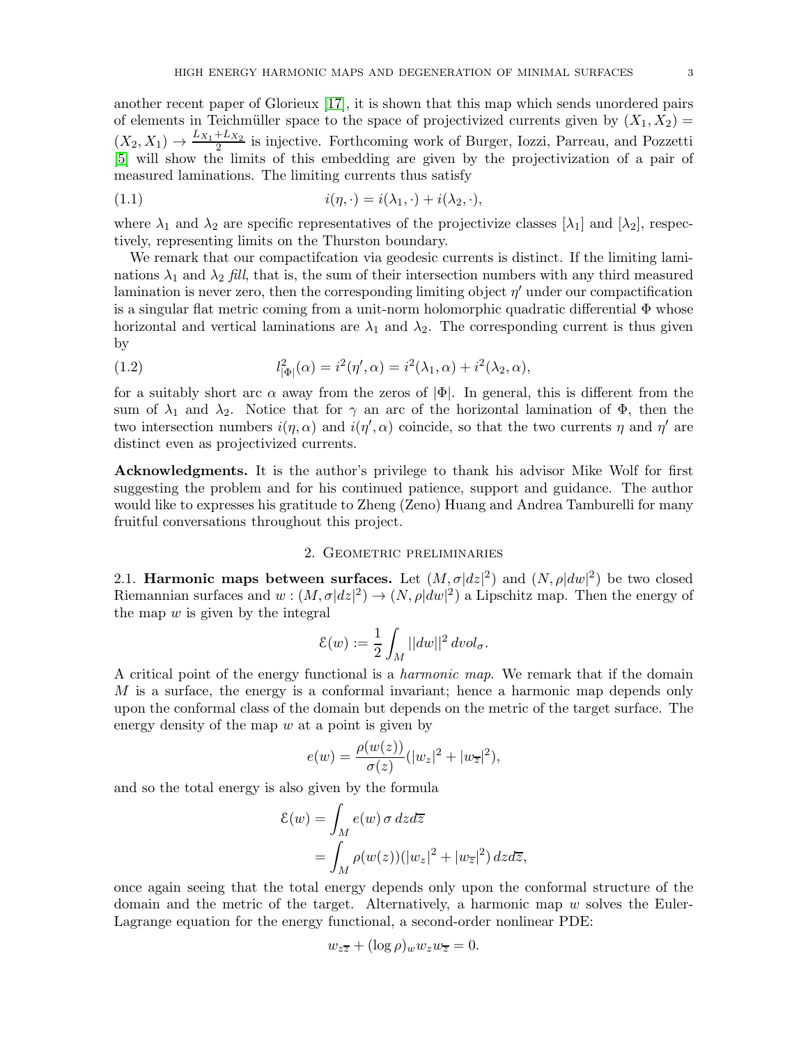another recent paper of Glorieux [17], it is shown that this map which sends unordered pairs of elements in Teichmüller space to the space of projectivized currents given by $(X_1, X_2) = (X_2, X_1) \to \frac{L_{X_1} + L_{X_2}}{2}$ is injective. Forthcoming work of Burger, Iozzi, Parreau, and Pozzetti [5] will show the limits of this embedding are given by the projectivization of a pair of measured laminations. The limiting currents thus satisfy

$$i(\eta, \cdot) = i(\lambda_1, \cdot) + i(\lambda_2, \cdot), \tag{1.1}$$

where $\lambda_1$ and $\lambda_2$ are specific representatives of the projectivize classes $[\lambda_1]$ and $[\lambda_2]$, respectively, representing limits on the Thurston boundary.

We remark that our compactifcation via geodesic currents is distinct. If the limiting laminations $\lambda_1$ and $\lambda_2$ *fill*, that is, the sum of their intersection numbers with any third measured lamination is never zero, then the corresponding limiting object $\eta'$ under our compactification is a singular flat metric coming from a unit-norm holomorphic quadratic differential $\Phi$ whose horizontal and vertical laminations are $\lambda_1$ and $\lambda_2$. The corresponding current is thus given by

$$l^2_{|\Phi|}(\alpha) = i^2(\eta', \alpha) = i^2(\lambda_1, \alpha) + i^2(\lambda_2, \alpha), \tag{1.2}$$

for a suitably short arc $\alpha$ away from the zeros of $|\Phi|$. In general, this is different from the sum of $\lambda_1$ and $\lambda_2$. Notice that for $\gamma$ an arc of the horizontal lamination of $\Phi$, then the two intersection numbers $i(\eta, \alpha)$ and $i(\eta', \alpha)$ coincide, so that the two currents $\eta$ and $\eta'$ are distinct even as projectivized currents.

**Acknowledgments.** It is the author's privilege to thank his advisor Mike Wolf for first suggesting the problem and for his continued patience, support and guidance. The author would like to expresses his gratitude to Zheng (Zeno) Huang and Andrea Tamburelli for many fruitful conversations throughout this project.

## 2. Geometric preliminaries

2.1. **Harmonic maps between surfaces.** Let $(M, \sigma|dz|^2)$ and $(N, \rho|dw|^2)$ be two closed Riemannian surfaces and $w : (M, \sigma|dz|^2) \to (N, \rho|dw|^2)$ a Lipschitz map. Then the energy of the map $w$ is given by the integral

$$\mathcal{E}(w) := \frac{1}{2}\int_M ||dw||^2 \, dvol_\sigma.$$

A critical point of the energy functional is a *harmonic map*. We remark that if the domain $M$ is a surface, the energy is a conformal invariant; hence a harmonic map depends only upon the conformal class of the domain but depends on the metric of the target surface. The energy density of the map $w$ at a point is given by

$$e(w) = \frac{\rho(w(z))}{\sigma(z)}(|w_z|^2 + |w_{\overline{z}}|^2),$$

and so the total energy is also given by the formula

$$\begin{aligned}
\mathcal{E}(w) &= \int_M e(w)\, \sigma \, dz d\overline{z} \\
&= \int_M \rho(w(z))(|w_z|^2 + |w_{\overline{z}}|^2)\, dz d\overline{z},
\end{aligned}$$

once again seeing that the total energy depends only upon the conformal structure of the domain and the metric of the target. Alternatively, a harmonic map $w$ solves the Euler-Lagrange equation for the energy functional, a second-order nonlinear PDE:

$$w_{z\overline{z}} + (\log \rho)_w w_z w_{\overline{z}} = 0.$$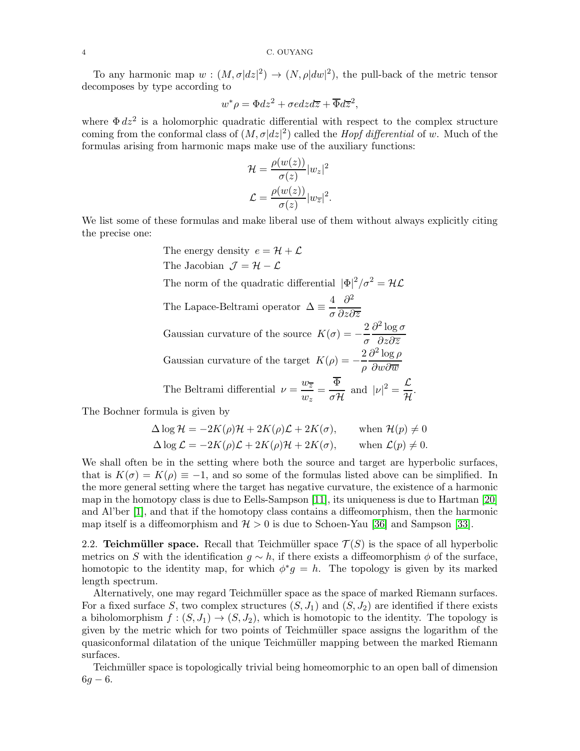To any harmonic map $w : (M, \sigma|dz|^2) \to (N, \rho|dw|^2)$, the pull-back of the metric tensor decomposes by type according to

$$w^*\rho = \Phi dz^2 + \sigma e dz d\overline{z} + \overline{\Phi} d\overline{z}^2,$$

where $\Phi\, dz^2$ is a holomorphic quadratic differential with respect to the complex structure coming from the conformal class of $(M, \sigma|dz|^2)$ called the *Hopf differential* of $w$. Much of the formulas arising from harmonic maps make use of the auxiliary functions:

$$\mathcal{H} = \frac{\rho(w(z))}{\sigma(z)}|w_z|^2$$

$$\mathcal{L} = \frac{\rho(w(z))}{\sigma(z)}|w_{\overline{z}}|^2.$$

We list some of these formulas and make liberal use of them without always explicitly citing the precise one:

The energy density $e = \mathcal{H} + \mathcal{L}$

The Jacobian $\mathcal{J} = \mathcal{H} - \mathcal{L}$

The norm of the quadratic differential $|\Phi|^2/\sigma^2 = \mathcal{H}\mathcal{L}$

The Lapace-Beltrami operator $\Delta \equiv \dfrac{4}{\sigma}\dfrac{\partial^2}{\partial z \partial \overline{z}}$

Gaussian curvature of the source $K(\sigma) = -\dfrac{2}{\sigma}\dfrac{\partial^2 \log \sigma}{\partial z \partial \overline{z}}$

Gaussian curvature of the target $K(\rho) = -\dfrac{2}{\rho}\dfrac{\partial^2 \log \rho}{\partial w \partial \overline{w}}$

The Beltrami differential $\nu = \dfrac{w_{\overline{z}}}{w_z} = \dfrac{\overline{\Phi}}{\sigma \mathcal{H}}$ and $|\nu|^2 = \dfrac{\mathcal{L}}{\mathcal{H}}$.

The Bochner formula is given by

$$\Delta \log \mathcal{H} = -2K(\rho)\mathcal{H} + 2K(\rho)\mathcal{L} + 2K(\sigma), \qquad \text{when } \mathcal{H}(p) \neq 0$$

$$\Delta \log \mathcal{L} = -2K(\rho)\mathcal{L} + 2K(\rho)\mathcal{H} + 2K(\sigma), \qquad \text{when } \mathcal{L}(p) \neq 0.$$

We shall often be in the setting where both the source and target are hyperbolic surfaces, that is $K(\sigma) = K(\rho) \equiv -1$, and so some of the formulas listed above can be simplified. In the more general setting where the target has negative curvature, the existence of a harmonic map in the homotopy class is due to Eells-Sampson [11], its uniqueness is due to Hartman [20] and Al'ber [1], and that if the homotopy class contains a diffeomorphism, then the harmonic map itself is a diffeomorphism and $\mathcal{H} > 0$ is due to Schoen-Yau [36] and Sampson [33].

2.2. **Teichmüller space.** Recall that Teichmüller space $\mathcal{T}(S)$ is the space of all hyperbolic metrics on $S$ with the identification $g \sim h$, if there exists a diffeomorphism $\phi$ of the surface, homotopic to the identity map, for which $\phi^* g = h$. The topology is given by its marked length spectrum.

Alternatively, one may regard Teichmüller space as the space of marked Riemann surfaces. For a fixed surface $S$, two complex structures $(S, J_1)$ and $(S, J_2)$ are identified if there exists a biholomorphism $f : (S, J_1) \to (S, J_2)$, which is homotopic to the identity. The topology is given by the metric which for two points of Teichmüller space assigns the logarithm of the quasiconformal dilatation of the unique Teichmüller mapping between the marked Riemann surfaces.

Teichmüller space is topologically trivial being homeomorphic to an open ball of dimension $6g - 6$.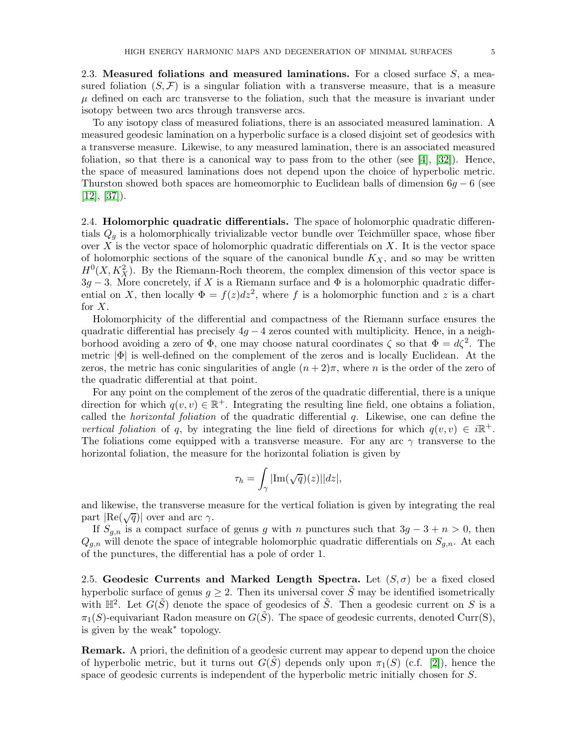**2.3. Measured foliations and measured laminations.** For a closed surface $S$, a measured foliation $(S, \mathcal{F})$ is a singular foliation with a transverse measure, that is a measure $\mu$ defined on each arc transverse to the foliation, such that the measure is invariant under isotopy between two arcs through transverse arcs.

To any isotopy class of measured foliations, there is an associated measured lamination. A measured geodesic lamination on a hyperbolic surface is a closed disjoint set of geodesics with a transverse measure. Likewise, to any measured lamination, there is an associated measured foliation, so that there is a canonical way to pass from to the other (see [4], [32]). Hence, the space of measured laminations does not depend upon the choice of hyperbolic metric. Thurston showed both spaces are homeomorphic to Euclidean balls of dimension $6g - 6$ (see [12], [37]).

**2.4. Holomorphic quadratic differentials.** The space of holomorphic quadratic differentials $Q_g$ is a holomorphically trivializable vector bundle over Teichmüller space, whose fiber over $X$ is the vector space of holomorphic quadratic differentials on $X$. It is the vector space of holomorphic sections of the square of the canonical bundle $K_X$, and so may be written $H^0(X, K_X^2)$. By the Riemann-Roch theorem, the complex dimension of this vector space is $3g - 3$. More concretely, if $X$ is a Riemann surface and $\Phi$ is a holomorphic quadratic differential on $X$, then locally $\Phi = f(z)dz^2$, where $f$ is a holomorphic function and $z$ is a chart for $X$.

Holomorphicity of the differential and compactness of the Riemann surface ensures the quadratic differential has precisely $4g - 4$ zeros counted with multiplicity. Hence, in a neighborhood avoiding a zero of $\Phi$, one may choose natural coordinates $\zeta$ so that $\Phi = d\zeta^2$. The metric $|\Phi|$ is well-defined on the complement of the zeros and is locally Euclidean. At the zeros, the metric has conic singularities of angle $(n + 2)\pi$, where $n$ is the order of the zero of the quadratic differential at that point.

For any point on the complement of the zeros of the quadratic differential, there is a unique direction for which $q(v, v) \in \mathbb{R}^+$. Integrating the resulting line field, one obtains a foliation, called the *horizontal foliation* of the quadratic differential $q$. Likewise, one can define the *vertical foliation* of $q$, by integrating the line field of directions for which $q(v, v) \in i\mathbb{R}^+$. The foliations come equipped with a transverse measure. For any arc $\gamma$ transverse to the horizontal foliation, the measure for the horizontal foliation is given by

$$\tau_h = \int_\gamma |\mathrm{Im}(\sqrt{q})(z)||dz|,$$

and likewise, the transverse measure for the vertical foliation is given by integrating the real part $|\mathrm{Re}(\sqrt{q})|$ over and arc $\gamma$.

If $S_{g,n}$ is a compact surface of genus $g$ with $n$ punctures such that $3g - 3 + n > 0$, then $Q_{g,n}$ will denote the space of integrable holomorphic quadratic differentials on $S_{g,n}$. At each of the punctures, the differential has a pole of order 1.

**2.5. Geodesic Currents and Marked Length Spectra.** Let $(S, \sigma)$ be a fixed closed hyperbolic surface of genus $g \geq 2$. Then its universal cover $\tilde{S}$ may be identified isometrically with $\mathbb{H}^2$. Let $G(\tilde{S})$ denote the space of geodesics of $\tilde{S}$. Then a geodesic current on $S$ is a $\pi_1(S)$-equivariant Radon measure on $G(\tilde{S})$. The space of geodesic currents, denoted Curr(S), is given by the weak$^*$ topology.

**Remark.** A priori, the definition of a geodesic current may appear to depend upon the choice of hyperbolic metric, but it turns out $G(\tilde{S})$ depends only upon $\pi_1(S)$ (c.f. [2]), hence the space of geodesic currents is independent of the hyperbolic metric initially chosen for $S$.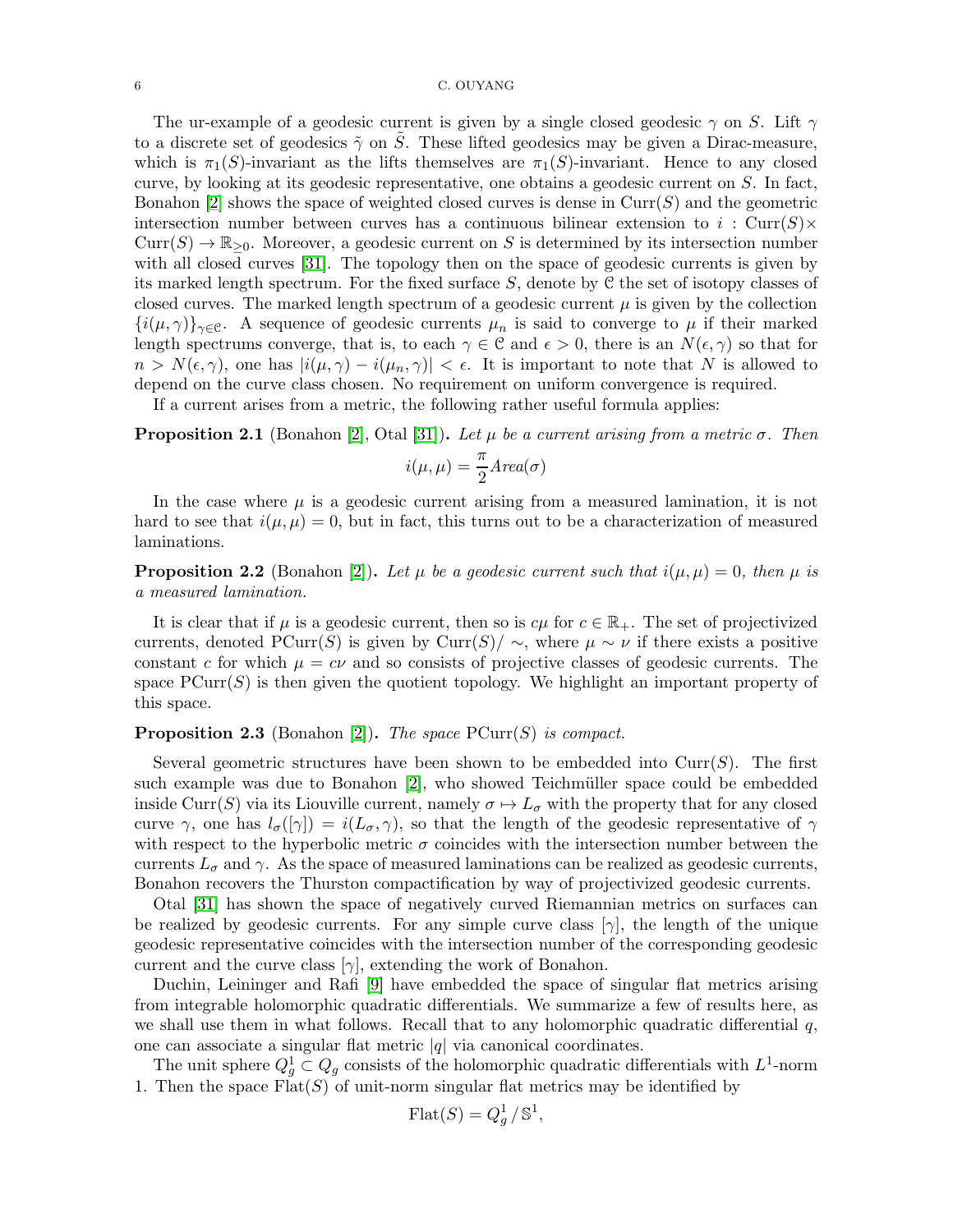The ur-example of a geodesic current is given by a single closed geodesic $\gamma$ on $S$. Lift $\gamma$ to a discrete set of geodesics $\tilde{\gamma}$ on $\tilde{S}$. These lifted geodesics may be given a Dirac-measure, which is $\pi_1(S)$-invariant as the lifts themselves are $\pi_1(S)$-invariant. Hence to any closed curve, by looking at its geodesic representative, one obtains a geodesic current on $S$. In fact, Bonahon [2] shows the space of weighted closed curves is dense in $\mathrm{Curr}(S)$ and the geometric intersection number between curves has a continuous bilinear extension to $i : \mathrm{Curr}(S) \times \mathrm{Curr}(S) \to \mathbb{R}_{\geq 0}$. Moreover, a geodesic current on $S$ is determined by its intersection number with all closed curves [31]. The topology then on the space of geodesic currents is given by its marked length spectrum. For the fixed surface $S$, denote by $\mathcal{C}$ the set of isotopy classes of closed curves. The marked length spectrum of a geodesic current $\mu$ is given by the collection $\{i(\mu, \gamma)\}_{\gamma \in \mathcal{C}}$. A sequence of geodesic currents $\mu_n$ is said to converge to $\mu$ if their marked length spectrums converge, that is, to each $\gamma \in \mathcal{C}$ and $\epsilon > 0$, there is an $N(\epsilon, \gamma)$ so that for $n > N(\epsilon, \gamma)$, one has $|i(\mu, \gamma) - i(\mu_n, \gamma)| < \epsilon$. It is important to note that $N$ is allowed to depend on the curve class chosen. No requirement on uniform convergence is required.

If a current arises from a metric, the following rather useful formula applies:

**Proposition 2.1** (Bonahon [2], Otal [31]). *Let $\mu$ be a current arising from a metric $\sigma$. Then*

$$i(\mu, \mu) = \frac{\pi}{2} Area(\sigma)$$

In the case where $\mu$ is a geodesic current arising from a measured lamination, it is not hard to see that $i(\mu, \mu) = 0$, but in fact, this turns out to be a characterization of measured laminations.

**Proposition 2.2** (Bonahon [2]). *Let $\mu$ be a geodesic current such that $i(\mu, \mu) = 0$, then $\mu$ is a measured lamination.*

It is clear that if $\mu$ is a geodesic current, then so is $c\mu$ for $c \in \mathbb{R}_+$. The set of projectivized currents, denoted $\mathrm{PCurr}(S)$ is given by $\mathrm{Curr}(S)/\sim$, where $\mu \sim \nu$ if there exists a positive constant $c$ for which $\mu = c\nu$ and so consists of projective classes of geodesic currents. The space $\mathrm{PCurr}(S)$ is then given the quotient topology. We highlight an important property of this space.

**Proposition 2.3** (Bonahon [2]). *The space $\mathrm{PCurr}(S)$ is compact.*

Several geometric structures have been shown to be embedded into $\mathrm{Curr}(S)$. The first such example was due to Bonahon [2], who showed Teichmüller space could be embedded inside $\mathrm{Curr}(S)$ via its Liouville current, namely $\sigma \mapsto L_\sigma$ with the property that for any closed curve $\gamma$, one has $l_\sigma([\gamma]) = i(L_\sigma, \gamma)$, so that the length of the geodesic representative of $\gamma$ with respect to the hyperbolic metric $\sigma$ coincides with the intersection number between the currents $L_\sigma$ and $\gamma$. As the space of measured laminations can be realized as geodesic currents, Bonahon recovers the Thurston compactification by way of projectivized geodesic currents.

Otal [31] has shown the space of negatively curved Riemannian metrics on surfaces can be realized by geodesic currents. For any simple curve class $[\gamma]$, the length of the unique geodesic representative coincides with the intersection number of the corresponding geodesic current and the curve class $[\gamma]$, extending the work of Bonahon.

Duchin, Leininger and Rafi [9] have embedded the space of singular flat metrics arising from integrable holomorphic quadratic differentials. We summarize a few of results here, as we shall use them in what follows. Recall that to any holomorphic quadratic differential $q$, one can associate a singular flat metric $|q|$ via canonical coordinates.

The unit sphere $Q_g^1 \subset Q_g$ consists of the holomorphic quadratic differentials with $L^1$-norm 1. Then the space $\mathrm{Flat}(S)$ of unit-norm singular flat metrics may be identified by

$$\mathrm{Flat}(S) = Q_g^1 / \mathbb{S}^1,$$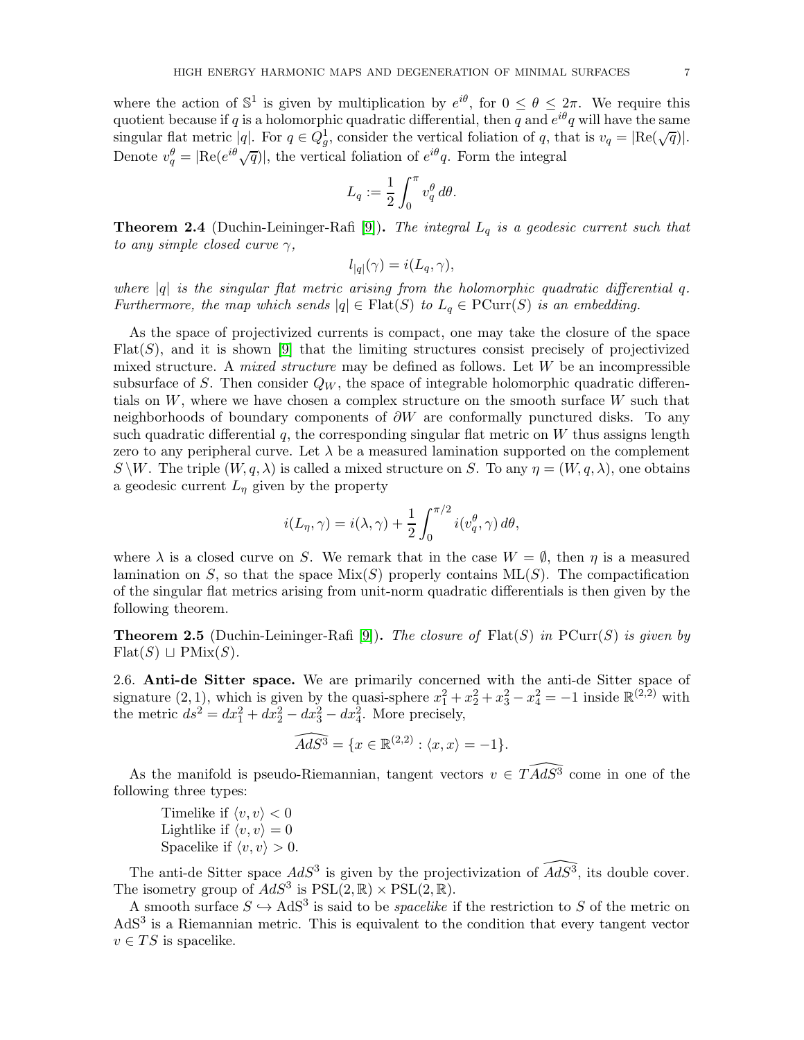where the action of $\mathbb{S}^1$ is given by multiplication by $e^{i\theta}$, for $0 \leq \theta \leq 2\pi$. We require this quotient because if $q$ is a holomorphic quadratic differential, then $q$ and $e^{i\theta}q$ will have the same singular flat metric $|q|$. For $q \in Q^1_g$, consider the vertical foliation of $q$, that is $v_q = |\mathrm{Re}(\sqrt{q})|$. Denote $v^\theta_q = |\mathrm{Re}(e^{i\theta}\sqrt{q})|$, the vertical foliation of $e^{i\theta}q$. Form the integral

$$L_q := \frac{1}{2}\int_0^\pi v^\theta_q \, d\theta.$$

**Theorem 2.4** (Duchin-Leininger-Rafi [9]). *The integral $L_q$ is a geodesic current such that to any simple closed curve $\gamma$,*

$$l_{|q|}(\gamma) = i(L_q, \gamma),$$

*where $|q|$ is the singular flat metric arising from the holomorphic quadratic differential $q$. Furthermore, the map which sends $|q| \in \mathrm{Flat}(S)$ to $L_q \in \mathrm{PCurr}(S)$ is an embedding.*

As the space of projectivized currents is compact, one may take the closure of the space $\mathrm{Flat}(S)$, and it is shown [9] that the limiting structures consist precisely of projectivized mixed structure. A *mixed structure* may be defined as follows. Let $W$ be an incompressible subsurface of $S$. Then consider $Q_W$, the space of integrable holomorphic quadratic differentials on $W$, where we have chosen a complex structure on the smooth surface $W$ such that neighborhoods of boundary components of $\partial W$ are conformally punctured disks. To any such quadratic differential $q$, the corresponding singular flat metric on $W$ thus assigns length zero to any peripheral curve. Let $\lambda$ be a measured lamination supported on the complement $S \setminus W$. The triple $(W, q, \lambda)$ is called a mixed structure on $S$. To any $\eta = (W, q, \lambda)$, one obtains a geodesic current $L_\eta$ given by the property

$$i(L_\eta, \gamma) = i(\lambda, \gamma) + \frac{1}{2}\int_0^{\pi/2} i(v^\theta_q, \gamma)\, d\theta,$$

where $\lambda$ is a closed curve on $S$. We remark that in the case $W = \emptyset$, then $\eta$ is a measured lamination on $S$, so that the space $\mathrm{Mix}(S)$ properly contains $\mathrm{ML}(S)$. The compactification of the singular flat metrics arising from unit-norm quadratic differentials is then given by the following theorem.

**Theorem 2.5** (Duchin-Leininger-Rafi [9]). *The closure of $\mathrm{Flat}(S)$ in $\mathrm{PCurr}(S)$ is given by $\mathrm{Flat}(S) \sqcup \mathrm{PMix}(S)$.*

2.6. **Anti-de Sitter space.** We are primarily concerned with the anti-de Sitter space of signature $(2, 1)$, which is given by the quasi-sphere $x_1^2 + x_2^2 + x_3^2 - x_4^2 = -1$ inside $\mathbb{R}^{(2,2)}$ with the metric $ds^2 = dx_1^2 + dx_2^2 - dx_3^2 - dx_4^2$. More precisely,

$$\widehat{AdS^3} = \{x \in \mathbb{R}^{(2,2)} : \langle x, x\rangle = -1\}.$$

As the manifold is pseudo-Riemannian, tangent vectors $v \in T\widehat{AdS^3}$ come in one of the following three types:

Timelike if $\langle v, v\rangle < 0$
Lightlike if $\langle v, v\rangle = 0$
Spacelike if $\langle v, v\rangle > 0$.

The anti-de Sitter space $AdS^3$ is given by the projectivization of $\widehat{AdS^3}$, its double cover. The isometry group of $AdS^3$ is $\mathrm{PSL}(2, \mathbb{R}) \times \mathrm{PSL}(2, \mathbb{R})$.

A smooth surface $S \hookrightarrow \mathrm{AdS}^3$ is said to be *spacelike* if the restriction to $S$ of the metric on $\mathrm{AdS}^3$ is a Riemannian metric. This is equivalent to the condition that every tangent vector $v \in TS$ is spacelike.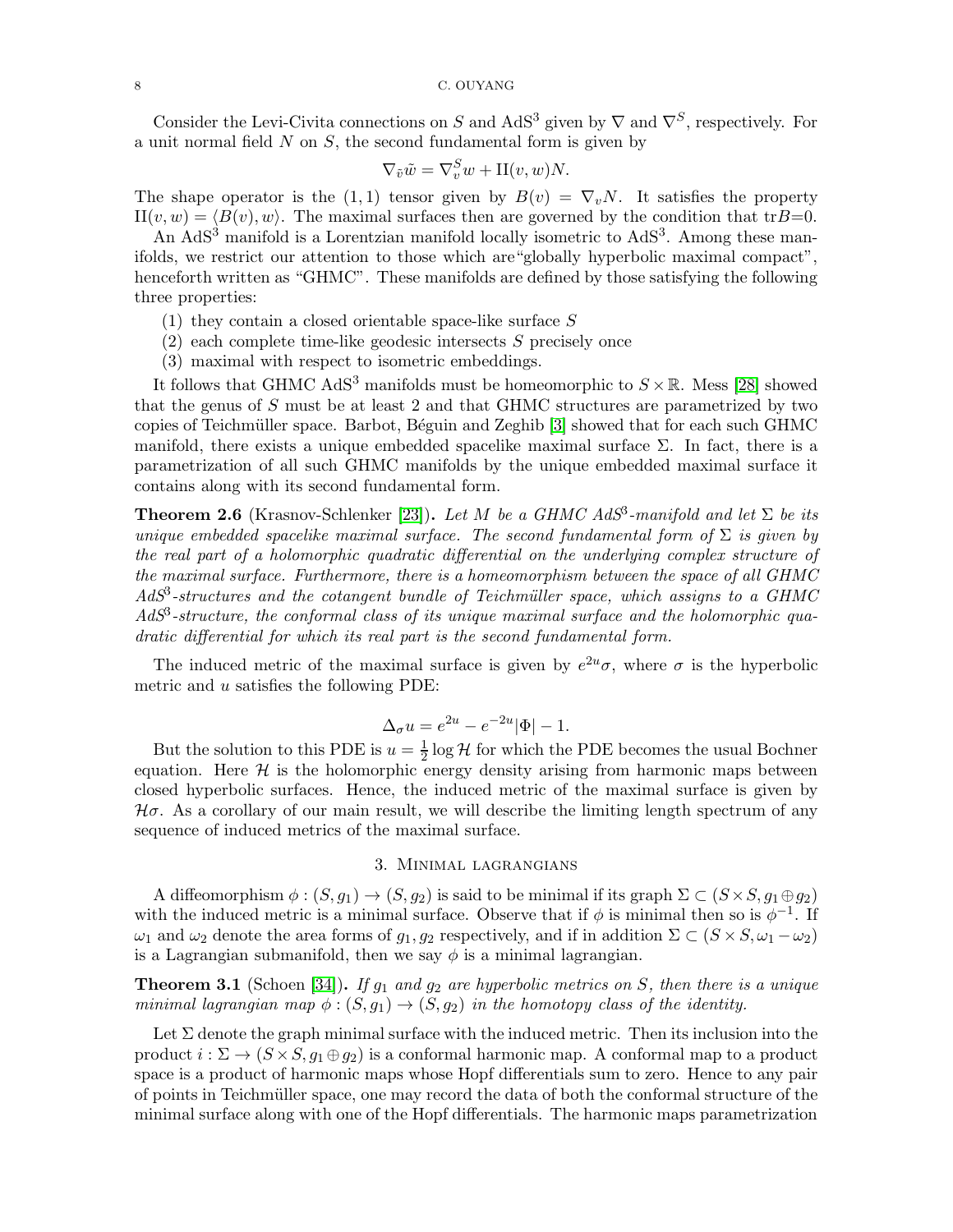Consider the Levi-Civita connections on $S$ and $\mathrm{AdS}^3$ given by $\nabla$ and $\nabla^S$, respectively. For a unit normal field $N$ on $S$, the second fundamental form is given by

$$\nabla_{\tilde{v}} \tilde{w} = \nabla^S_v w + \mathrm{II}(v, w) N.$$

The shape operator is the $(1,1)$ tensor given by $B(v) = \nabla_v N$. It satisfies the property $\mathrm{II}(v, w) = \langle B(v), w \rangle$. The maximal surfaces then are governed by the condition that $\mathrm{tr} B$=0.

An $\mathrm{AdS}^3$ manifold is a Lorentzian manifold locally isometric to $\mathrm{AdS}^3$. Among these manifolds, we restrict our attention to those which are"globally hyperbolic maximal compact", henceforth written as "GHMC". These manifolds are defined by those satisfying the following three properties:

1. they contain a closed orientable space-like surface $S$
2. each complete time-like geodesic intersects $S$ precisely once
3. maximal with respect to isometric embeddings.

It follows that GHMC $\mathrm{AdS}^3$ manifolds must be homeomorphic to $S \times \mathbb{R}$. Mess [28] showed that the genus of $S$ must be at least 2 and that GHMC structures are parametrized by two copies of Teichmüller space. Barbot, Béguin and Zeghib [3] showed that for each such GHMC manifold, there exists a unique embedded spacelike maximal surface $\Sigma$. In fact, there is a parametrization of all such GHMC manifolds by the unique embedded maximal surface it contains along with its second fundamental form.

**Theorem 2.6** (Krasnov-Schlenker [23]). *Let $M$ be a GHMC $AdS^3$-manifold and let $\Sigma$ be its unique embedded spacelike maximal surface. The second fundamental form of $\Sigma$ is given by the real part of a holomorphic quadratic differential on the underlying complex structure of the maximal surface. Furthermore, there is a homeomorphism between the space of all GHMC $AdS^3$-structures and the cotangent bundle of Teichmüller space, which assigns to a GHMC $AdS^3$-structure, the conformal class of its unique maximal surface and the holomorphic quadratic differential for which its real part is the second fundamental form.*

The induced metric of the maximal surface is given by $e^{2u}\sigma$, where $\sigma$ is the hyperbolic metric and $u$ satisfies the following PDE:

$$\Delta_\sigma u = e^{2u} - e^{-2u}|\Phi| - 1.$$

But the solution to this PDE is $u = \frac{1}{2}\log \mathcal{H}$ for which the PDE becomes the usual Bochner equation. Here $\mathcal{H}$ is the holomorphic energy density arising from harmonic maps between closed hyperbolic surfaces. Hence, the induced metric of the maximal surface is given by $\mathcal{H}\sigma$. As a corollary of our main result, we will describe the limiting length spectrum of any sequence of induced metrics of the maximal surface.

## 3. Minimal lagrangians

A diffeomorphism $\phi : (S, g_1) \to (S, g_2)$ is said to be minimal if its graph $\Sigma \subset (S \times S, g_1 \oplus g_2)$ with the induced metric is a minimal surface. Observe that if $\phi$ is minimal then so is $\phi^{-1}$. If $\omega_1$ and $\omega_2$ denote the area forms of $g_1, g_2$ respectively, and if in addition $\Sigma \subset (S \times S, \omega_1 - \omega_2)$ is a Lagrangian submanifold, then we say $\phi$ is a minimal lagrangian.

**Theorem 3.1** (Schoen [34]). *If $g_1$ and $g_2$ are hyperbolic metrics on $S$, then there is a unique minimal lagrangian map $\phi : (S, g_1) \to (S, g_2)$ in the homotopy class of the identity.*

Let $\Sigma$ denote the graph minimal surface with the induced metric. Then its inclusion into the product $i : \Sigma \to (S \times S, g_1 \oplus g_2)$ is a conformal harmonic map. A conformal map to a product space is a product of harmonic maps whose Hopf differentials sum to zero. Hence to any pair of points in Teichmüller space, one may record the data of both the conformal structure of the minimal surface along with one of the Hopf differentials. The harmonic maps parametrization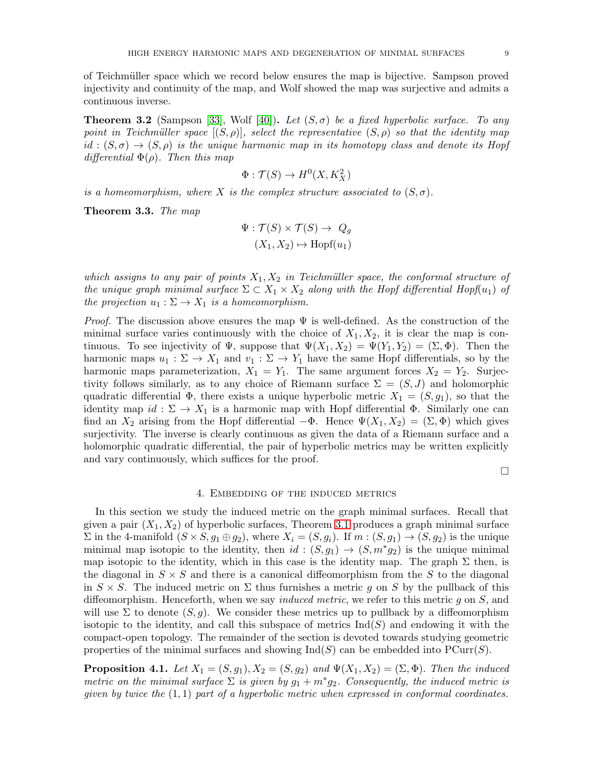of Teichmüller space which we record below ensures the map is bijective. Sampson proved injectivity and continuity of the map, and Wolf showed the map was surjective and admits a continuous inverse.

**Theorem 3.2** (Sampson [33], Wolf [40])**.** *Let $(S,\sigma)$ be a fixed hyperbolic surface. To any point in Teichmüller space $[(S,\rho)]$, select the representative $(S,\rho)$ so that the identity map $id : (S,\sigma) \to (S,\rho)$ is the unique harmonic map in its homotopy class and denote its Hopf differential $\Phi(\rho)$. Then this map*

$$\Phi : \mathcal{T}(S) \to H^0(X, K_X^2)$$

*is a homeomorphism, where $X$ is the complex structure associated to $(S,\sigma)$.*

**Theorem 3.3.** *The map*

$$\Psi : \mathcal{T}(S) \times \mathcal{T}(S) \to \ Q_g$$
$$(X_1, X_2) \mapsto \mathrm{Hopf}(u_1)$$

*which assigns to any pair of points $X_1, X_2$ in Teichmüller space, the conformal structure of the unique graph minimal surface $\Sigma \subset X_1 \times X_2$ along with the Hopf differential Hopf$(u_1)$ of the projection $u_1 : \Sigma \to X_1$ is a homeomorphism.*

*Proof.* The discussion above ensures the map $\Psi$ is well-defined. As the construction of the minimal surface varies continuously with the choice of $X_1, X_2$, it is clear the map is continuous. To see injectivity of $\Psi$, suppose that $\Psi(X_1, X_2) = \Psi(Y_1, Y_2) = (\Sigma, \Phi)$. Then the harmonic maps $u_1 : \Sigma \to X_1$ and $v_1 : \Sigma \to Y_1$ have the same Hopf differentials, so by the harmonic maps parameterization, $X_1 = Y_1$. The same argument forces $X_2 = Y_2$. Surjectivity follows similarly, as to any choice of Riemann surface $\Sigma = (S, J)$ and holomorphic quadratic differential $\Phi$, there exists a unique hyperbolic metric $X_1 = (S, g_1)$, so that the identity map $id : \Sigma \to X_1$ is a harmonic map with Hopf differential $\Phi$. Similarly one can find an $X_2$ arising from the Hopf differential $-\Phi$. Hence $\Psi(X_1, X_2) = (\Sigma, \Phi)$ which gives surjectivity. The inverse is clearly continuous as given the data of a Riemann surface and a holomorphic quadratic differential, the pair of hyperbolic metrics may be written explicitly and vary continuously, which suffices for the proof.

∎

## 4. Embedding of the induced metrics

In this section we study the induced metric on the graph minimal surfaces. Recall that given a pair $(X_1, X_2)$ of hyperbolic surfaces, Theorem 3.1 produces a graph minimal surface $\Sigma$ in the 4-manifold $(S \times S, g_1 \oplus g_2)$, where $X_i = (S, g_i)$. If $m : (S, g_1) \to (S, g_2)$ is the unique minimal map isotopic to the identity, then $id : (S, g_1) \to (S, m^* g_2)$ is the unique minimal map isotopic to the identity, which in this case is the identity map. The graph $\Sigma$ then, is the diagonal in $S \times S$ and there is a canonical diffeomorphism from the $S$ to the diagonal in $S \times S$. The induced metric on $\Sigma$ thus furnishes a metric $g$ on $S$ by the pullback of this diffeomorphism. Henceforth, when we say *induced metric*, we refer to this metric $g$ on $S$, and will use $\Sigma$ to denote $(S, g)$. We consider these metrics up to pullback by a diffeomorphism isotopic to the identity, and call this subspace of metrics $\mathrm{Ind}(S)$ and endowing it with the compact-open topology. The remainder of the section is devoted towards studying geometric properties of the minimal surfaces and showing $\mathrm{Ind}(S)$ can be embedded into $\mathrm{PCurr}(S)$.

**Proposition 4.1.** *Let $X_1 = (S, g_1), X_2 = (S, g_2)$ and $\Psi(X_1, X_2) = (\Sigma, \Phi)$. Then the induced metric on the minimal surface $\Sigma$ is given by $g_1 + m^* g_2$. Consequently, the induced metric is given by twice the $(1,1)$ part of a hyperbolic metric when expressed in conformal coordinates.*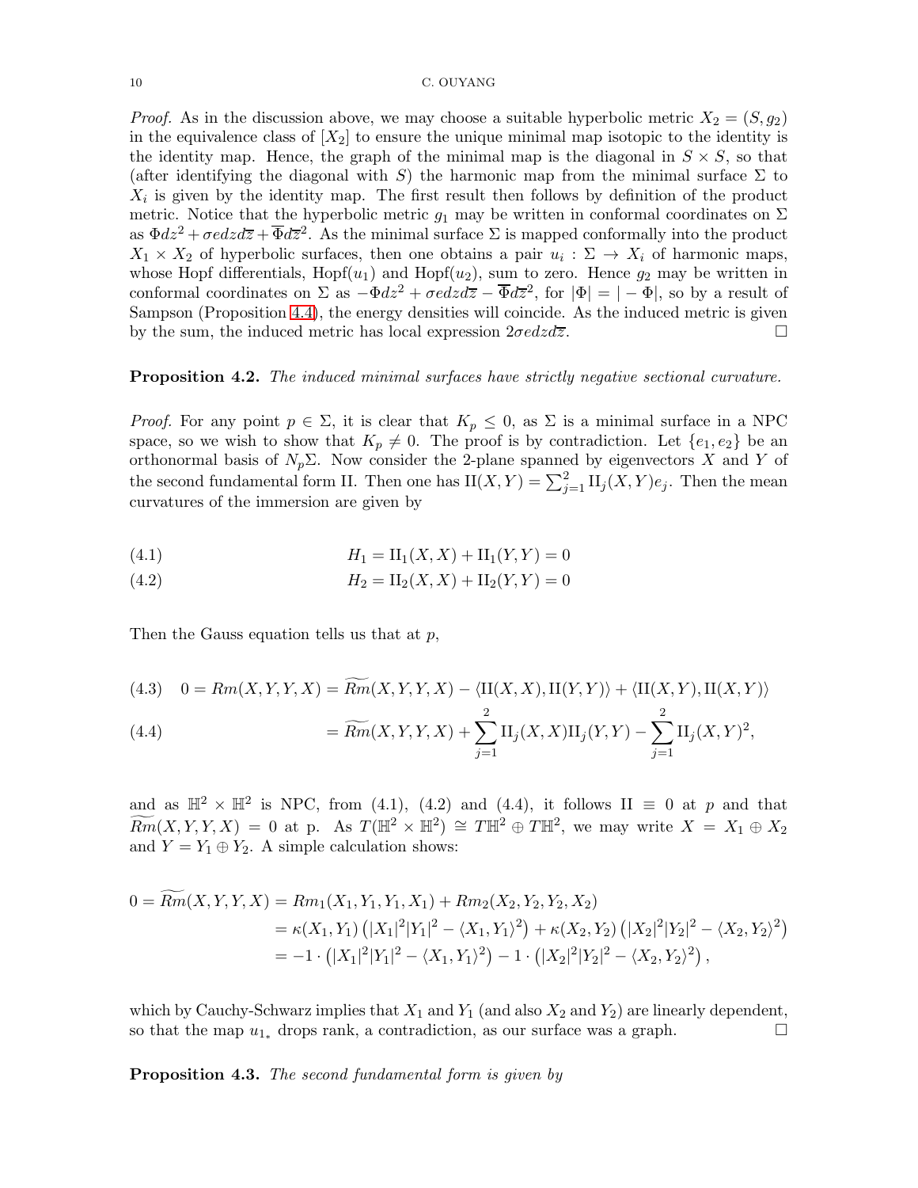*Proof.* As in the discussion above, we may choose a suitable hyperbolic metric $X_2 = (S, g_2)$ in the equivalence class of $[X_2]$ to ensure the unique minimal map isotopic to the identity is the identity map. Hence, the graph of the minimal map is the diagonal in $S \times S$, so that (after identifying the diagonal with $S$) the harmonic map from the minimal surface $\Sigma$ to $X_i$ is given by the identity map. The first result then follows by definition of the product metric. Notice that the hyperbolic metric $g_1$ may be written in conformal coordinates on $\Sigma$ as $\Phi dz^2 + \sigma e dz d\overline{z} + \overline{\Phi} d\overline{z}^2$. As the minimal surface $\Sigma$ is mapped conformally into the product $X_1 \times X_2$ of hyperbolic surfaces, then one obtains a pair $u_i : \Sigma \to X_i$ of harmonic maps, whose Hopf differentials, $\mathrm{Hopf}(u_1)$ and $\mathrm{Hopf}(u_2)$, sum to zero. Hence $g_2$ may be written in conformal coordinates on $\Sigma$ as $-\Phi dz^2 + \sigma e dz d\overline{z} - \overline{\Phi} d\overline{z}^2$, for $|\Phi| = |-\Phi|$, so by a result of Sampson (Proposition 4.4), the energy densities will coincide. As the induced metric is given by the sum, the induced metric has local expression $2\sigma e dz d\overline{z}$. $\square$

**Proposition 4.2.** *The induced minimal surfaces have strictly negative sectional curvature.*

*Proof.* For any point $p \in \Sigma$, it is clear that $K_p \leq 0$, as $\Sigma$ is a minimal surface in a NPC space, so we wish to show that $K_p \neq 0$. The proof is by contradiction. Let $\{e_1, e_2\}$ be an orthonormal basis of $N_p\Sigma$. Now consider the 2-plane spanned by eigenvectors $X$ and $Y$ of the second fundamental form $\mathrm{II}$. Then one has $\mathrm{II}(X, Y) = \sum_{j=1}^{2} \mathrm{II}_j(X, Y) e_j$. Then the mean curvatures of the immersion are given by

$$H_1 = \mathrm{II}_1(X, X) + \mathrm{II}_1(Y, Y) = 0 \tag{4.1}$$

$$H_2 = \mathrm{II}_2(X, X) + \mathrm{II}_2(Y, Y) = 0 \tag{4.2}$$

Then the Gauss equation tells us that at $p$,

$$0 = Rm(X, Y, Y, X) = \widetilde{Rm}(X, Y, Y, X) - \langle \mathrm{II}(X, X), \mathrm{II}(Y, Y)\rangle + \langle \mathrm{II}(X, Y), \mathrm{II}(X, Y)\rangle \tag{4.3}$$

$$= \widetilde{Rm}(X, Y, Y, X) + \sum_{j=1}^{2} \mathrm{II}_j(X, X)\mathrm{II}_j(Y, Y) - \sum_{j=1}^{2} \mathrm{II}_j(X, Y)^2, \tag{4.4}$$

and as $\mathbb{H}^2 \times \mathbb{H}^2$ is NPC, from (4.1), (4.2) and (4.4), it follows $\mathrm{II} \equiv 0$ at $p$ and that $\widetilde{Rm}(X, Y, Y, X) = 0$ at p. As $T(\mathbb{H}^2 \times \mathbb{H}^2) \cong T\mathbb{H}^2 \oplus T\mathbb{H}^2$, we may write $X = X_1 \oplus X_2$ and $Y = Y_1 \oplus Y_2$. A simple calculation shows:

$$\begin{aligned}
0 = \widetilde{Rm}(X, Y, Y, X) &= Rm_1(X_1, Y_1, Y_1, X_1) + Rm_2(X_2, Y_2, Y_2, X_2) \\
&= \kappa(X_1, Y_1)\left(|X_1|^2|Y_1|^2 - \langle X_1, Y_1\rangle^2\right) + \kappa(X_2, Y_2)\left(|X_2|^2|Y_2|^2 - \langle X_2, Y_2\rangle^2\right) \\
&= -1 \cdot \left(|X_1|^2|Y_1|^2 - \langle X_1, Y_1\rangle^2\right) - 1 \cdot \left(|X_2|^2|Y_2|^2 - \langle X_2, Y_2\rangle^2\right),
\end{aligned}$$

which by Cauchy-Schwarz implies that $X_1$ and $Y_1$ (and also $X_2$ and $Y_2$) are linearly dependent, so that the map $u_{1_*}$ drops rank, a contradiction, as our surface was a graph. $\square$

**Proposition 4.3.** *The second fundamental form is given by*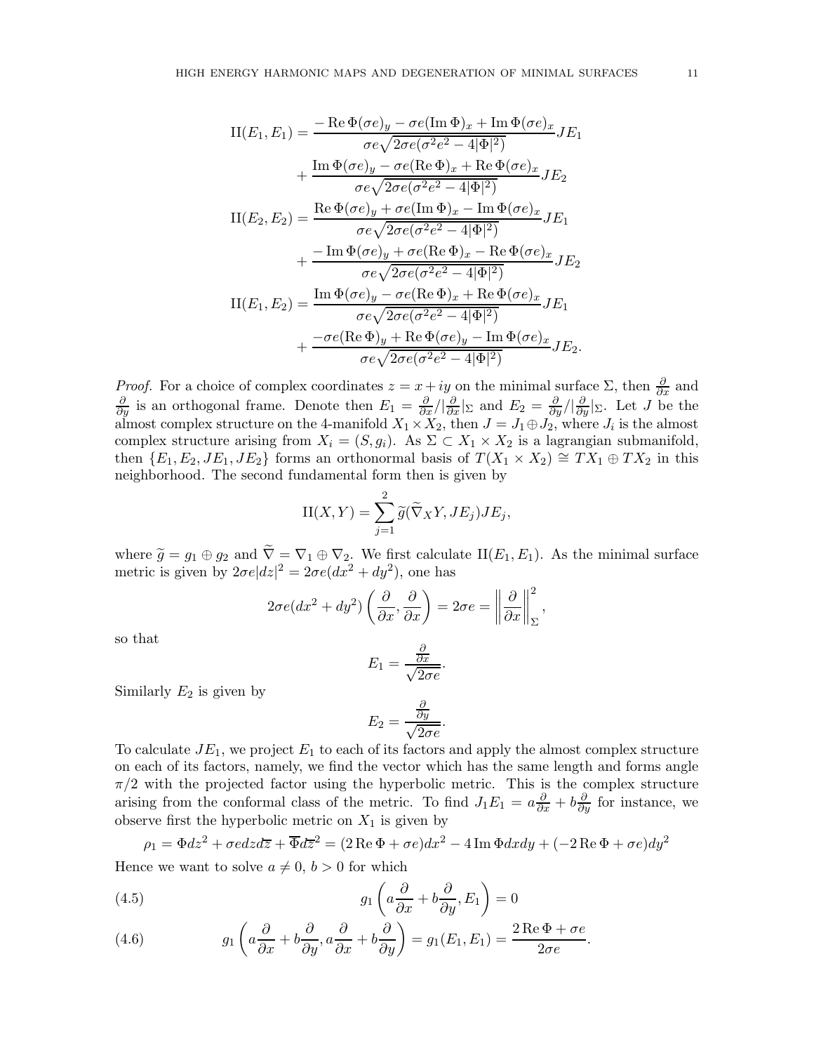$$
\begin{aligned}
\mathrm{II}(E_1,E_1) &= \frac{-\operatorname{Re}\Phi(\sigma e)_y - \sigma e(\operatorname{Im}\Phi)_x + \operatorname{Im}\Phi(\sigma e)_x}{\sigma e\sqrt{2\sigma e(\sigma^2 e^2 - 4|\Phi|^2)}} JE_1 \\
&\quad + \frac{\operatorname{Im}\Phi(\sigma e)_y - \sigma e(\operatorname{Re}\Phi)_x + \operatorname{Re}\Phi(\sigma e)_x}{\sigma e\sqrt{2\sigma e(\sigma^2 e^2 - 4|\Phi|^2)}} JE_2 \\
\mathrm{II}(E_2,E_2) &= \frac{\operatorname{Re}\Phi(\sigma e)_y + \sigma e(\operatorname{Im}\Phi)_x - \operatorname{Im}\Phi(\sigma e)_x}{\sigma e\sqrt{2\sigma e(\sigma^2 e^2 - 4|\Phi|^2)}} JE_1 \\
&\quad + \frac{-\operatorname{Im}\Phi(\sigma e)_y + \sigma e(\operatorname{Re}\Phi)_x - \operatorname{Re}\Phi(\sigma e)_x}{\sigma e\sqrt{2\sigma e(\sigma^2 e^2 - 4|\Phi|^2)}} JE_2 \\
\mathrm{II}(E_1,E_2) &= \frac{\operatorname{Im}\Phi(\sigma e)_y - \sigma e(\operatorname{Re}\Phi)_x + \operatorname{Re}\Phi(\sigma e)_x}{\sigma e\sqrt{2\sigma e(\sigma^2 e^2 - 4|\Phi|^2)}} JE_1 \\
&\quad + \frac{-\sigma e(\operatorname{Re}\Phi)_y + \operatorname{Re}\Phi(\sigma e)_y - \operatorname{Im}\Phi(\sigma e)_x}{\sigma e\sqrt{2\sigma e(\sigma^2 e^2 - 4|\Phi|^2)}} JE_2.
\end{aligned}
$$

*Proof.* For a choice of complex coordinates $z = x + iy$ on the minimal surface $\Sigma$, then $\frac{\partial}{\partial x}$ and $\frac{\partial}{\partial y}$ is an orthogonal frame. Denote then $E_1 = \frac{\partial}{\partial x}/|\frac{\partial}{\partial x}|_\Sigma$ and $E_2 = \frac{\partial}{\partial y}/|\frac{\partial}{\partial y}|_\Sigma$. Let $J$ be the almost complex structure on the 4-manifold $X_1 \times X_2$, then $J = J_1 \oplus J_2$, where $J_i$ is the almost complex structure arising from $X_i = (S, g_i)$. As $\Sigma \subset X_1 \times X_2$ is a lagrangian submanifold, then $\{E_1, E_2, JE_1, JE_2\}$ forms an orthonormal basis of $T(X_1 \times X_2) \cong TX_1 \oplus TX_2$ in this neighborhood. The second fundamental form then is given by

$$
\mathrm{II}(X,Y) = \sum_{j=1}^{2} \widetilde{g}(\widetilde{\nabla}_X Y, JE_j) JE_j,
$$

where $\widetilde{g} = g_1 \oplus g_2$ and $\widetilde{\nabla} = \nabla_1 \oplus \nabla_2$. We first calculate $\mathrm{II}(E_1,E_1)$. As the minimal surface metric is given by $2\sigma e|dz|^2 = 2\sigma e(dx^2 + dy^2)$, one has

$$
2\sigma e(dx^2+dy^2)\left(\frac{\partial}{\partial x}, \frac{\partial}{\partial x}\right) = 2\sigma e = \left\| \frac{\partial}{\partial x} \right\|_\Sigma^2,
$$

so that

$$
E_1 = \frac{\frac{\partial}{\partial x}}{\sqrt{2\sigma e}}.
$$

Similarly $E_2$ is given by

$$
E_2 = \frac{\frac{\partial}{\partial y}}{\sqrt{2\sigma e}}.
$$

To calculate $JE_1$, we project $E_1$ to each of its factors and apply the almost complex structure on each of its factors, namely, we find the vector which has the same length and forms angle $\pi/2$ with the projected factor using the hyperbolic metric. This is the complex structure arising from the conformal class of the metric. To find $J_1 E_1 = a\frac{\partial}{\partial x} + b\frac{\partial}{\partial y}$ for instance, we observe first the hyperbolic metric on $X_1$ is given by

$$
\rho_1 = \Phi dz^2 + \sigma e dz d\overline{z} + \overline{\Phi} d\overline{z}^2 = (2\operatorname{Re}\Phi + \sigma e)dx^2 - 4\operatorname{Im}\Phi dx dy + (-2\operatorname{Re}\Phi + \sigma e)dy^2
$$

Hence we want to solve $a \neq 0$, $b > 0$ for which

$$
g_1\left(a\frac{\partial}{\partial x} + b\frac{\partial}{\partial y}, E_1\right) = 0 \tag{4.5}
$$

$$
g_1\left(a\frac{\partial}{\partial x} + b\frac{\partial}{\partial y}, a\frac{\partial}{\partial x} + b\frac{\partial}{\partial y}\right) = g_1(E_1,E_1) = \frac{2\operatorname{Re}\Phi + \sigma e}{2\sigma e}. \tag{4.6}
$$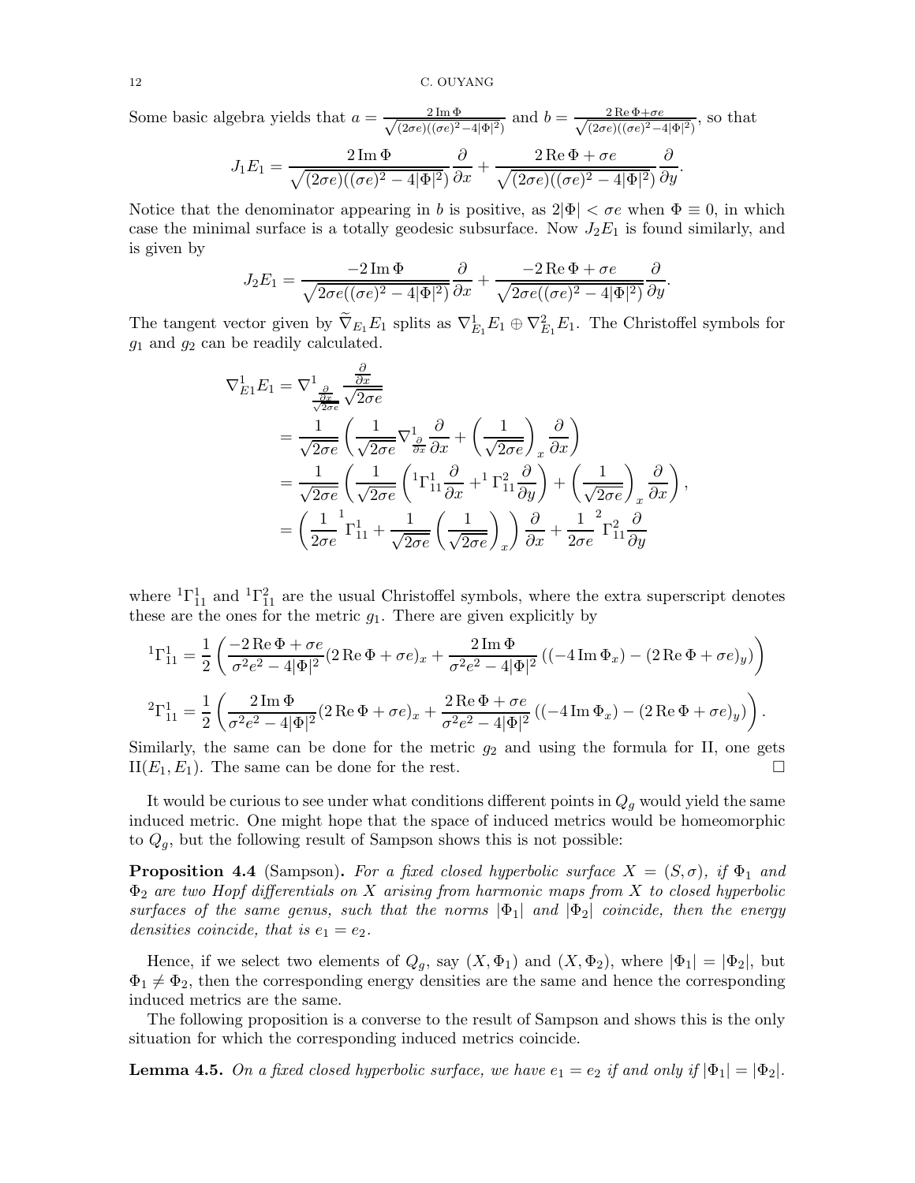Some basic algebra yields that $a = \frac{2\operatorname{Im}\Phi}{\sqrt{(2\sigma e)((\sigma e)^2 - 4|\Phi|^2)}}$ and $b = \frac{2\operatorname{Re}\Phi + \sigma e}{\sqrt{(2\sigma e)((\sigma e)^2 - 4|\Phi|^2)}}$, so that

$$J_1 E_1 = \frac{2\operatorname{Im}\Phi}{\sqrt{(2\sigma e)((\sigma e)^2 - 4|\Phi|^2)}}\frac{\partial}{\partial x} + \frac{2\operatorname{Re}\Phi + \sigma e}{\sqrt{(2\sigma e)((\sigma e)^2 - 4|\Phi|^2)}}\frac{\partial}{\partial y}.$$

Notice that the denominator appearing in $b$ is positive, as $2|\Phi| < \sigma e$ when $\Phi \equiv 0$, in which case the minimal surface is a totally geodesic subsurface. Now $J_2 E_1$ is found similarly, and is given by

$$J_2 E_1 = \frac{-2\operatorname{Im}\Phi}{\sqrt{2\sigma e((\sigma e)^2 - 4|\Phi|^2)}}\frac{\partial}{\partial x} + \frac{-2\operatorname{Re}\Phi + \sigma e}{\sqrt{2\sigma e((\sigma e)^2 - 4|\Phi|^2)}}\frac{\partial}{\partial y}.$$

The tangent vector given by $\widetilde{\nabla}_{E_1} E_1$ splits as $\nabla^1_{E_1} E_1 \oplus \nabla^2_{E_1} E_1$. The Christoffel symbols for $g_1$ and $g_2$ can be readily calculated.

$$\begin{aligned}
\nabla^1_{E1} E_1 &= \nabla^1_{\frac{\frac{\partial}{\partial x}}{\sqrt{2\sigma e}}} \frac{\frac{\partial}{\partial x}}{\sqrt{2\sigma e}} \\
&= \frac{1}{\sqrt{2\sigma e}}\left(\frac{1}{\sqrt{2\sigma e}}\nabla^1_{\frac{\partial}{\partial x}}\frac{\partial}{\partial x} + \left(\frac{1}{\sqrt{2\sigma e}}\right)_x \frac{\partial}{\partial x}\right) \\
&= \frac{1}{\sqrt{2\sigma e}}\left(\frac{1}{\sqrt{2\sigma e}}\left({}^1\Gamma^1_{11}\frac{\partial}{\partial x} + {}^1\Gamma^2_{11}\frac{\partial}{\partial y}\right) + \left(\frac{1}{\sqrt{2\sigma e}}\right)_x \frac{\partial}{\partial x}\right), \\
&= \left(\frac{1}{2\sigma e}\,{}^1\Gamma^1_{11} + \frac{1}{\sqrt{2\sigma e}}\left(\frac{1}{\sqrt{2\sigma e}}\right)_x\right)\frac{\partial}{\partial x} + \frac{1}{2\sigma e}\,{}^2\Gamma^2_{11}\frac{\partial}{\partial y}
\end{aligned}$$

where ${}^1\Gamma^1_{11}$ and ${}^1\Gamma^2_{11}$ are the usual Christoffel symbols, where the extra superscript denotes these are the ones for the metric $g_1$. There are given explicitly by

$${}^1\Gamma^1_{11} = \frac{1}{2}\left(\frac{-2\operatorname{Re}\Phi + \sigma e}{\sigma^2 e^2 - 4|\Phi|^2}(2\operatorname{Re}\Phi + \sigma e)_x + \frac{2\operatorname{Im}\Phi}{\sigma^2 e^2 - 4|\Phi|^2}\left((-4\operatorname{Im}\Phi_x) - (2\operatorname{Re}\Phi + \sigma e)_y\right)\right)$$

$${}^2\Gamma^1_{11} = \frac{1}{2}\left(\frac{2\operatorname{Im}\Phi}{\sigma^2 e^2 - 4|\Phi|^2}(2\operatorname{Re}\Phi + \sigma e)_x + \frac{2\operatorname{Re}\Phi + \sigma e}{\sigma^2 e^2 - 4|\Phi|^2}\left((-4\operatorname{Im}\Phi_x) - (2\operatorname{Re}\Phi + \sigma e)_y\right)\right).$$

Similarly, the same can be done for the metric $g_2$ and using the formula for II, one gets $\mathrm{II}(E_1, E_1)$. The same can be done for the rest. $\square$

It would be curious to see under what conditions different points in $Q_g$ would yield the same induced metric. One might hope that the space of induced metrics would be homeomorphic to $Q_g$, but the following result of Sampson shows this is not possible:

**Proposition 4.4** (Sampson)**.** *For a fixed closed hyperbolic surface $X = (S, \sigma)$, if $\Phi_1$ and $\Phi_2$ are two Hopf differentials on $X$ arising from harmonic maps from $X$ to closed hyperbolic surfaces of the same genus, such that the norms $|\Phi_1|$ and $|\Phi_2|$ coincide, then the energy densities coincide, that is $e_1 = e_2$.*

Hence, if we select two elements of $Q_g$, say $(X, \Phi_1)$ and $(X, \Phi_2)$, where $|\Phi_1| = |\Phi_2|$, but $\Phi_1 \neq \Phi_2$, then the corresponding energy densities are the same and hence the corresponding induced metrics are the same.

The following proposition is a converse to the result of Sampson and shows this is the only situation for which the corresponding induced metrics coincide.

**Lemma 4.5.** *On a fixed closed hyperbolic surface, we have $e_1 = e_2$ if and only if $|\Phi_1| = |\Phi_2|$.*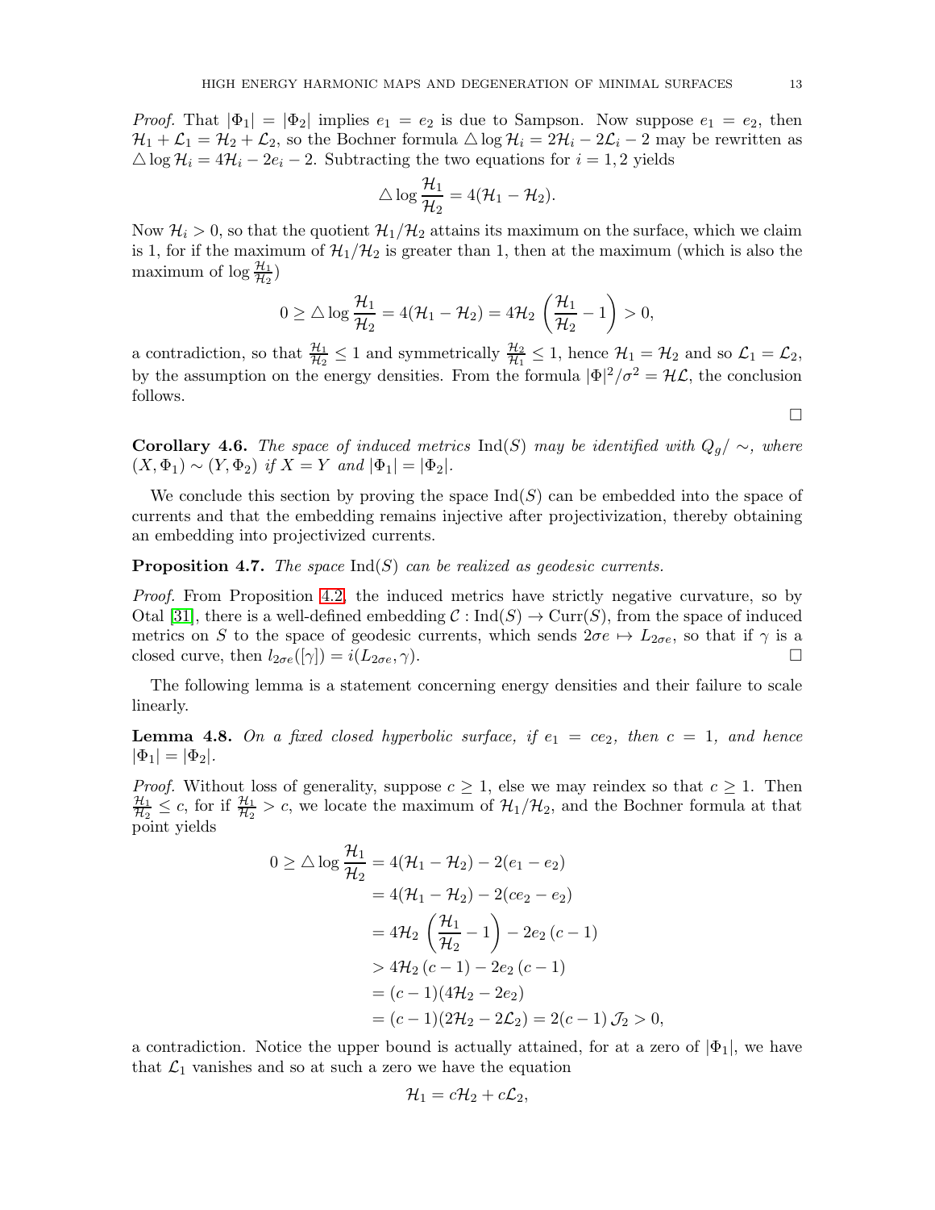*Proof.* That $|\Phi_1| = |\Phi_2|$ implies $e_1 = e_2$ is due to Sampson. Now suppose $e_1 = e_2$, then $\mathcal{H}_1 + \mathcal{L}_1 = \mathcal{H}_2 + \mathcal{L}_2$, so the Bochner formula $\triangle \log \mathcal{H}_i = 2\mathcal{H}_i - 2\mathcal{L}_i - 2$ may be rewritten as $\triangle \log \mathcal{H}_i = 4\mathcal{H}_i - 2e_i - 2$. Subtracting the two equations for $i = 1, 2$ yields

$$\triangle \log \frac{\mathcal{H}_1}{\mathcal{H}_2} = 4(\mathcal{H}_1 - \mathcal{H}_2).$$

Now $\mathcal{H}_i > 0$, so that the quotient $\mathcal{H}_1/\mathcal{H}_2$ attains its maximum on the surface, which we claim is 1, for if the maximum of $\mathcal{H}_1/\mathcal{H}_2$ is greater than 1, then at the maximum (which is also the maximum of $\log \frac{\mathcal{H}_1}{\mathcal{H}_2}$)

$$0 \geq \triangle \log \frac{\mathcal{H}_1}{\mathcal{H}_2} = 4(\mathcal{H}_1 - \mathcal{H}_2) = 4\mathcal{H}_2 \left(\frac{\mathcal{H}_1}{\mathcal{H}_2} - 1\right) > 0,$$

a contradiction, so that $\frac{\mathcal{H}_1}{\mathcal{H}_2} \leq 1$ and symmetrically $\frac{\mathcal{H}_2}{\mathcal{H}_1} \leq 1$, hence $\mathcal{H}_1 = \mathcal{H}_2$ and so $\mathcal{L}_1 = \mathcal{L}_2$, by the assumption on the energy densities. From the formula $|\Phi|^2/\sigma^2 = \mathcal{H}\mathcal{L}$, the conclusion follows.

□

**Corollary 4.6.** *The space of induced metrics* $\mathrm{Ind}(S)$ *may be identified with* $Q_g/\sim$, *where* $(X, \Phi_1) \sim (Y, \Phi_2)$ *if* $X = Y$ *and* $|\Phi_1| = |\Phi_2|$.

We conclude this section by proving the space $\mathrm{Ind}(S)$ can be embedded into the space of currents and that the embedding remains injective after projectivization, thereby obtaining an embedding into projectivized currents.

**Proposition 4.7.** *The space* $\mathrm{Ind}(S)$ *can be realized as geodesic currents.*

*Proof.* From Proposition 4.2, the induced metrics have strictly negative curvature, so by Otal [31], there is a well-defined embedding $\mathcal{C} : \mathrm{Ind}(S) \to \mathrm{Curr}(S)$, from the space of induced metrics on $S$ to the space of geodesic currents, which sends $2\sigma e \mapsto L_{2\sigma e}$, so that if $\gamma$ is a closed curve, then $l_{2\sigma e}([\gamma]) = i(L_{2\sigma e}, \gamma)$. □

The following lemma is a statement concerning energy densities and their failure to scale linearly.

**Lemma 4.8.** *On a fixed closed hyperbolic surface, if* $e_1 = ce_2$, *then* $c = 1$, *and hence* $|\Phi_1| = |\Phi_2|$.

*Proof.* Without loss of generality, suppose $c \geq 1$, else we may reindex so that $c \geq 1$. Then $\frac{\mathcal{H}_1}{\mathcal{H}_2} \leq c$, for if $\frac{\mathcal{H}_1}{\mathcal{H}_2} > c$, we locate the maximum of $\mathcal{H}_1/\mathcal{H}_2$, and the Bochner formula at that point yields

$$\begin{aligned}
0 \geq \triangle \log \frac{\mathcal{H}_1}{\mathcal{H}_2} &= 4(\mathcal{H}_1 - \mathcal{H}_2) - 2(e_1 - e_2) \\
&= 4(\mathcal{H}_1 - \mathcal{H}_2) - 2(ce_2 - e_2) \\
&= 4\mathcal{H}_2 \left(\frac{\mathcal{H}_1}{\mathcal{H}_2} - 1\right) - 2e_2\,(c-1) \\
&> 4\mathcal{H}_2\,(c-1) - 2e_2\,(c-1) \\
&= (c-1)(4\mathcal{H}_2 - 2e_2) \\
&= (c-1)(2\mathcal{H}_2 - 2\mathcal{L}_2) = 2(c-1)\,\mathcal{J}_2 > 0,
\end{aligned}$$

a contradiction. Notice the upper bound is actually attained, for at a zero of $|\Phi_1|$, we have that $\mathcal{L}_1$ vanishes and so at such a zero we have the equation

$$\mathcal{H}_1 = c\mathcal{H}_2 + c\mathcal{L}_2,$$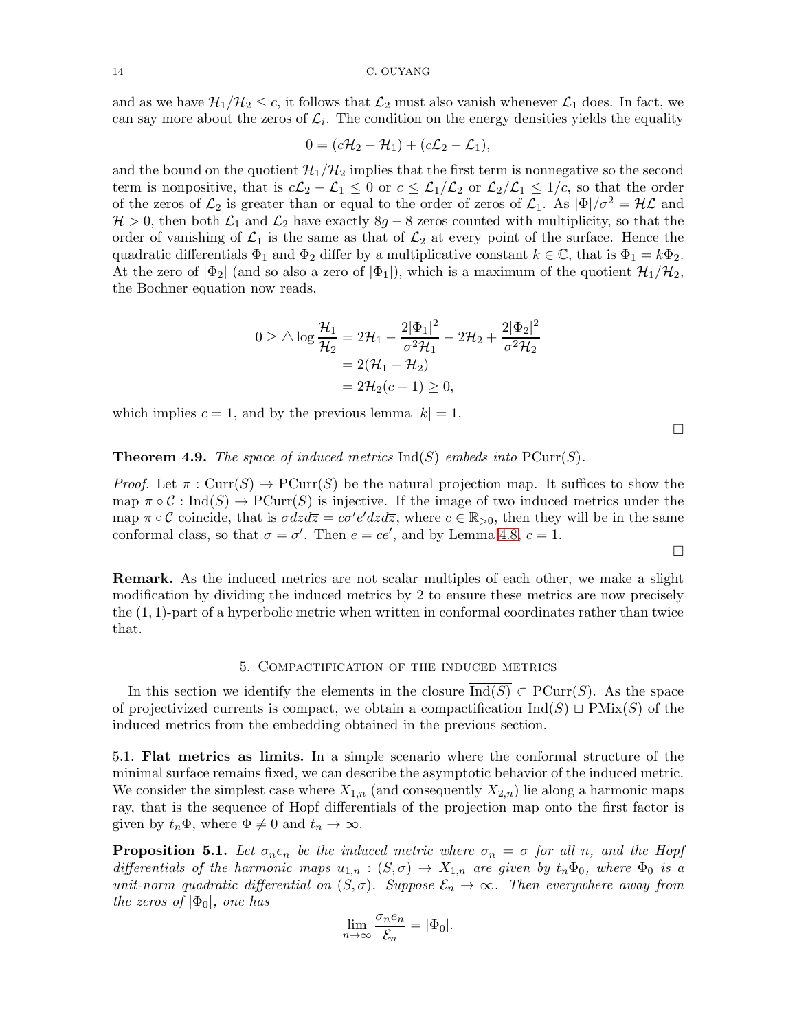and as we have $\mathcal{H}_1/\mathcal{H}_2 \le c$, it follows that $\mathcal{L}_2$ must also vanish whenever $\mathcal{L}_1$ does. In fact, we can say more about the zeros of $\mathcal{L}_i$. The condition on the energy densities yields the equality

$$0 = (c\mathcal{H}_2 - \mathcal{H}_1) + (c\mathcal{L}_2 - \mathcal{L}_1),$$

and the bound on the quotient $\mathcal{H}_1/\mathcal{H}_2$ implies that the first term is nonnegative so the second term is nonpositive, that is $c\mathcal{L}_2 - \mathcal{L}_1 \le 0$ or $c \le \mathcal{L}_1/\mathcal{L}_2$ or $\mathcal{L}_2/\mathcal{L}_1 \le 1/c$, so that the order of the zeros of $\mathcal{L}_2$ is greater than or equal to the order of zeros of $\mathcal{L}_1$. As $|\Phi|/\sigma^2 = \mathcal{H}\mathcal{L}$ and $\mathcal{H} > 0$, then both $\mathcal{L}_1$ and $\mathcal{L}_2$ have exactly $8g-8$ zeros counted with multiplicity, so that the order of vanishing of $\mathcal{L}_1$ is the same as that of $\mathcal{L}_2$ at every point of the surface. Hence the quadratic differentials $\Phi_1$ and $\Phi_2$ differ by a multiplicative constant $k \in \mathbb{C}$, that is $\Phi_1 = k\Phi_2$. At the zero of $|\Phi_2|$ (and so also a zero of $|\Phi_1|$), which is a maximum of the quotient $\mathcal{H}_1/\mathcal{H}_2$, the Bochner equation now reads,

$$\begin{aligned} 0 \ge \triangle \log \frac{\mathcal{H}_1}{\mathcal{H}_2} &= 2\mathcal{H}_1 - \frac{2|\Phi_1|^2}{\sigma^2\mathcal{H}_1} - 2\mathcal{H}_2 + \frac{2|\Phi_2|^2}{\sigma^2\mathcal{H}_2} \\ &= 2(\mathcal{H}_1 - \mathcal{H}_2) \\ &= 2\mathcal{H}_2(c-1) \ge 0, \end{aligned}$$

which implies $c = 1$, and by the previous lemma $|k| = 1$.

□

**Theorem 4.9.** *The space of induced metrics* $\operatorname{Ind}(S)$ *embeds into* $\operatorname{PCurr}(S)$.

*Proof.* Let $\pi : \operatorname{Curr}(S) \to \operatorname{PCurr}(S)$ be the natural projection map. It suffices to show the map $\pi \circ \mathcal{C} : \operatorname{Ind}(S) \to \operatorname{PCurr}(S)$ is injective. If the image of two induced metrics under the map $\pi \circ \mathcal{C}$ coincide, that is $\sigma dz d\overline{z} = c\sigma' e' dz d\overline{z}$, where $c \in \mathbb{R}_{>0}$, then they will be in the same conformal class, so that $\sigma = \sigma'$. Then $e = ce'$, and by Lemma 4.8, $c = 1$.

□

**Remark.** As the induced metrics are not scalar multiples of each other, we make a slight modification by dividing the induced metrics by 2 to ensure these metrics are now precisely the $(1,1)$-part of a hyperbolic metric when written in conformal coordinates rather than twice that.

## 5. Compactification of the induced metrics

In this section we identify the elements in the closure $\overline{\operatorname{Ind}(S)} \subset \operatorname{PCurr}(S)$. As the space of projectivized currents is compact, we obtain a compactification $\operatorname{Ind}(S) \sqcup \operatorname{PMix}(S)$ of the induced metrics from the embedding obtained in the previous section.

5.1. **Flat metrics as limits.** In a simple scenario where the conformal structure of the minimal surface remains fixed, we can describe the asymptotic behavior of the induced metric. We consider the simplest case where $X_{1,n}$ (and consequently $X_{2,n}$) lie along a harmonic maps ray, that is the sequence of Hopf differentials of the projection map onto the first factor is given by $t_n\Phi$, where $\Phi \neq 0$ and $t_n \to \infty$.

**Proposition 5.1.** *Let $\sigma_n e_n$ be the induced metric where $\sigma_n = \sigma$ for all $n$, and the Hopf differentials of the harmonic maps $u_{1,n} : (S,\sigma) \to X_{1,n}$ are given by $t_n\Phi_0$, where $\Phi_0$ is a unit-norm quadratic differential on $(S,\sigma)$. Suppose $\mathcal{E}_n \to \infty$. Then everywhere away from the zeros of $|\Phi_0|$, one has*

$$\lim_{n\to\infty} \frac{\sigma_n e_n}{\mathcal{E}_n} = |\Phi_0|.$$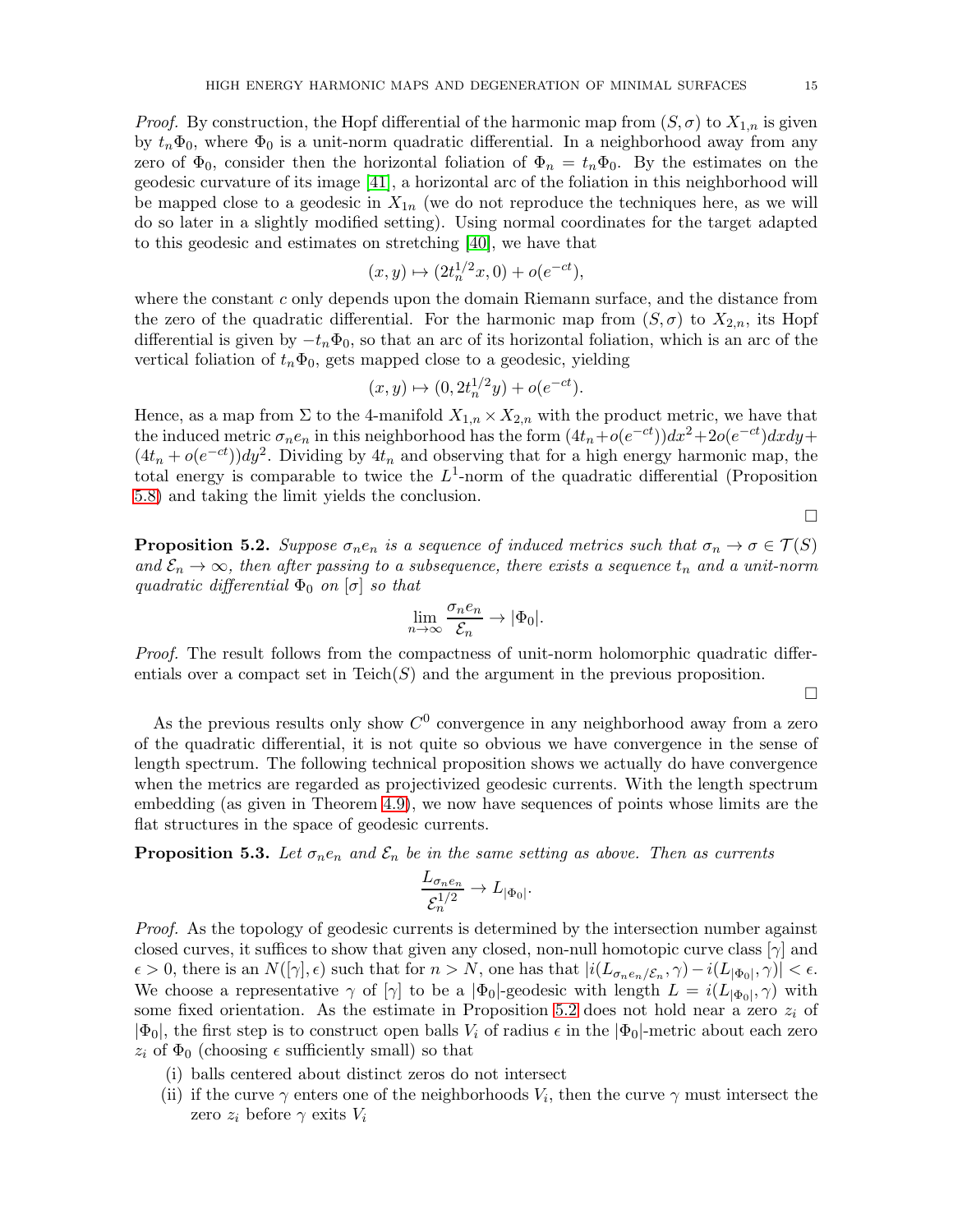*Proof.* By construction, the Hopf differential of the harmonic map from $(S, \sigma)$ to $X_{1,n}$ is given by $t_n\Phi_0$, where $\Phi_0$ is a unit-norm quadratic differential. In a neighborhood away from any zero of $\Phi_0$, consider then the horizontal foliation of $\Phi_n = t_n\Phi_0$. By the estimates on the geodesic curvature of its image [41], a horizontal arc of the foliation in this neighborhood will be mapped close to a geodesic in $X_{1n}$ (we do not reproduce the techniques here, as we will do so later in a slightly modified setting). Using normal coordinates for the target adapted to this geodesic and estimates on stretching [40], we have that

$$(x, y) \mapsto (2t_n^{1/2}x, 0) + o(e^{-ct}),$$

where the constant $c$ only depends upon the domain Riemann surface, and the distance from the zero of the quadratic differential. For the harmonic map from $(S, \sigma)$ to $X_{2,n}$, its Hopf differential is given by $-t_n\Phi_0$, so that an arc of its horizontal foliation, which is an arc of the vertical foliation of $t_n\Phi_0$, gets mapped close to a geodesic, yielding

$$(x, y) \mapsto (0, 2t_n^{1/2}y) + o(e^{-ct}).$$

Hence, as a map from $\Sigma$ to the 4-manifold $X_{1,n} \times X_{2,n}$ with the product metric, we have that the induced metric $\sigma_n e_n$ in this neighborhood has the form $(4t_n + o(e^{-ct}))dx^2 + 2o(e^{-ct})dxdy + (4t_n + o(e^{-ct}))dy^2$. Dividing by $4t_n$ and observing that for a high energy harmonic map, the total energy is comparable to twice the $L^1$-norm of the quadratic differential (Proposition 5.8) and taking the limit yields the conclusion.

□

**Proposition 5.2.** *Suppose $\sigma_n e_n$ is a sequence of induced metrics such that $\sigma_n \to \sigma \in \mathcal{T}(S)$ and $\mathcal{E}_n \to \infty$, then after passing to a subsequence, there exists a sequence $t_n$ and a unit-norm quadratic differential $\Phi_0$ on $[\sigma]$ so that*

$$\lim_{n\to\infty} \frac{\sigma_n e_n}{\mathcal{E}_n} \to |\Phi_0|.$$

*Proof.* The result follows from the compactness of unit-norm holomorphic quadratic differentials over a compact set in Teich$(S)$ and the argument in the previous proposition.

□

As the previous results only show $C^0$ convergence in any neighborhood away from a zero of the quadratic differential, it is not quite so obvious we have convergence in the sense of length spectrum. The following technical proposition shows we actually do have convergence when the metrics are regarded as projectivized geodesic currents. With the length spectrum embedding (as given in Theorem 4.9), we now have sequences of points whose limits are the flat structures in the space of geodesic currents.

**Proposition 5.3.** *Let $\sigma_n e_n$ and $\mathcal{E}_n$ be in the same setting as above. Then as currents*

$$\frac{L_{\sigma_n e_n}}{\mathcal{E}_n^{1/2}} \to L_{|\Phi_0|}.$$

*Proof.* As the topology of geodesic currents is determined by the intersection number against closed curves, it suffices to show that given any closed, non-null homotopic curve class $[\gamma]$ and $\epsilon > 0$, there is an $N([\gamma], \epsilon)$ such that for $n > N$, one has that $|i(L_{\sigma_n e_n/\mathcal{E}_n}, \gamma) - i(L_{|\Phi_0|}, \gamma)| < \epsilon$. We choose a representative $\gamma$ of $[\gamma]$ to be a $|\Phi_0|$-geodesic with length $L = i(L_{|\Phi_0|}, \gamma)$ with some fixed orientation. As the estimate in Proposition 5.2 does not hold near a zero $z_i$ of $|\Phi_0|$, the first step is to construct open balls $V_i$ of radius $\epsilon$ in the $|\Phi_0|$-metric about each zero $z_i$ of $\Phi_0$ (choosing $\epsilon$ sufficiently small) so that

(i) balls centered about distinct zeros do not intersect

(ii) if the curve $\gamma$ enters one of the neighborhoods $V_i$, then the curve $\gamma$ must intersect the zero $z_i$ before $\gamma$ exits $V_i$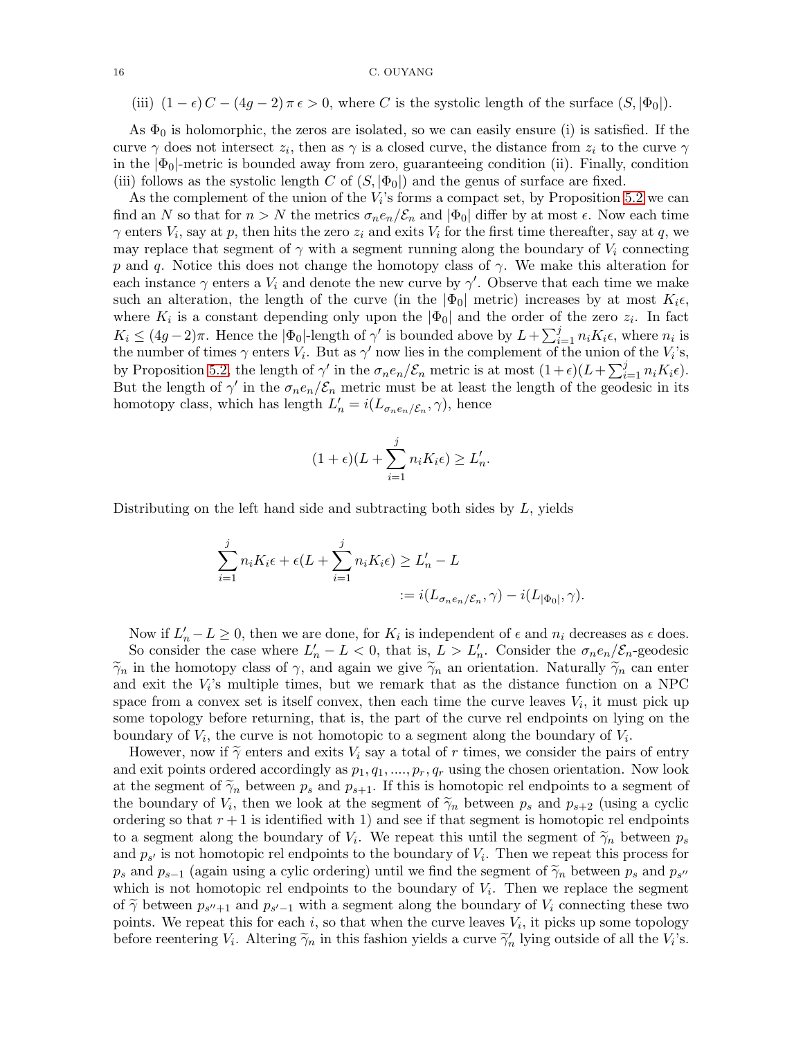(iii) $(1-\epsilon)\,C - (4g-2)\,\pi\,\epsilon > 0$, where $C$ is the systolic length of the surface $(S, |\Phi_0|)$.

As $\Phi_0$ is holomorphic, the zeros are isolated, so we can easily ensure (i) is satisfied. If the curve $\gamma$ does not intersect $z_i$, then as $\gamma$ is a closed curve, the distance from $z_i$ to the curve $\gamma$ in the $|\Phi_0|$-metric is bounded away from zero, guaranteeing condition (ii). Finally, condition (iii) follows as the systolic length $C$ of $(S, |\Phi_0|)$ and the genus of surface are fixed.

As the complement of the union of the $V_i$'s forms a compact set, by Proposition 5.2 we can find an $N$ so that for $n > N$ the metrics $\sigma_n e_n/\mathcal{E}_n$ and $|\Phi_0|$ differ by at most $\epsilon$. Now each time $\gamma$ enters $V_i$, say at $p$, then hits the zero $z_i$ and exits $V_i$ for the first time thereafter, say at $q$, we may replace that segment of $\gamma$ with a segment running along the boundary of $V_i$ connecting $p$ and $q$. Notice this does not change the homotopy class of $\gamma$. We make this alteration for each instance $\gamma$ enters a $V_i$ and denote the new curve by $\gamma'$. Observe that each time we make such an alteration, the length of the curve (in the $|\Phi_0|$ metric) increases by at most $K_i\epsilon$, where $K_i$ is a constant depending only upon the $|\Phi_0|$ and the order of the zero $z_i$. In fact $K_i \leq (4g-2)\pi$. Hence the $|\Phi_0|$-length of $\gamma'$ is bounded above by $L + \sum_{i=1}^{j} n_i K_i \epsilon$, where $n_i$ is the number of times $\gamma$ enters $V_i$. But as $\gamma'$ now lies in the complement of the union of the $V_i$'s, by Proposition 5.2, the length of $\gamma'$ in the $\sigma_n e_n/\mathcal{E}_n$ metric is at most $(1+\epsilon)(L + \sum_{i=1}^{j} n_i K_i \epsilon)$. But the length of $\gamma'$ in the $\sigma_n e_n/\mathcal{E}_n$ metric must be at least the length of the geodesic in its homotopy class, which has length $L_n' = i(L_{\sigma_n e_n/\mathcal{E}_n}, \gamma)$, hence

$$(1+\epsilon)(L + \sum_{i=1}^{j} n_i K_i \epsilon) \geq L_n'.$$

Distributing on the left hand side and subtracting both sides by $L$, yields

$$\begin{aligned}\sum_{i=1}^{j} n_i K_i \epsilon + \epsilon(L + \sum_{i=1}^{j} n_i K_i \epsilon) &\geq L_n' - L \\ &:= i(L_{\sigma_n e_n/\mathcal{E}_n}, \gamma) - i(L_{|\Phi_0|}, \gamma).\end{aligned}$$

Now if $L_n' - L \geq 0$, then we are done, for $K_i$ is independent of $\epsilon$ and $n_i$ decreases as $\epsilon$ does.

So consider the case where $L_n' - L < 0$, that is, $L > L_n'$. Consider the $\sigma_n e_n/\mathcal{E}_n$-geodesic $\widetilde{\gamma}_n$ in the homotopy class of $\gamma$, and again we give $\widetilde{\gamma}_n$ an orientation. Naturally $\widetilde{\gamma}_n$ can enter and exit the $V_i$'s multiple times, but we remark that as the distance function on a NPC space from a convex set is itself convex, then each time the curve leaves $V_i$, it must pick up some topology before returning, that is, the part of the curve rel endpoints on lying on the boundary of $V_i$, the curve is not homotopic to a segment along the boundary of $V_i$.

However, now if $\widetilde{\gamma}$ enters and exits $V_i$ say a total of $r$ times, we consider the pairs of entry and exit points ordered accordingly as $p_1, q_1, ...., p_r, q_r$ using the chosen orientation. Now look at the segment of $\widetilde{\gamma}_n$ between $p_s$ and $p_{s+1}$. If this is homotopic rel endpoints to a segment of the boundary of $V_i$, then we look at the segment of $\widetilde{\gamma}_n$ between $p_s$ and $p_{s+2}$ (using a cyclic ordering so that $r+1$ is identified with 1) and see if that segment is homotopic rel endpoints to a segment along the boundary of $V_i$. We repeat this until the segment of $\widetilde{\gamma}_n$ between $p_s$ and $p_{s'}$ is not homotopic rel endpoints to the boundary of $V_i$. Then we repeat this process for $p_s$ and $p_{s-1}$ (again using a cylic ordering) until we find the segment of $\widetilde{\gamma}_n$ between $p_s$ and $p_{s''}$ which is not homotopic rel endpoints to the boundary of $V_i$. Then we replace the segment of $\widetilde{\gamma}$ between $p_{s''+1}$ and $p_{s'-1}$ with a segment along the boundary of $V_i$ connecting these two points. We repeat this for each $i$, so that when the curve leaves $V_i$, it picks up some topology before reentering $V_i$. Altering $\widetilde{\gamma}_n$ in this fashion yields a curve $\widetilde{\gamma}_n'$ lying outside of all the $V_i$'s.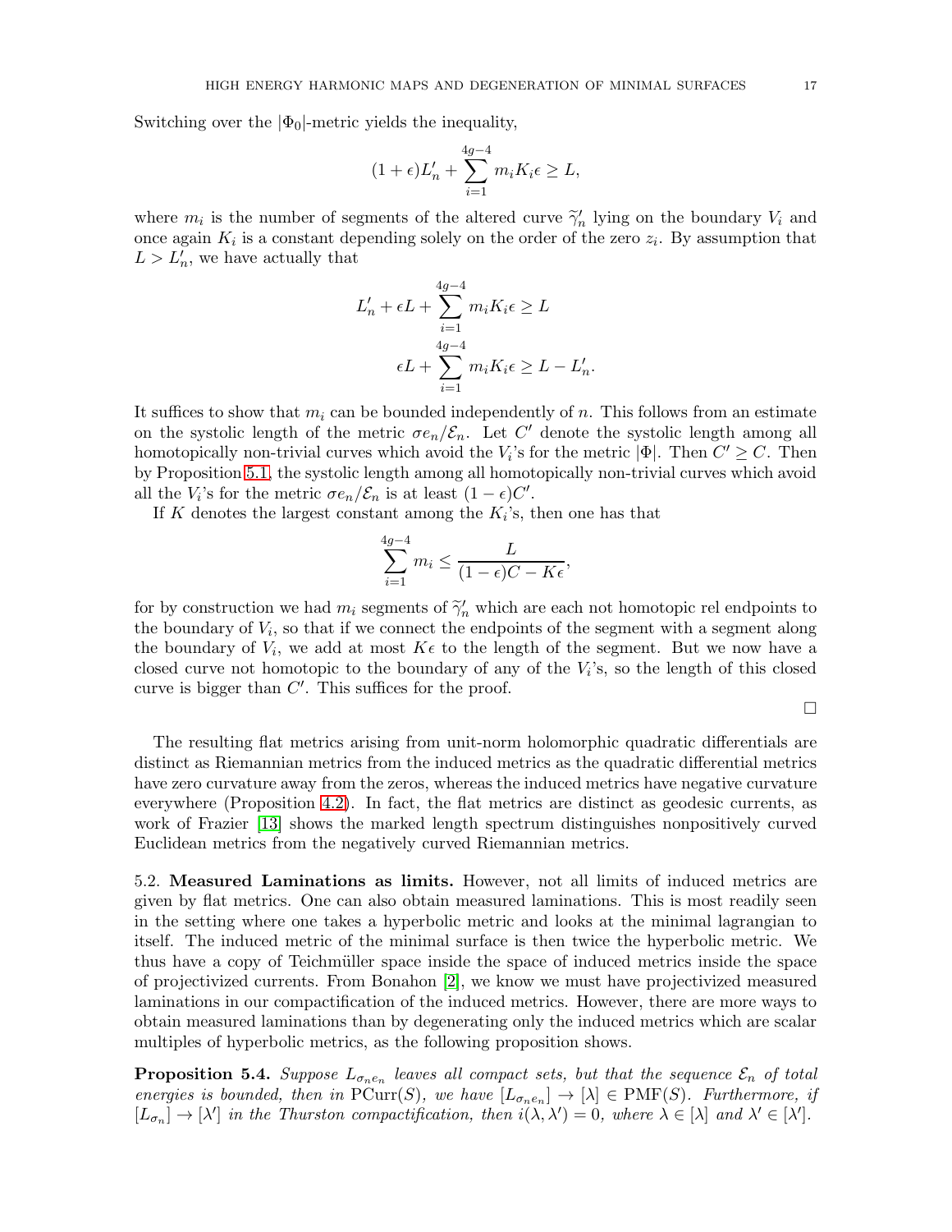Switching over the $|\Phi_0|$-metric yields the inequality,

$$(1+\epsilon)L'_n + \sum_{i=1}^{4g-4} m_i K_i \epsilon \geq L,$$

where $m_i$ is the number of segments of the altered curve $\widetilde{\gamma}'_n$ lying on the boundary $V_i$ and once again $K_i$ is a constant depending solely on the order of the zero $z_i$. By assumption that $L > L'_n$, we have actually that

$$L'_n + \epsilon L + \sum_{i=1}^{4g-4} m_i K_i \epsilon \geq L$$

$$\epsilon L + \sum_{i=1}^{4g-4} m_i K_i \epsilon \geq L - L'_n.$$

It suffices to show that $m_i$ can be bounded independently of $n$. This follows from an estimate on the systolic length of the metric $\sigma e_n/\mathcal{E}_n$. Let $C'$ denote the systolic length among all homotopically non-trivial curves which avoid the $V_i$'s for the metric $|\Phi|$. Then $C' \geq C$. Then by Proposition 5.1, the systolic length among all homotopically non-trivial curves which avoid all the $V_i$'s for the metric $\sigma e_n/\mathcal{E}_n$ is at least $(1-\epsilon)C'$.

If $K$ denotes the largest constant among the $K_i$'s, then one has that

$$\sum_{i=1}^{4g-4} m_i \leq \frac{L}{(1-\epsilon)C - K\epsilon},$$

for by construction we had $m_i$ segments of $\widetilde{\gamma}'_n$ which are each not homotopic rel endpoints to the boundary of $V_i$, so that if we connect the endpoints of the segment with a segment along the boundary of $V_i$, we add at most $K\epsilon$ to the length of the segment. But we now have a closed curve not homotopic to the boundary of any of the $V_i$'s, so the length of this closed curve is bigger than $C'$. This suffices for the proof.

□

The resulting flat metrics arising from unit-norm holomorphic quadratic differentials are distinct as Riemannian metrics from the induced metrics as the quadratic differential metrics have zero curvature away from the zeros, whereas the induced metrics have negative curvature everywhere (Proposition 4.2). In fact, the flat metrics are distinct as geodesic currents, as work of Frazier [13] shows the marked length spectrum distinguishes nonpositively curved Euclidean metrics from the negatively curved Riemannian metrics.

5.2. **Measured Laminations as limits.** However, not all limits of induced metrics are given by flat metrics. One can also obtain measured laminations. This is most readily seen in the setting where one takes a hyperbolic metric and looks at the minimal lagrangian to itself. The induced metric of the minimal surface is then twice the hyperbolic metric. We thus have a copy of Teichmüller space inside the space of induced metrics inside the space of projectivized currents. From Bonahon [2], we know we must have projectivized measured laminations in our compactification of the induced metrics. However, there are more ways to obtain measured laminations than by degenerating only the induced metrics which are scalar multiples of hyperbolic metrics, as the following proposition shows.

**Proposition 5.4.** *Suppose $L_{\sigma_n e_n}$ leaves all compact sets, but that the sequence $\mathcal{E}_n$ of total energies is bounded, then in* $\mathrm{PCurr}(S)$*, we have $[L_{\sigma_n e_n}] \to [\lambda] \in \mathrm{PMF}(S)$. Furthermore, if $[L_{\sigma_n}] \to [\lambda']$ in the Thurston compactification, then $i(\lambda, \lambda') = 0$, where $\lambda \in [\lambda]$ and $\lambda' \in [\lambda']$.*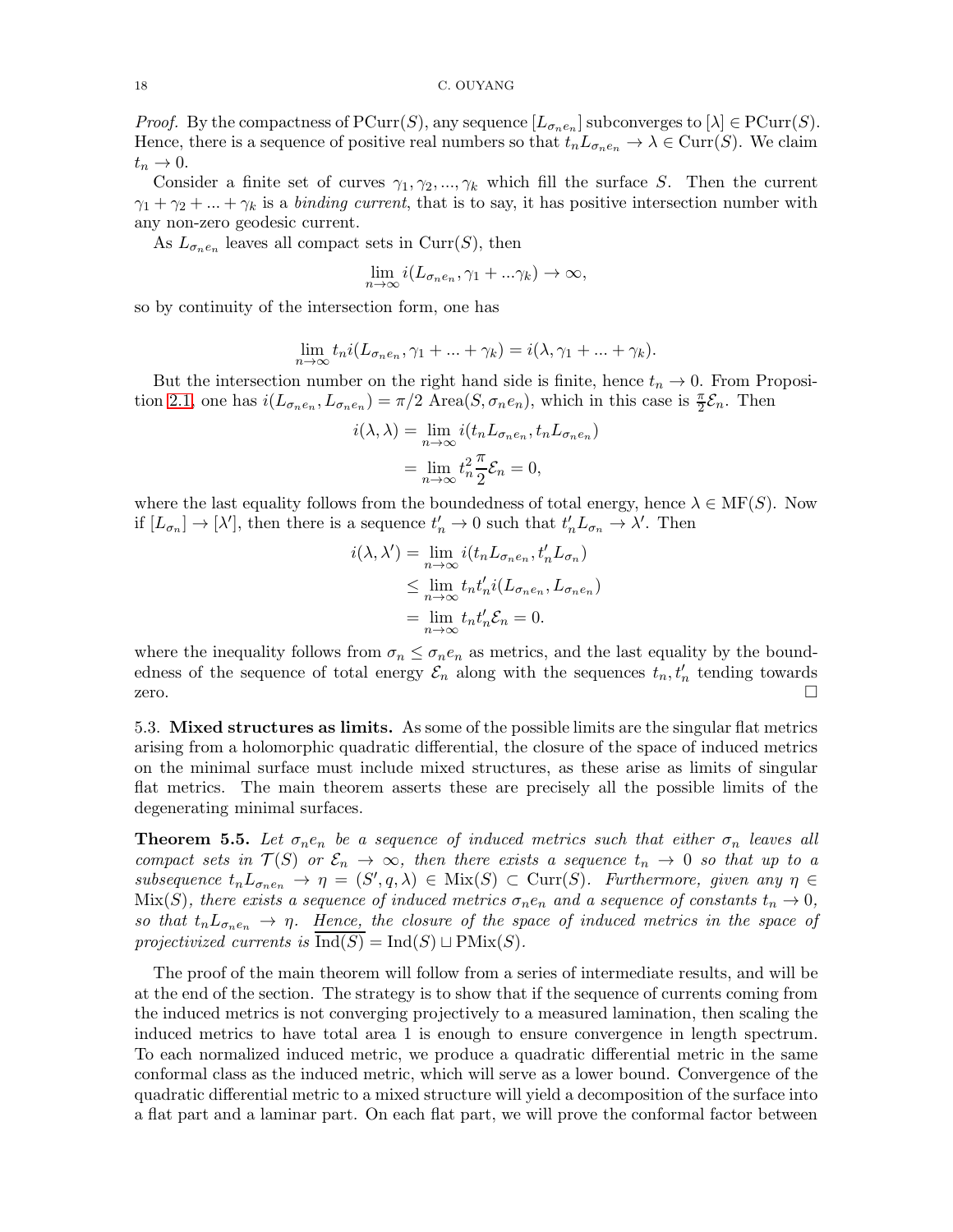*Proof.* By the compactness of $\mathrm{PCurr}(S)$, any sequence $[L_{\sigma_n e_n}]$ subconverges to $[\lambda] \in \mathrm{PCurr}(S)$. Hence, there is a sequence of positive real numbers so that $t_n L_{\sigma_n e_n} \to \lambda \in \mathrm{Curr}(S)$. We claim $t_n \to 0$.

Consider a finite set of curves $\gamma_1, \gamma_2, ..., \gamma_k$ which fill the surface $S$. Then the current $\gamma_1 + \gamma_2 + ... + \gamma_k$ is a *binding current*, that is to say, it has positive intersection number with any non-zero geodesic current.

As $L_{\sigma_n e_n}$ leaves all compact sets in $\mathrm{Curr}(S)$, then

$$\lim_{n\to\infty} i(L_{\sigma_n e_n}, \gamma_1 + ... \gamma_k) \to \infty,$$

so by continuity of the intersection form, one has

$$\lim_{n\to\infty} t_n i(L_{\sigma_n e_n}, \gamma_1 + ... + \gamma_k) = i(\lambda, \gamma_1 + ... + \gamma_k).$$

But the intersection number on the right hand side is finite, hence $t_n \to 0$. From Proposition 2.1, one has $i(L_{\sigma_n e_n}, L_{\sigma_n e_n}) = \pi/2 \ \mathrm{Area}(S, \sigma_n e_n)$, which in this case is $\frac{\pi}{2}\mathcal{E}_n$. Then

$$\begin{aligned} i(\lambda, \lambda) &= \lim_{n\to\infty} i(t_n L_{\sigma_n e_n}, t_n L_{\sigma_n e_n}) \\ &= \lim_{n\to\infty} t_n^2 \frac{\pi}{2} \mathcal{E}_n = 0, \end{aligned}$$

where the last equality follows from the boundedness of total energy, hence $\lambda \in \mathrm{MF}(S)$. Now if $[L_{\sigma_n}] \to [\lambda']$, then there is a sequence $t_n' \to 0$ such that $t_n' L_{\sigma_n} \to \lambda'$. Then

$$\begin{aligned} i(\lambda, \lambda') &= \lim_{n\to\infty} i(t_n L_{\sigma_n e_n}, t_n' L_{\sigma_n}) \\ &\leq \lim_{n\to\infty} t_n t_n' i(L_{\sigma_n e_n}, L_{\sigma_n e_n}) \\ &= \lim_{n\to\infty} t_n t_n' \mathcal{E}_n = 0. \end{aligned}$$

where the inequality follows from $\sigma_n \leq \sigma_n e_n$ as metrics, and the last equality by the boundedness of the sequence of total energy $\mathcal{E}_n$ along with the sequences $t_n, t_n'$ tending towards zero. $\square$

5.3. **Mixed structures as limits.** As some of the possible limits are the singular flat metrics arising from a holomorphic quadratic differential, the closure of the space of induced metrics on the minimal surface must include mixed structures, as these arise as limits of singular flat metrics. The main theorem asserts these are precisely all the possible limits of the degenerating minimal surfaces.

**Theorem 5.5.** *Let $\sigma_n e_n$ be a sequence of induced metrics such that either $\sigma_n$ leaves all compact sets in $\mathcal{T}(S)$ or $\mathcal{E}_n \to \infty$, then there exists a sequence $t_n \to 0$ so that up to a subsequence $t_n L_{\sigma_n e_n} \to \eta = (S', q, \lambda) \in \mathrm{Mix}(S) \subset \mathrm{Curr}(S)$. Furthermore, given any $\eta \in \mathrm{Mix}(S)$, there exists a sequence of induced metrics $\sigma_n e_n$ and a sequence of constants $t_n \to 0$, so that $t_n L_{\sigma_n e_n} \to \eta$. Hence, the closure of the space of induced metrics in the space of projectivized currents is $\overline{\mathrm{Ind}(S)} = \mathrm{Ind}(S) \sqcup \mathrm{PMix}(S)$.*

The proof of the main theorem will follow from a series of intermediate results, and will be at the end of the section. The strategy is to show that if the sequence of currents coming from the induced metrics is not converging projectively to a measured lamination, then scaling the induced metrics to have total area 1 is enough to ensure convergence in length spectrum. To each normalized induced metric, we produce a quadratic differential metric in the same conformal class as the induced metric, which will serve as a lower bound. Convergence of the quadratic differential metric to a mixed structure will yield a decomposition of the surface into a flat part and a laminar part. On each flat part, we will prove the conformal factor between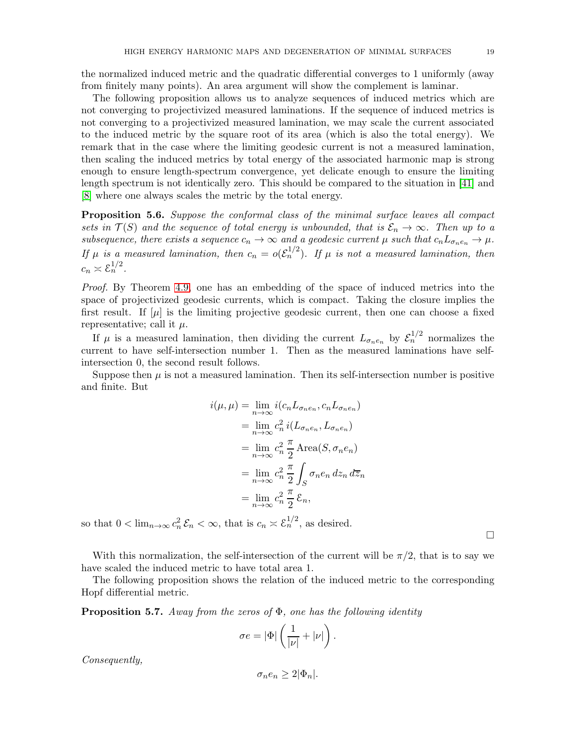the normalized induced metric and the quadratic differential converges to 1 uniformly (away from finitely many points). An area argument will show the complement is laminar.

The following proposition allows us to analyze sequences of induced metrics which are not converging to projectivized measured laminations. If the sequence of induced metrics is not converging to a projectivized measured lamination, we may scale the current associated to the induced metric by the square root of its area (which is also the total energy). We remark that in the case where the limiting geodesic current is not a measured lamination, then scaling the induced metrics by total energy of the associated harmonic map is strong enough to ensure length-spectrum convergence, yet delicate enough to ensure the limiting length spectrum is not identically zero. This should be compared to the situation in [41] and [8] where one always scales the metric by the total energy.

**Proposition 5.6.** *Suppose the conformal class of the minimal surface leaves all compact sets in $\mathcal{T}(S)$ and the sequence of total energy is unbounded, that is $\mathcal{E}_n \to \infty$. Then up to a subsequence, there exists a sequence $c_n \to \infty$ and a geodesic current $\mu$ such that $c_n L_{\sigma_n e_n} \to \mu$. If $\mu$ is a measured lamination, then $c_n = o(\mathcal{E}_n^{1/2})$. If $\mu$ is not a measured lamination, then $c_n \asymp \mathcal{E}_n^{1/2}$.*

*Proof.* By Theorem 4.9, one has an embedding of the space of induced metrics into the space of projectivized geodesic currents, which is compact. Taking the closure implies the first result. If $[\mu]$ is the limiting projective geodesic current, then one can choose a fixed representative; call it $\mu$.

If $\mu$ is a measured lamination, then dividing the current $L_{\sigma_n e_n}$ by $\mathcal{E}_n^{1/2}$ normalizes the current to have self-intersection number 1. Then as the measured laminations have self-intersection 0, the second result follows.

Suppose then $\mu$ is not a measured lamination. Then its self-intersection number is positive and finite. But

$$
\begin{aligned}
i(\mu, \mu) &= \lim_{n\to\infty} i(c_n L_{\sigma_n e_n}, c_n L_{\sigma_n e_n}) \\
&= \lim_{n\to\infty} c_n^2 \, i(L_{\sigma_n e_n}, L_{\sigma_n e_n}) \\
&= \lim_{n\to\infty} c_n^2 \, \frac{\pi}{2} \operatorname{Area}(S, \sigma_n e_n) \\
&= \lim_{n\to\infty} c_n^2 \, \frac{\pi}{2} \int_S \sigma_n e_n \, dz_n \, d\overline{z}_n \\
&= \lim_{n\to\infty} c_n^2 \, \frac{\pi}{2} \, \mathcal{E}_n,
\end{aligned}
$$

so that $0 < \lim_{n\to\infty} c_n^2 \, \mathcal{E}_n < \infty$, that is $c_n \asymp \mathcal{E}_n^{1/2}$, as desired. $\square$

With this normalization, the self-intersection of the current will be $\pi/2$, that is to say we have scaled the induced metric to have total area 1.

The following proposition shows the relation of the induced metric to the corresponding Hopf differential metric.

**Proposition 5.7.** *Away from the zeros of $\Phi$, one has the following identity*

$$
\sigma e = |\Phi| \left( \frac{1}{|\nu|} + |\nu| \right).
$$

*Consequently,*

$$
\sigma_n e_n \geq 2|\Phi_n|.
$$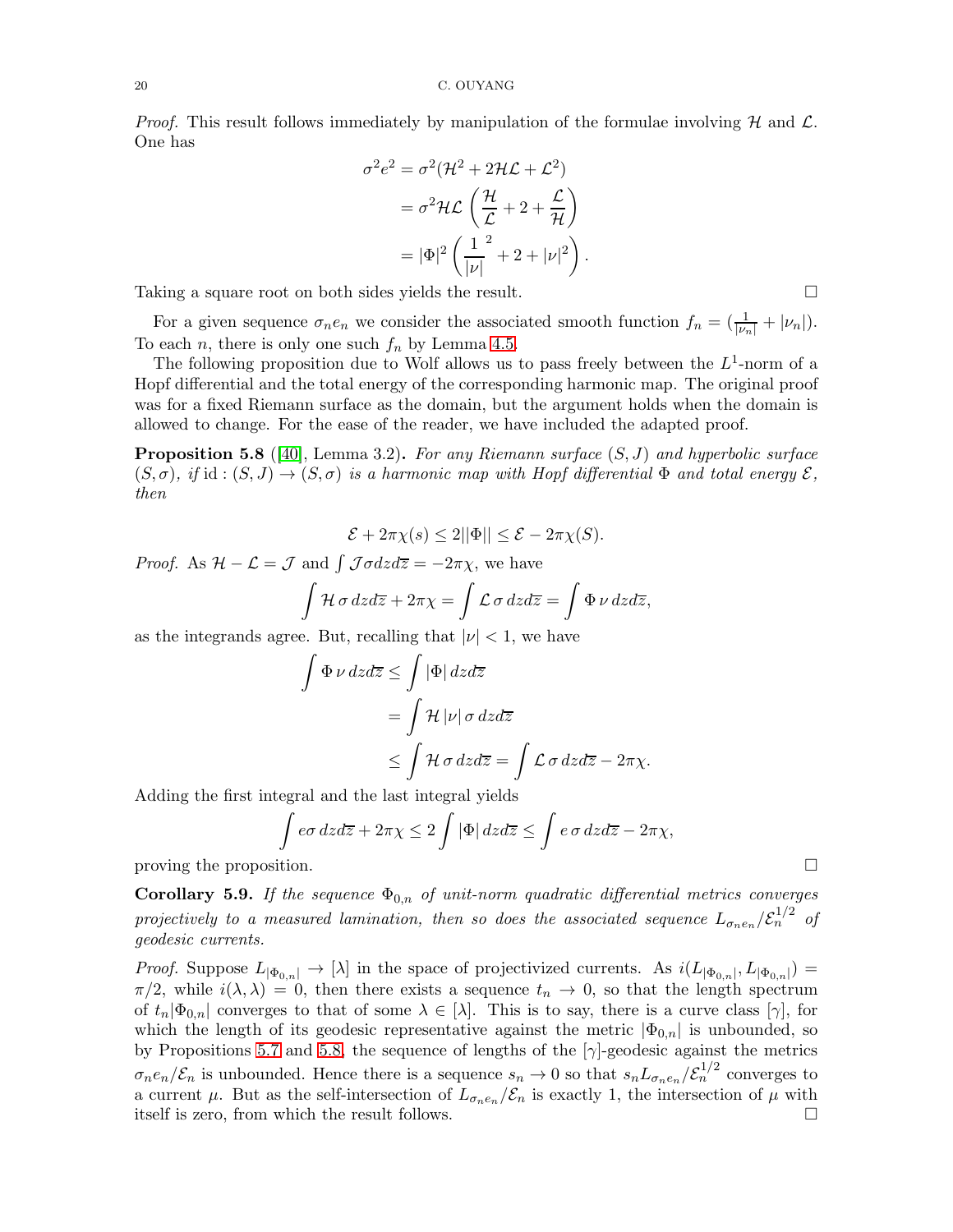*Proof.* This result follows immediately by manipulation of the formulae involving $\mathcal{H}$ and $\mathcal{L}$. One has

$$
\begin{aligned}
\sigma^2 e^2 &= \sigma^2(\mathcal{H}^2 + 2\mathcal{H}\mathcal{L} + \mathcal{L}^2) \\
&= \sigma^2 \mathcal{H}\mathcal{L}\left(\frac{\mathcal{H}}{\mathcal{L}} + 2 + \frac{\mathcal{L}}{\mathcal{H}}\right) \\
&= |\Phi|^2 \left(\frac{1}{|\nu|}^2 + 2 + |\nu|^2\right).
\end{aligned}
$$

Taking a square root on both sides yields the result. □

For a given sequence $\sigma_n e_n$ we consider the associated smooth function $f_n = (\frac{1}{|\nu_n|} + |\nu_n|)$. To each $n$, there is only one such $f_n$ by Lemma 4.5.

The following proposition due to Wolf allows us to pass freely between the $L^1$-norm of a Hopf differential and the total energy of the corresponding harmonic map. The original proof was for a fixed Riemann surface as the domain, but the argument holds when the domain is allowed to change. For the ease of the reader, we have included the adapted proof.

**Proposition 5.8** ([40], Lemma 3.2)**.** *For any Riemann surface $(S, J)$ and hyperbolic surface $(S, \sigma)$, if $\mathrm{id} : (S, J) \to (S, \sigma)$ is a harmonic map with Hopf differential $\Phi$ and total energy $\mathcal{E}$, then*

$$
\mathcal{E} + 2\pi\chi(s) \leq 2||\Phi|| \leq \mathcal{E} - 2\pi\chi(S).
$$

*Proof.* As $\mathcal{H} - \mathcal{L} = \mathcal{J}$ and $\int \mathcal{J}\sigma dz d\overline{z} = -2\pi\chi$, we have

$$
\int \mathcal{H}\,\sigma\, dz d\overline{z} + 2\pi\chi = \int \mathcal{L}\,\sigma\, dz d\overline{z} = \int \Phi\,\nu\, dz d\overline{z},
$$

as the integrands agree. But, recalling that $|\nu| < 1$, we have

$$
\begin{aligned}
\int \Phi\,\nu\, dz d\overline{z} &\leq \int |\Phi|\, dz d\overline{z} \\
&= \int \mathcal{H}\,|\nu|\,\sigma\, dz d\overline{z} \\
&\leq \int \mathcal{H}\,\sigma\, dz d\overline{z} = \int \mathcal{L}\,\sigma\, dz d\overline{z} - 2\pi\chi.
\end{aligned}
$$

Adding the first integral and the last integral yields

$$
\int e\sigma\, dz d\overline{z} + 2\pi\chi \leq 2\int |\Phi|\, dz d\overline{z} \leq \int e\,\sigma\, dz d\overline{z} - 2\pi\chi,
$$

proving the proposition. □

**Corollary 5.9.** *If the sequence $\Phi_{0,n}$ of unit-norm quadratic differential metrics converges projectively to a measured lamination, then so does the associated sequence $L_{\sigma_n e_n}/\mathcal{E}_n^{1/2}$ of geodesic currents.*

*Proof.* Suppose $L_{|\Phi_{0,n}|} \to [\lambda]$ in the space of projectivized currents. As $i(L_{|\Phi_{0,n}|}, L_{|\Phi_{0,n}|}) = \pi/2$, while $i(\lambda, \lambda) = 0$, then there exists a sequence $t_n \to 0$, so that the length spectrum of $t_n|\Phi_{0,n}|$ converges to that of some $\lambda \in [\lambda]$. This is to say, there is a curve class $[\gamma]$, for which the length of its geodesic representative against the metric $|\Phi_{0,n}|$ is unbounded, so by Propositions 5.7 and 5.8, the sequence of lengths of the $[\gamma]$-geodesic against the metrics $\sigma_n e_n/\mathcal{E}_n$ is unbounded. Hence there is a sequence $s_n \to 0$ so that $s_n L_{\sigma_n e_n}/\mathcal{E}_n^{1/2}$ converges to a current $\mu$. But as the self-intersection of $L_{\sigma_n e_n}/\mathcal{E}_n$ is exactly 1, the intersection of $\mu$ with itself is zero, from which the result follows. □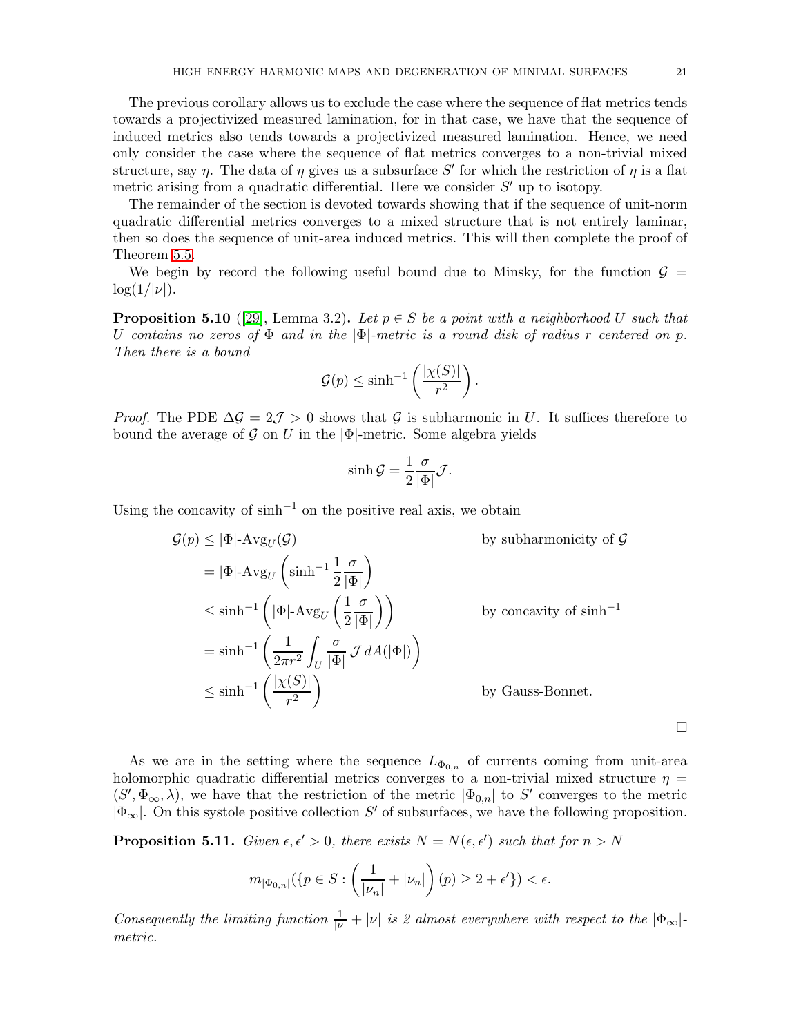The previous corollary allows us to exclude the case where the sequence of flat metrics tends towards a projectivized measured lamination, for in that case, we have that the sequence of induced metrics also tends towards a projectivized measured lamination. Hence, we need only consider the case where the sequence of flat metrics converges to a non-trivial mixed structure, say $\eta$. The data of $\eta$ gives us a subsurface $S'$ for which the restriction of $\eta$ is a flat metric arising from a quadratic differential. Here we consider $S'$ up to isotopy.

The remainder of the section is devoted towards showing that if the sequence of unit-norm quadratic differential metrics converges to a mixed structure that is not entirely laminar, then so does the sequence of unit-area induced metrics. This will then complete the proof of Theorem 5.5.

We begin by record the following useful bound due to Minsky, for the function $\mathcal{G} = \log(1/|\nu|)$.

**Proposition 5.10** ([29], Lemma 3.2)**.** *Let $p \in S$ be a point with a neighborhood $U$ such that $U$ contains no zeros of $\Phi$ and in the $|\Phi|$-metric is a round disk of radius $r$ centered on $p$. Then there is a bound*

$$\mathcal{G}(p) \leq \sinh^{-1}\left(\frac{|\chi(S)|}{r^2}\right).$$

*Proof.* The PDE $\Delta\mathcal{G} = 2\mathcal{J} > 0$ shows that $\mathcal{G}$ is subharmonic in $U$. It suffices therefore to bound the average of $\mathcal{G}$ on $U$ in the $|\Phi|$-metric. Some algebra yields

$$\sinh \mathcal{G} = \frac{1}{2}\frac{\sigma}{|\Phi|}\mathcal{J}.$$

Using the concavity of $\sinh^{-1}$ on the positive real axis, we obtain

$$\begin{aligned}
\mathcal{G}(p) &\leq |\Phi|\text{-Avg}_U(\mathcal{G}) && \text{by subharmonicity of } \mathcal{G} \\
&= |\Phi|\text{-Avg}_U\left(\sinh^{-1}\frac{1}{2}\frac{\sigma}{|\Phi|}\right) \\
&\leq \sinh^{-1}\left(|\Phi|\text{-Avg}_U\left(\frac{1}{2}\frac{\sigma}{|\Phi|}\right)\right) && \text{by concavity of } \sinh^{-1} \\
&= \sinh^{-1}\left(\frac{1}{2\pi r^2}\int_U \frac{\sigma}{|\Phi|}\,\mathcal{J}\,dA(|\Phi|)\right) \\
&\leq \sinh^{-1}\left(\frac{|\chi(S)|}{r^2}\right) && \text{by Gauss-Bonnet.}
\end{aligned}$$

□

As we are in the setting where the sequence $L_{\Phi_{0,n}}$ of currents coming from unit-area holomorphic quadratic differential metrics converges to a non-trivial mixed structure $\eta = (S', \Phi_\infty, \lambda)$, we have that the restriction of the metric $|\Phi_{0,n}|$ to $S'$ converges to the metric $|\Phi_\infty|$. On this systole positive collection $S'$ of subsurfaces, we have the following proposition.

**Proposition 5.11.** *Given $\epsilon, \epsilon' > 0$, there exists $N = N(\epsilon, \epsilon')$ such that for $n > N$*

$$m_{|\Phi_{0,n}|}(\{p \in S : \left(\frac{1}{|\nu_n|} + |\nu_n|\right)(p) \geq 2 + \epsilon'\}) < \epsilon.$$

*Consequently the limiting function $\frac{1}{|\nu|} + |\nu|$ is 2 almost everywhere with respect to the $|\Phi_\infty|$-metric.*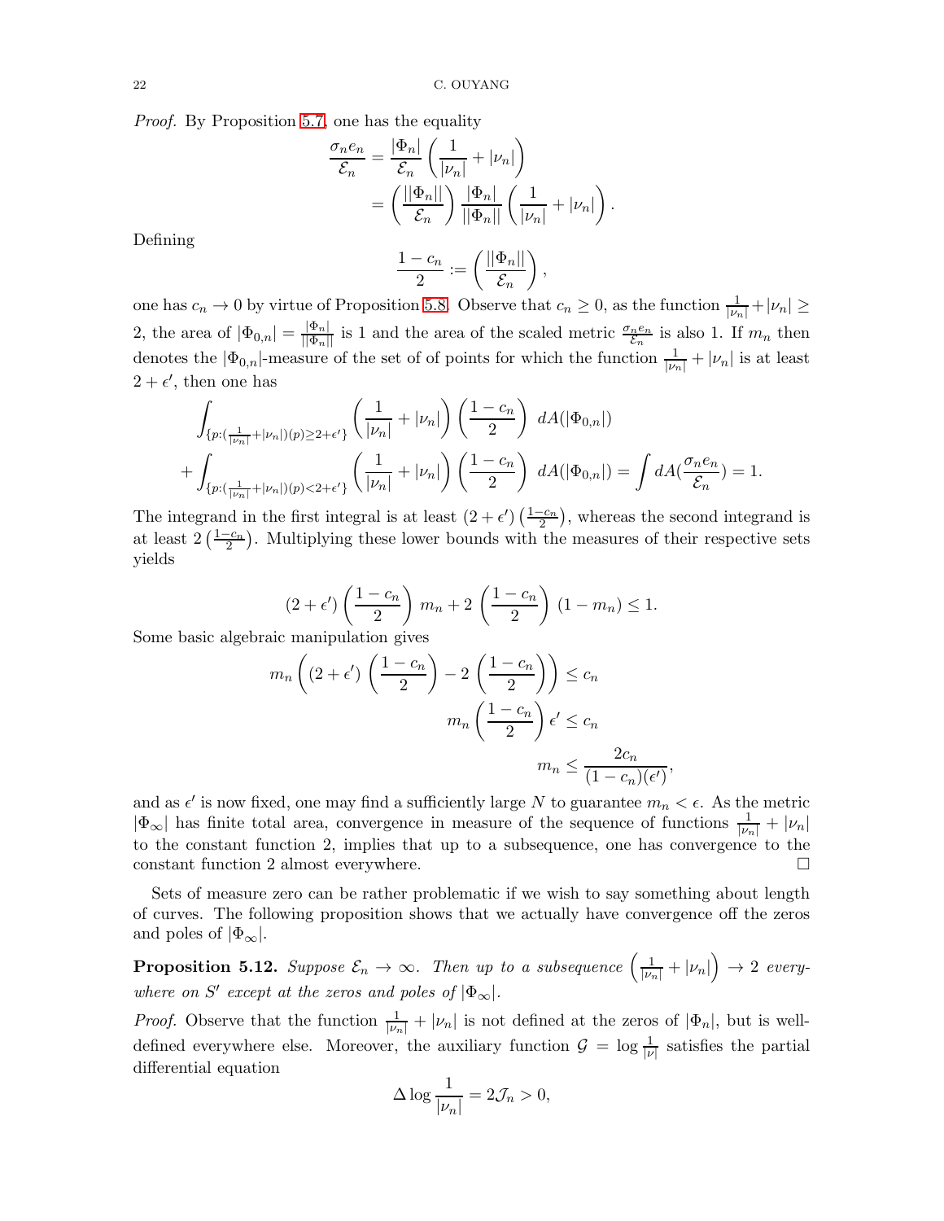*Proof.* By Proposition 5.7, one has the equality

$$\frac{\sigma_n e_n}{\mathcal{E}_n} = \frac{|\Phi_n|}{\mathcal{E}_n}\left(\frac{1}{|\nu_n|} + |\nu_n|\right)$$
$$= \left(\frac{||\Phi_n||}{\mathcal{E}_n}\right)\frac{|\Phi_n|}{||\Phi_n||}\left(\frac{1}{|\nu_n|} + |\nu_n|\right).$$

Defining

$$\frac{1-c_n}{2} := \left(\frac{||\Phi_n||}{\mathcal{E}_n}\right),$$

one has $c_n \to 0$ by virtue of Proposition 5.8. Observe that $c_n \geq 0$, as the function $\frac{1}{|\nu_n|} + |\nu_n| \geq 2$, the area of $|\Phi_{0,n}| = \frac{|\Phi_n|}{||\Phi_n||}$ is 1 and the area of the scaled metric $\frac{\sigma_n e_n}{\mathcal{E}_n}$ is also 1. If $m_n$ then denotes the $|\Phi_{0,n}|$-measure of the set of of points for which the function $\frac{1}{|\nu_n|} + |\nu_n|$ is at least $2 + \epsilon'$, then one has

$$\int_{\{p:(\frac{1}{|\nu_n|}+|\nu_n|)(p)\geq 2+\epsilon'\}}\left(\frac{1}{|\nu_n|} + |\nu_n|\right)\left(\frac{1-c_n}{2}\right)\, dA(|\Phi_{0,n}|)$$
$$+\int_{\{p:(\frac{1}{|\nu_n|}+|\nu_n|)(p)< 2+\epsilon'\}}\left(\frac{1}{|\nu_n|} + |\nu_n|\right)\left(\frac{1-c_n}{2}\right)\, dA(|\Phi_{0,n}|) = \int dA(\frac{\sigma_n e_n}{\mathcal{E}_n}) = 1.$$

The integrand in the first integral is at least $(2+\epsilon')\left(\frac{1-c_n}{2}\right)$, whereas the second integrand is at least $2\left(\frac{1-c_n}{2}\right)$. Multiplying these lower bounds with the measures of their respective sets yields

$$(2+\epsilon')\left(\frac{1-c_n}{2}\right) m_n + 2\left(\frac{1-c_n}{2}\right)(1-m_n) \leq 1.$$

Some basic algebraic manipulation gives

$$m_n\left((2+\epsilon')\left(\frac{1-c_n}{2}\right) - 2\left(\frac{1-c_n}{2}\right)\right) \leq c_n$$
$$m_n\left(\frac{1-c_n}{2}\right)\epsilon' \leq c_n$$
$$m_n \leq \frac{2c_n}{(1-c_n)(\epsilon')},$$

and as $\epsilon'$ is now fixed, one may find a sufficiently large $N$ to guarantee $m_n < \epsilon$. As the metric $|\Phi_\infty|$ has finite total area, convergence in measure of the sequence of functions $\frac{1}{|\nu_n|} + |\nu_n|$ to the constant function 2, implies that up to a subsequence, one has convergence to the constant function 2 almost everywhere. □

Sets of measure zero can be rather problematic if we wish to say something about length of curves. The following proposition shows that we actually have convergence off the zeros and poles of $|\Phi_\infty|$.

**Proposition 5.12.** *Suppose $\mathcal{E}_n \to \infty$. Then up to a subsequence $\left(\frac{1}{|\nu_n|} + |\nu_n|\right) \to 2$ everywhere on $S'$ except at the zeros and poles of $|\Phi_\infty|$.*

*Proof.* Observe that the function $\frac{1}{|\nu_n|} + |\nu_n|$ is not defined at the zeros of $|\Phi_n|$, but is well-defined everywhere else. Moreover, the auxiliary function $\mathcal{G} = \log\frac{1}{|\nu|}$ satisfies the partial differential equation

$$\Delta \log\frac{1}{|\nu_n|} = 2\mathcal{J}_n > 0,$$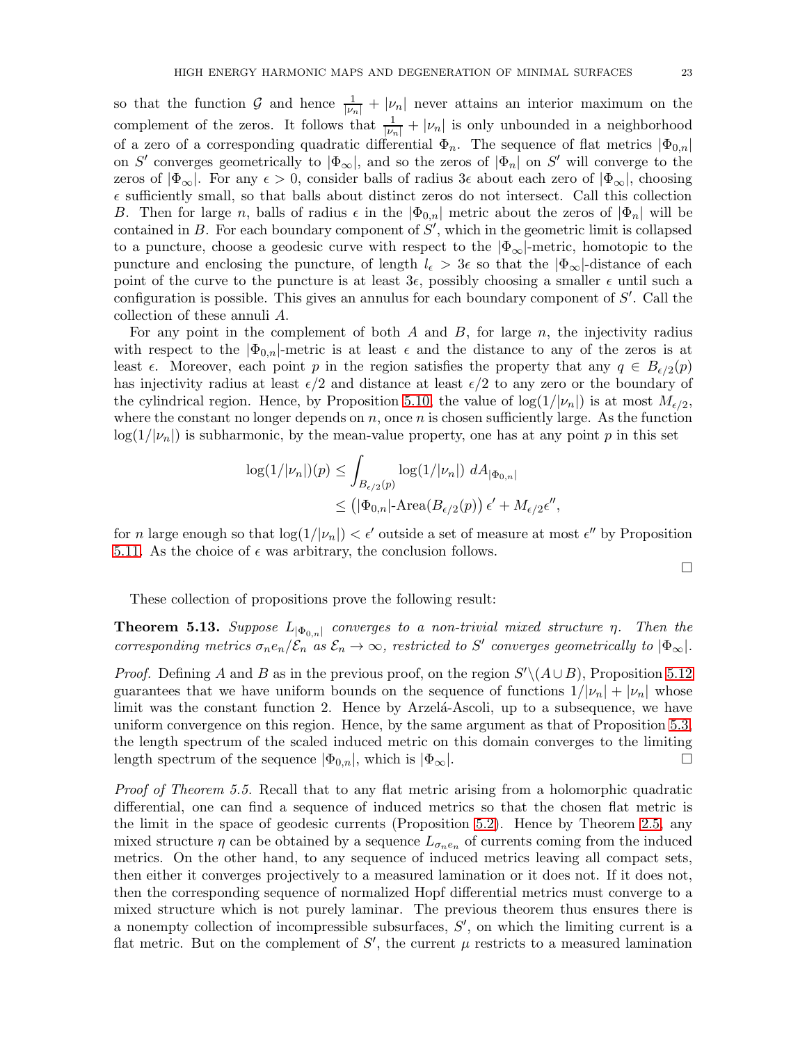so that the function $\mathcal{G}$ and hence $\frac{1}{|\nu_n|} + |\nu_n|$ never attains an interior maximum on the complement of the zeros. It follows that $\frac{1}{|\nu_n|} + |\nu_n|$ is only unbounded in a neighborhood of a zero of a corresponding quadratic differential $\Phi_n$. The sequence of flat metrics $|\Phi_{0,n}|$ on $S'$ converges geometrically to $|\Phi_\infty|$, and so the zeros of $|\Phi_n|$ on $S'$ will converge to the zeros of $|\Phi_\infty|$. For any $\epsilon > 0$, consider balls of radius $3\epsilon$ about each zero of $|\Phi_\infty|$, choosing $\epsilon$ sufficiently small, so that balls about distinct zeros do not intersect. Call this collection $B$. Then for large $n$, balls of radius $\epsilon$ in the $|\Phi_{0,n}|$ metric about the zeros of $|\Phi_n|$ will be contained in $B$. For each boundary component of $S'$, which in the geometric limit is collapsed to a puncture, choose a geodesic curve with respect to the $|\Phi_\infty|$-metric, homotopic to the puncture and enclosing the puncture, of length $l_\epsilon > 3\epsilon$ so that the $|\Phi_\infty|$-distance of each point of the curve to the puncture is at least $3\epsilon$, possibly choosing a smaller $\epsilon$ until such a configuration is possible. This gives an annulus for each boundary component of $S'$. Call the collection of these annuli $A$.

For any point in the complement of both $A$ and $B$, for large $n$, the injectivity radius with respect to the $|\Phi_{0,n}|$-metric is at least $\epsilon$ and the distance to any of the zeros is at least $\epsilon$. Moreover, each point $p$ in the region satisfies the property that any $q \in B_{\epsilon/2}(p)$ has injectivity radius at least $\epsilon/2$ and distance at least $\epsilon/2$ to any zero or the boundary of the cylindrical region. Hence, by Proposition 5.10, the value of $\log(1/|\nu_n|)$ is at most $M_{\epsilon/2}$, where the constant no longer depends on $n$, once $n$ is chosen sufficiently large. As the function $\log(1/|\nu_n|)$ is subharmonic, by the mean-value property, one has at any point $p$ in this set

$$
\begin{aligned}
\log(1/|\nu_n|)(p) &\leq \int_{B_{\epsilon/2}(p)} \log(1/|\nu_n|)\ dA_{|\Phi_{0,n}|} \\
&\leq \left(|\Phi_{0,n}|\text{-Area}(B_{\epsilon/2}(p))\right)\epsilon' + M_{\epsilon/2}\epsilon'',
\end{aligned}
$$

for $n$ large enough so that $\log(1/|\nu_n|) < \epsilon'$ outside a set of measure at most $\epsilon''$ by Proposition 5.11. As the choice of $\epsilon$ was arbitrary, the conclusion follows. □

These collection of propositions prove the following result:

**Theorem 5.13.** *Suppose $L_{|\Phi_{0,n}|}$ converges to a non-trivial mixed structure $\eta$. Then the corresponding metrics $\sigma_n e_n/\mathcal{E}_n$ as $\mathcal{E}_n \to \infty$, restricted to $S'$ converges geometrically to $|\Phi_\infty|$.*

*Proof.* Defining $A$ and $B$ as in the previous proof, on the region $S' \backslash (A \cup B)$, Proposition 5.12 guarantees that we have uniform bounds on the sequence of functions $1/|\nu_n| + |\nu_n|$ whose limit was the constant function 2. Hence by Arzelá-Ascoli, up to a subsequence, we have uniform convergence on this region. Hence, by the same argument as that of Proposition 5.3, the length spectrum of the scaled induced metric on this domain converges to the limiting length spectrum of the sequence $|\Phi_{0,n}|$, which is $|\Phi_\infty|$. □

*Proof of Theorem 5.5.* Recall that to any flat metric arising from a holomorphic quadratic differential, one can find a sequence of induced metrics so that the chosen flat metric is the limit in the space of geodesic currents (Proposition 5.2). Hence by Theorem 2.5, any mixed structure $\eta$ can be obtained by a sequence $L_{\sigma_n e_n}$ of currents coming from the induced metrics. On the other hand, to any sequence of induced metrics leaving all compact sets, then either it converges projectively to a measured lamination or it does not. If it does not, then the corresponding sequence of normalized Hopf differential metrics must converge to a mixed structure which is not purely laminar. The previous theorem thus ensures there is a nonempty collection of incompressible subsurfaces, $S'$, on which the limiting current is a flat metric. But on the complement of $S'$, the current $\mu$ restricts to a measured lamination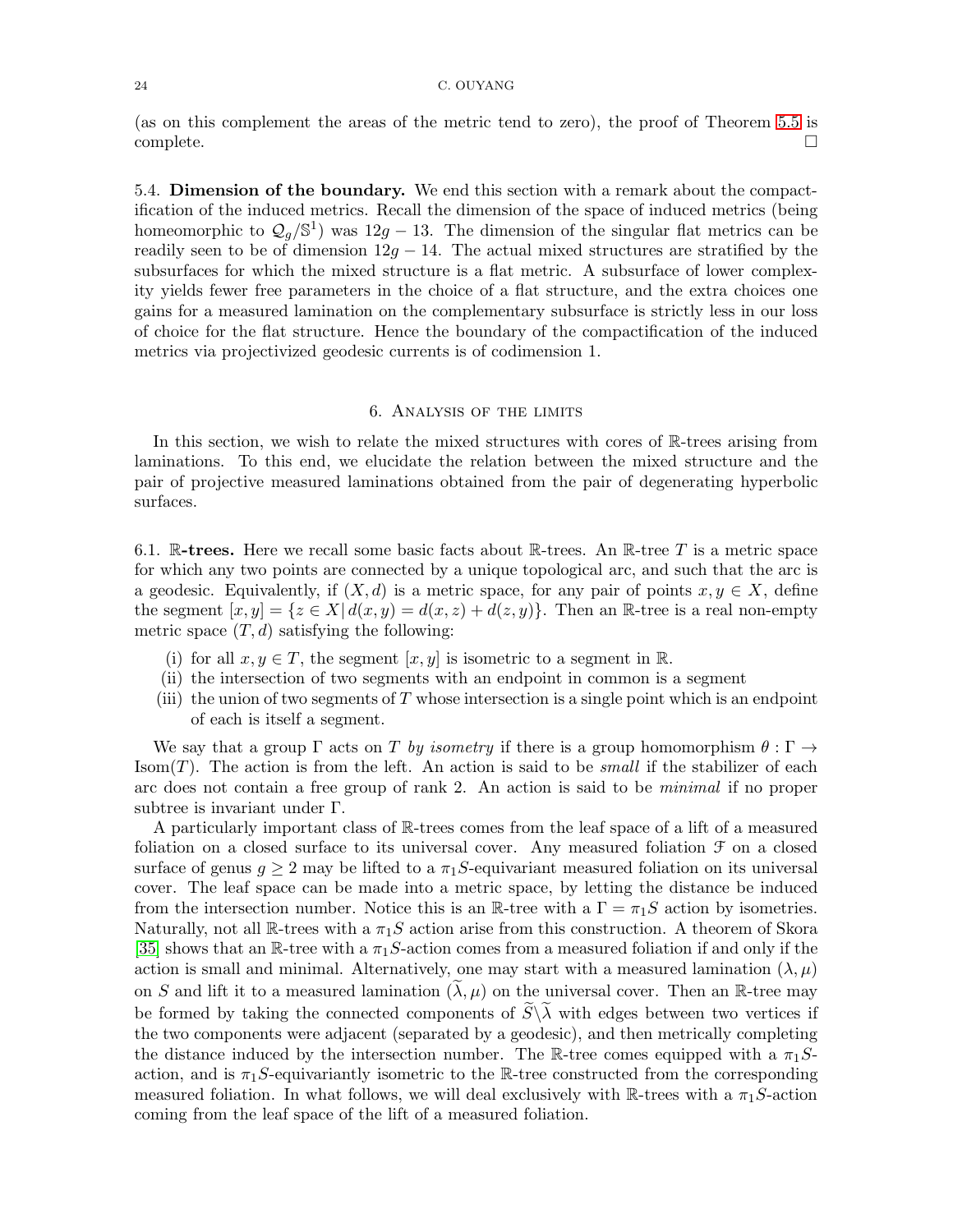(as on this complement the areas of the metric tend to zero), the proof of Theorem 5.5 is complete. □

### 5.4. Dimension of the boundary.

We end this section with a remark about the compactification of the induced metrics. Recall the dimension of the space of induced metrics (being homeomorphic to $\mathcal{Q}_g/\mathbb{S}^1$) was $12g - 13$. The dimension of the singular flat metrics can be readily seen to be of dimension $12g - 14$. The actual mixed structures are stratified by the subsurfaces for which the mixed structure is a flat metric. A subsurface of lower complexity yields fewer free parameters in the choice of a flat structure, and the extra choices one gains for a measured lamination on the complementary subsurface is strictly less in our loss of choice for the flat structure. Hence the boundary of the compactification of the induced metrics via projectivized geodesic currents is of codimension 1.

## 6. Analysis of the limits

In this section, we wish to relate the mixed structures with cores of $\mathbb{R}$-trees arising from laminations. To this end, we elucidate the relation between the mixed structure and the pair of projective measured laminations obtained from the pair of degenerating hyperbolic surfaces.

### 6.1. $\mathbb{R}$-trees.

Here we recall some basic facts about $\mathbb{R}$-trees. An $\mathbb{R}$-tree $T$ is a metric space for which any two points are connected by a unique topological arc, and such that the arc is a geodesic. Equivalently, if $(X, d)$ is a metric space, for any pair of points $x, y \in X$, define the segment $[x, y] = \{z \in X \,|\, d(x, y) = d(x, z) + d(z, y)\}$. Then an $\mathbb{R}$-tree is a real non-empty metric space $(T, d)$ satisfying the following:

- (i) for all $x, y \in T$, the segment $[x, y]$ is isometric to a segment in $\mathbb{R}$.
- (ii) the intersection of two segments with an endpoint in common is a segment
- (iii) the union of two segments of $T$ whose intersection is a single point which is an endpoint of each is itself a segment.

We say that a group $\Gamma$ acts on $T$ *by isometry* if there is a group homomorphism $\theta : \Gamma \to \mathrm{Isom}(T)$. The action is from the left. An action is said to be *small* if the stabilizer of each arc does not contain a free group of rank 2. An action is said to be *minimal* if no proper subtree is invariant under $\Gamma$.

A particularly important class of $\mathbb{R}$-trees comes from the leaf space of a lift of a measured foliation on a closed surface to its universal cover. Any measured foliation $\mathcal{F}$ on a closed surface of genus $g \geq 2$ may be lifted to a $\pi_1 S$-equivariant measured foliation on its universal cover. The leaf space can be made into a metric space, by letting the distance be induced from the intersection number. Notice this is an $\mathbb{R}$-tree with a $\Gamma = \pi_1 S$ action by isometries. Naturally, not all $\mathbb{R}$-trees with a $\pi_1 S$ action arise from this construction. A theorem of Skora [35] shows that an $\mathbb{R}$-tree with a $\pi_1 S$-action comes from a measured foliation if and only if the action is small and minimal. Alternatively, one may start with a measured lamination $(\lambda, \mu)$ on $S$ and lift it to a measured lamination $(\widetilde{\lambda}, \mu)$ on the universal cover. Then an $\mathbb{R}$-tree may be formed by taking the connected components of $\widetilde{S} \backslash \widetilde{\lambda}$ with edges between two vertices if the two components were adjacent (separated by a geodesic), and then metrically completing the distance induced by the intersection number. The $\mathbb{R}$-tree comes equipped with a $\pi_1 S$-action, and is $\pi_1 S$-equivariantly isometric to the $\mathbb{R}$-tree constructed from the corresponding measured foliation. In what follows, we will deal exclusively with $\mathbb{R}$-trees with a $\pi_1 S$-action coming from the leaf space of the lift of a measured foliation.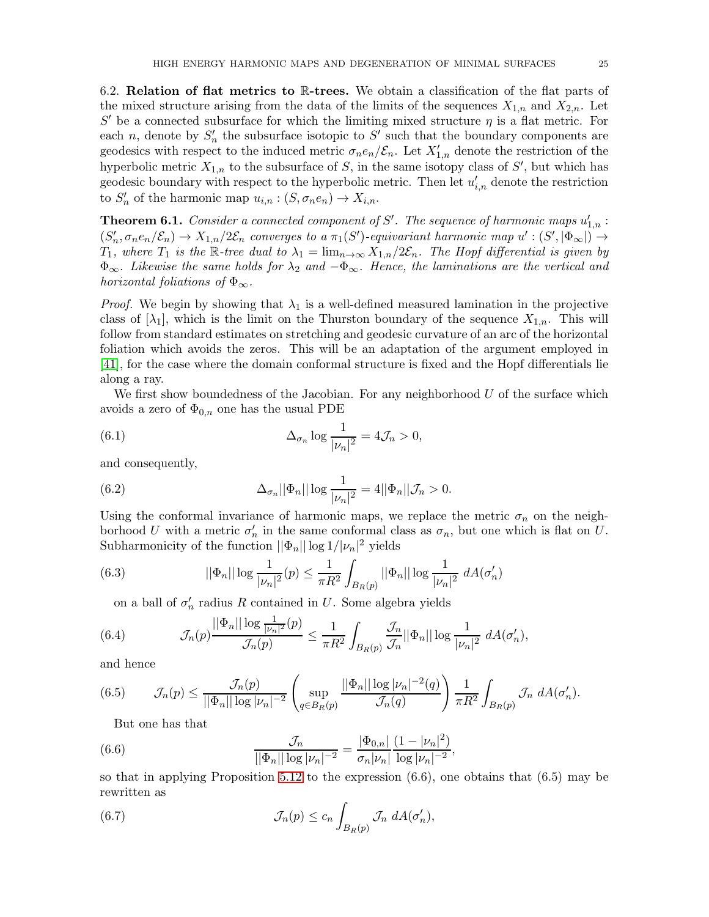6.2. **Relation of flat metrics to $\mathbb{R}$-trees.** We obtain a classification of the flat parts of the mixed structure arising from the data of the limits of the sequences $X_{1,n}$ and $X_{2,n}$. Let $S'$ be a connected subsurface for which the limiting mixed structure $\eta$ is a flat metric. For each $n$, denote by $S'_n$ the subsurface isotopic to $S'$ such that the boundary components are geodesics with respect to the induced metric $\sigma_n e_n/\mathcal{E}_n$. Let $X'_{1,n}$ denote the restriction of the hyperbolic metric $X_{1,n}$ to the subsurface of $S$, in the same isotopy class of $S'$, but which has geodesic boundary with respect to the hyperbolic metric. Then let $u'_{i,n}$ denote the restriction to $S'_n$ of the harmonic map $u_{i,n} : (S, \sigma_n e_n) \to X_{i,n}$.

**Theorem 6.1.** *Consider a connected component of $S'$. The sequence of harmonic maps $u'_{1,n} : (S'_n, \sigma_n e_n/\mathcal{E}_n) \to X_{1,n}/2\mathcal{E}_n$ converges to a $\pi_1(S')$-equivariant harmonic map $u' : (S', |\Phi_\infty|) \to T_1$, where $T_1$ is the $\mathbb{R}$-tree dual to $\lambda_1 = \lim_{n\to\infty} X_{1,n}/2\mathcal{E}_n$. The Hopf differential is given by $\Phi_\infty$. Likewise the same holds for $\lambda_2$ and $-\Phi_\infty$. Hence, the laminations are the vertical and horizontal foliations of $\Phi_\infty$.*

*Proof.* We begin by showing that $\lambda_1$ is a well-defined measured lamination in the projective class of $[\lambda_1]$, which is the limit on the Thurston boundary of the sequence $X_{1,n}$. This will follow from standard estimates on stretching and geodesic curvature of an arc of the horizontal foliation which avoids the zeros. This will be an adaptation of the argument employed in [41], for the case where the domain conformal structure is fixed and the Hopf differentials lie along a ray.

We first show boundedness of the Jacobian. For any neighborhood $U$ of the surface which avoids a zero of $\Phi_{0,n}$ one has the usual PDE

$$\Delta_{\sigma_n} \log \frac{1}{|\nu_n|^2} = 4\mathcal{J}_n > 0, \tag{6.1}$$

and consequently,

$$\Delta_{\sigma_n} ||\Phi_n|| \log \frac{1}{|\nu_n|^2} = 4||\Phi_n||\mathcal{J}_n > 0. \tag{6.2}$$

Using the conformal invariance of harmonic maps, we replace the metric $\sigma_n$ on the neighborhood $U$ with a metric $\sigma'_n$ in the same conformal class as $\sigma_n$, but one which is flat on $U$. Subharmonicity of the function $||\Phi_n|| \log 1/|\nu_n|^2$ yields

$$||\Phi_n|| \log \frac{1}{|\nu_n|^2}(p) \leq \frac{1}{\pi R^2} \int_{B_R(p)} ||\Phi_n|| \log \frac{1}{|\nu_n|^2}\, dA(\sigma'_n) \tag{6.3}$$

on a ball of $\sigma'_n$ radius $R$ contained in $U$. Some algebra yields

$$\mathcal{J}_n(p) \frac{||\Phi_n|| \log \frac{1}{|\nu_n|^2}(p)}{\mathcal{J}_n(p)} \leq \frac{1}{\pi R^2} \int_{B_R(p)} \frac{\mathcal{J}_n}{\mathcal{J}_n} ||\Phi_n|| \log \frac{1}{|\nu_n|^2}\, dA(\sigma'_n), \tag{6.4}$$

and hence

$$\mathcal{J}_n(p) \leq \frac{\mathcal{J}_n(p)}{||\Phi_n|| \log |\nu_n|^{-2}} \left( \sup_{q\in B_R(p)} \frac{||\Phi_n|| \log |\nu_n|^{-2}(q)}{\mathcal{J}_n(q)} \right) \frac{1}{\pi R^2} \int_{B_R(p)} \mathcal{J}_n\, dA(\sigma'_n). \tag{6.5}$$

But one has that

$$\frac{\mathcal{J}_n}{||\Phi_n|| \log |\nu_n|^{-2}} = \frac{|\Phi_{0,n}|}{\sigma_n |\nu_n|} \frac{(1 - |\nu_n|^2)}{\log |\nu_n|^{-2}}, \tag{6.6}$$

so that in applying Proposition 5.12 to the expression (6.6), one obtains that (6.5) may be rewritten as

$$\mathcal{J}_n(p) \leq c_n \int_{B_R(p)} \mathcal{J}_n\, dA(\sigma'_n), \tag{6.7}$$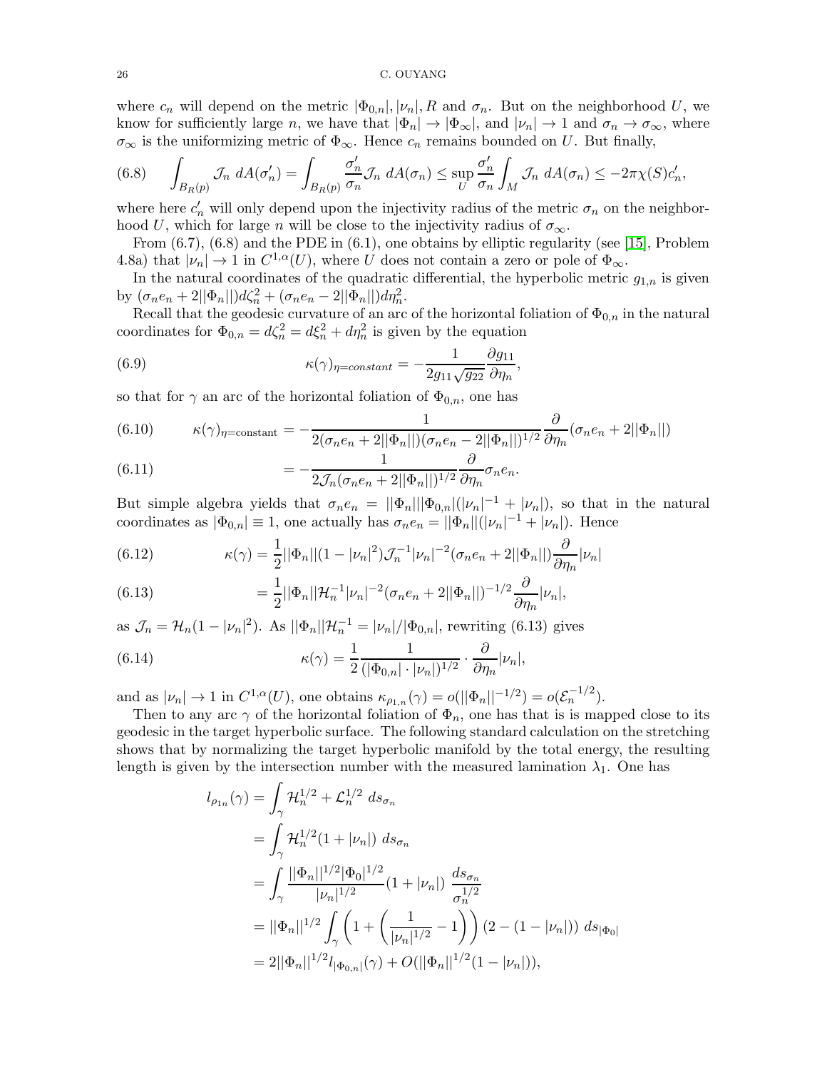where $c_n$ will depend on the metric $|\Phi_{0,n}|, |\nu_n|, R$ and $\sigma_n$. But on the neighborhood $U$, we know for sufficiently large $n$, we have that $|\Phi_n| \to |\Phi_\infty|$, and $|\nu_n| \to 1$ and $\sigma_n \to \sigma_\infty$, where $\sigma_\infty$ is the uniformizing metric of $\Phi_\infty$. Hence $c_n$ remains bounded on $U$. But finally,

$$\int_{B_R(p)} \mathcal{J}_n \; dA(\sigma_n') = \int_{B_R(p)} \frac{\sigma_n'}{\sigma_n} \mathcal{J}_n \; dA(\sigma_n) \leq \sup_U \frac{\sigma_n'}{\sigma_n} \int_M \mathcal{J}_n \; dA(\sigma_n) \leq -2\pi\chi(S) c_n', \tag{6.8}$$

where here $c_n'$ will only depend upon the injectivity radius of the metric $\sigma_n$ on the neighborhood $U$, which for large $n$ will be close to the injectivity radius of $\sigma_\infty$.

From (6.7), (6.8) and the PDE in (6.1), one obtains by elliptic regularity (see [15], Problem 4.8a) that $|\nu_n| \to 1$ in $C^{1,\alpha}(U)$, where $U$ does not contain a zero or pole of $\Phi_\infty$.

In the natural coordinates of the quadratic differential, the hyperbolic metric $g_{1,n}$ is given by $(\sigma_n e_n + 2||\Phi_n||) d\zeta_n^2 + (\sigma_n e_n - 2||\Phi_n||) d\eta_n^2$.

Recall that the geodesic curvature of an arc of the horizontal foliation of $\Phi_{0,n}$ in the natural coordinates for $\Phi_{0,n} = d\zeta_n^2 = d\xi_n^2 + d\eta_n^2$ is given by the equation

$$\kappa(\gamma)_{\eta = constant} = -\frac{1}{2g_{11}\sqrt{g_{22}}} \frac{\partial g_{11}}{\partial \eta_n}, \tag{6.9}$$

so that for $\gamma$ an arc of the horizontal foliation of $\Phi_{0,n}$, one has

$$\kappa(\gamma)_{\eta = \text{constant}} = -\frac{1}{2(\sigma_n e_n + 2||\Phi_n||)(\sigma_n e_n - 2||\Phi_n||)^{1/2}} \frac{\partial}{\partial \eta_n}(\sigma_n e_n + 2||\Phi_n||) \tag{6.10}$$

$$= -\frac{1}{2\mathcal{J}_n(\sigma_n e_n + 2||\Phi_n||)^{1/2}} \frac{\partial}{\partial \eta_n} \sigma_n e_n. \tag{6.11}$$

But simple algebra yields that $\sigma_n e_n = ||\Phi_n|| |\Phi_{0,n}| (|\nu_n|^{-1} + |\nu_n|)$, so that in the natural coordinates as $|\Phi_{0,n}| \equiv 1$, one actually has $\sigma_n e_n = ||\Phi_n|| (|\nu_n|^{-1} + |\nu_n|)$. Hence

$$\kappa(\gamma) = \frac{1}{2} ||\Phi_n|| (1 - |\nu_n|^2) \mathcal{J}_n^{-1} |\nu_n|^{-2} (\sigma_n e_n + 2||\Phi_n||) \frac{\partial}{\partial \eta_n} |\nu_n| \tag{6.12}$$

$$= \frac{1}{2} ||\Phi_n|| \mathcal{H}_n^{-1} |\nu_n|^{-2} (\sigma_n e_n + 2||\Phi_n||)^{-1/2} \frac{\partial}{\partial \eta_n} |\nu_n|, \tag{6.13}$$

as $\mathcal{J}_n = \mathcal{H}_n(1 - |\nu_n|^2)$. As $||\Phi_n|| \mathcal{H}_n^{-1} = |\nu_n| / |\Phi_{0,n}|$, rewriting (6.13) gives

$$\kappa(\gamma) = \frac{1}{2} \frac{1}{(|\Phi_{0,n}| \cdot |\nu_n|)^{1/2}} \cdot \frac{\partial}{\partial \eta_n} |\nu_n|, \tag{6.14}$$

and as $|\nu_n| \to 1$ in $C^{1,\alpha}(U)$, one obtains $\kappa_{\rho_{1,n}}(\gamma) = o(||\Phi_n||^{-1/2}) = o(\mathcal{E}_n^{-1/2})$.

Then to any arc $\gamma$ of the horizontal foliation of $\Phi_n$, one has that is is mapped close to its geodesic in the target hyperbolic surface. The following standard calculation on the stretching shows that by normalizing the target hyperbolic manifold by the total energy, the resulting length is given by the intersection number with the measured lamination $\lambda_1$. One has

$$\begin{aligned}
l_{\rho_{1n}}(\gamma) &= \int_\gamma \mathcal{H}_n^{1/2} + \mathcal{L}_n^{1/2} \; ds_{\sigma_n} \\
&= \int_\gamma \mathcal{H}_n^{1/2} (1 + |\nu_n|) \; ds_{\sigma_n} \\
&= \int_\gamma \frac{||\Phi_n||^{1/2} |\Phi_0|^{1/2}}{|\nu_n|^{1/2}} (1 + |\nu_n|) \; \frac{ds_{\sigma_n}}{\sigma_n^{1/2}} \\
&= ||\Phi_n||^{1/2} \int_\gamma \left(1 + \left(\frac{1}{|\nu_n|^{1/2}} - 1\right)\right) (2 - (1 - |\nu_n|)) \; ds_{|\Phi_0|} \\
&= 2||\Phi_n||^{1/2} l_{|\Phi_{0,n}|}(\gamma) + O(||\Phi_n||^{1/2}(1 - |\nu_n|)),
\end{aligned}$$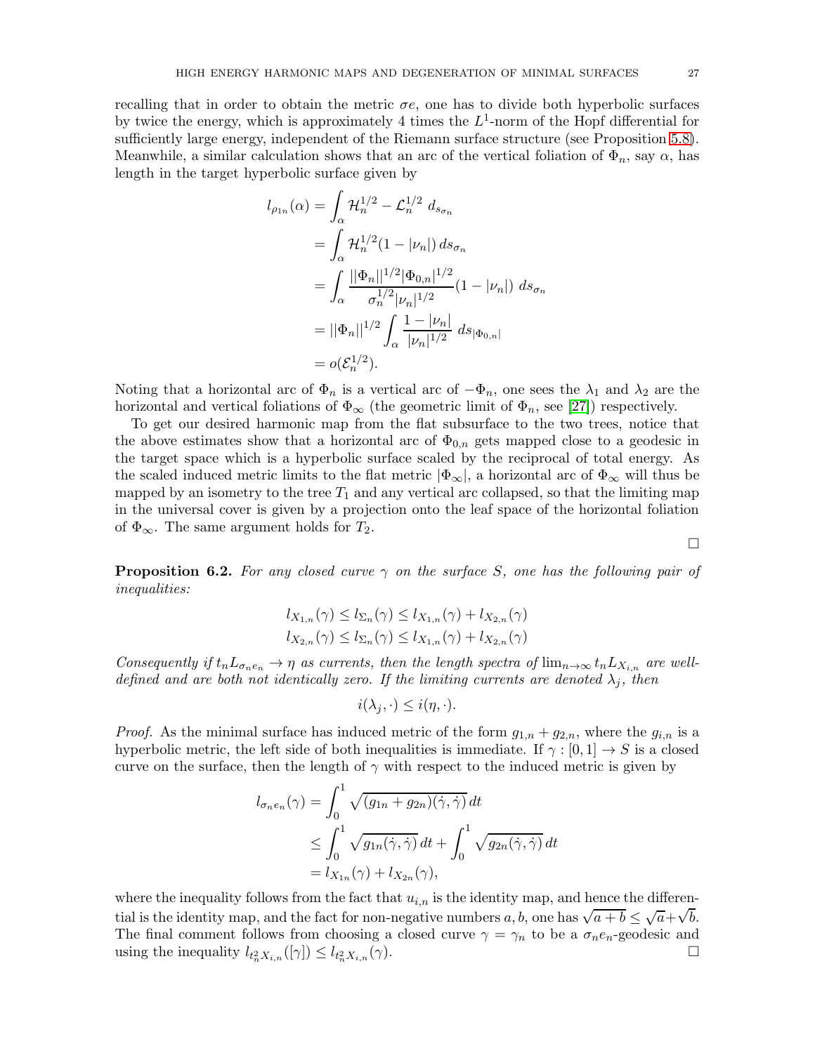recalling that in order to obtain the metric $\sigma e$, one has to divide both hyperbolic surfaces by twice the energy, which is approximately 4 times the $L^1$-norm of the Hopf differential for sufficiently large energy, independent of the Riemann surface structure (see Proposition 5.8). Meanwhile, a similar calculation shows that an arc of the vertical foliation of $\Phi_n$, say $\alpha$, has length in the target hyperbolic surface given by

$$
\begin{aligned}
l_{\rho_{1n}}(\alpha) &= \int_\alpha \mathcal{H}_n^{1/2} - \mathcal{L}_n^{1/2}\ d_{s_{\sigma_n}} \\
&= \int_\alpha \mathcal{H}_n^{1/2}(1-|\nu_n|)\, ds_{\sigma_n} \\
&= \int_\alpha \frac{||\Phi_n||^{1/2}|\Phi_{0,n}|^{1/2}}{\sigma_n^{1/2}|\nu_n|^{1/2}}(1-|\nu_n|)\ ds_{\sigma_n} \\
&= ||\Phi_n||^{1/2}\int_\alpha \frac{1-|\nu_n|}{|\nu_n|^{1/2}}\ ds_{|\Phi_{0,n}|} \\
&= o(\mathcal{E}_n^{1/2}).
\end{aligned}
$$

Noting that a horizontal arc of $\Phi_n$ is a vertical arc of $-\Phi_n$, one sees the $\lambda_1$ and $\lambda_2$ are the horizontal and vertical foliations of $\Phi_\infty$ (the geometric limit of $\Phi_n$, see [27]) respectively.

To get our desired harmonic map from the flat subsurface to the two trees, notice that the above estimates show that a horizontal arc of $\Phi_{0,n}$ gets mapped close to a geodesic in the target space which is a hyperbolic surface scaled by the reciprocal of total energy. As the scaled induced metric limits to the flat metric $|\Phi_\infty|$, a horizontal arc of $\Phi_\infty$ will thus be mapped by an isometry to the tree $T_1$ and any vertical arc collapsed, so that the limiting map in the universal cover is given by a projection onto the leaf space of the horizontal foliation of $\Phi_\infty$. The same argument holds for $T_2$. □

**Proposition 6.2.** *For any closed curve $\gamma$ on the surface $S$, one has the following pair of inequalities:*

$$
\begin{aligned}
l_{X_{1,n}}(\gamma) \le l_{\Sigma_n}(\gamma) \le l_{X_{1,n}}(\gamma) + l_{X_{2,n}}(\gamma) \\
l_{X_{2,n}}(\gamma) \le l_{\Sigma_n}(\gamma) \le l_{X_{1,n}}(\gamma) + l_{X_{2,n}}(\gamma)
\end{aligned}
$$

*Consequently if $t_n L_{\sigma_n e_n} \to \eta$ as currents, then the length spectra of $\lim_{n\to\infty} t_n L_{X_{i,n}}$ are well-defined and are both not identically zero. If the limiting currents are denoted $\lambda_j$, then*

$$
i(\lambda_j,\cdot) \le i(\eta,\cdot).
$$

*Proof.* As the minimal surface has induced metric of the form $g_{1,n}+g_{2,n}$, where the $g_{i,n}$ is a hyperbolic metric, the left side of both inequalities is immediate. If $\gamma:[0,1]\to S$ is a closed curve on the surface, then the length of $\gamma$ with respect to the induced metric is given by

$$
\begin{aligned}
l_{\sigma_n e_n}(\gamma) &= \int_0^1 \sqrt{(g_{1n}+g_{2n})(\dot\gamma,\dot\gamma)}\, dt \\
&\le \int_0^1 \sqrt{g_{1n}(\dot\gamma,\dot\gamma)}\, dt + \int_0^1 \sqrt{g_{2n}(\dot\gamma,\dot\gamma)}\, dt \\
&= l_{X_{1n}}(\gamma) + l_{X_{2n}}(\gamma),
\end{aligned}
$$

where the inequality follows from the fact that $u_{i,n}$ is the identity map, and hence the differential is the identity map, and the fact for non-negative numbers $a, b$, one has $\sqrt{a+b}\le\sqrt{a}+\sqrt{b}$. The final comment follows from choosing a closed curve $\gamma=\gamma_n$ to be a $\sigma_n e_n$-geodesic and using the inequality $l_{t_n^2 X_{i,n}}([\gamma]) \le l_{t_n^2 X_{i,n}}(\gamma)$. □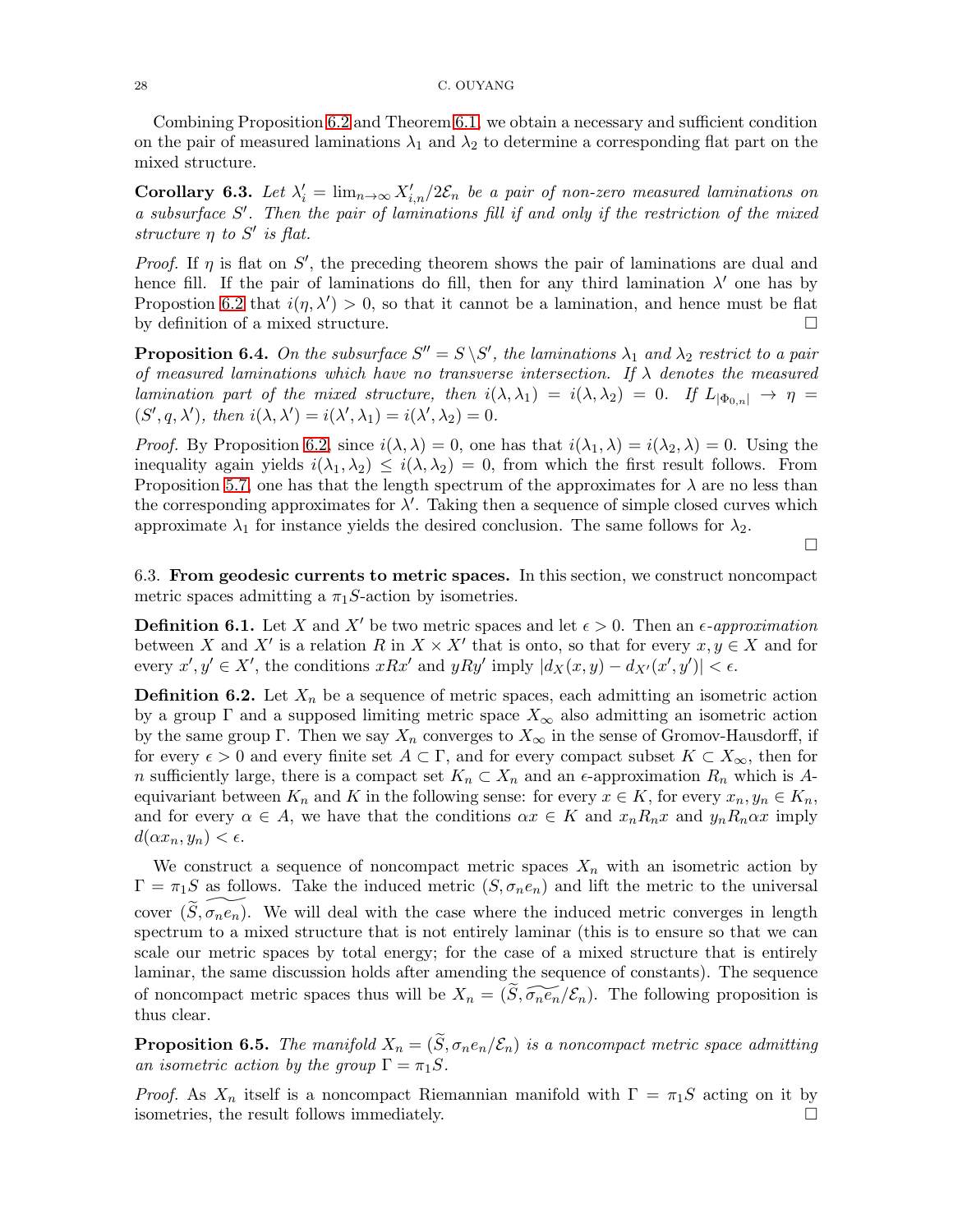Combining Proposition 6.2 and Theorem 6.1, we obtain a necessary and sufficient condition on the pair of measured laminations $\lambda_1$ and $\lambda_2$ to determine a corresponding flat part on the mixed structure.

**Corollary 6.3.** *Let $\lambda'_i = \lim_{n\to\infty} X'_{i,n}/2\mathcal{E}_n$ be a pair of non-zero measured laminations on a subsurface $S'$. Then the pair of laminations fill if and only if the restriction of the mixed structure $\eta$ to $S'$ is flat.*

*Proof.* If $\eta$ is flat on $S'$, the preceding theorem shows the pair of laminations are dual and hence fill. If the pair of laminations do fill, then for any third lamination $\lambda'$ one has by Propostion 6.2 that $i(\eta, \lambda') > 0$, so that it cannot be a lamination, and hence must be flat by definition of a mixed structure. $\square$

**Proposition 6.4.** *On the subsurface $S'' = S \setminus S'$, the laminations $\lambda_1$ and $\lambda_2$ restrict to a pair of measured laminations which have no transverse intersection. If $\lambda$ denotes the measured lamination part of the mixed structure, then $i(\lambda, \lambda_1) = i(\lambda, \lambda_2) = 0$. If $L_{|\Phi_{0,n}|} \to \eta = (S', q, \lambda')$, then $i(\lambda, \lambda') = i(\lambda', \lambda_1) = i(\lambda', \lambda_2) = 0$.*

*Proof.* By Proposition 6.2, since $i(\lambda, \lambda) = 0$, one has that $i(\lambda_1, \lambda) = i(\lambda_2, \lambda) = 0$. Using the inequality again yields $i(\lambda_1, \lambda_2) \leq i(\lambda, \lambda_2) = 0$, from which the first result follows. From Proposition 5.7, one has that the length spectrum of the approximates for $\lambda$ are no less than the corresponding approximates for $\lambda'$. Taking then a sequence of simple closed curves which approximate $\lambda_1$ for instance yields the desired conclusion. The same follows for $\lambda_2$.

$\square$

6.3. **From geodesic currents to metric spaces.** In this section, we construct noncompact metric spaces admitting a $\pi_1 S$-action by isometries.

**Definition 6.1.** Let $X$ and $X'$ be two metric spaces and let $\epsilon > 0$. Then an *$\epsilon$-approximation* between $X$ and $X'$ is a relation $R$ in $X \times X'$ that is onto, so that for every $x, y \in X$ and for every $x', y' \in X'$, the conditions $xRx'$ and $yRy'$ imply $|d_X(x, y) - d_{X'}(x', y')| < \epsilon$.

**Definition 6.2.** Let $X_n$ be a sequence of metric spaces, each admitting an isometric action by a group $\Gamma$ and a supposed limiting metric space $X_\infty$ also admitting an isometric action by the same group $\Gamma$. Then we say $X_n$ converges to $X_\infty$ in the sense of Gromov-Hausdorff, if for every $\epsilon > 0$ and every finite set $A \subset \Gamma$, and for every compact subset $K \subset X_\infty$, then for $n$ sufficiently large, there is a compact set $K_n \subset X_n$ and an $\epsilon$-approximation $R_n$ which is $A$-equivariant between $K_n$ and $K$ in the following sense: for every $x \in K$, for every $x_n, y_n \in K_n$, and for every $\alpha \in A$, we have that the conditions $\alpha x \in K$ and $x_n R_n x$ and $y_n R_n \alpha x$ imply $d(\alpha x_n, y_n) < \epsilon$.

We construct a sequence of noncompact metric spaces $X_n$ with an isometric action by $\Gamma = \pi_1 S$ as follows. Take the induced metric $(S, \sigma_n e_n)$ and lift the metric to the universal cover $(\widetilde{S}, \widetilde{\sigma_n e_n})$. We will deal with the case where the induced metric converges in length spectrum to a mixed structure that is not entirely laminar (this is to ensure so that we can scale our metric spaces by total energy; for the case of a mixed structure that is entirely laminar, the same discussion holds after amending the sequence of constants). The sequence of noncompact metric spaces thus will be $X_n = (\widetilde{S}, \widetilde{\sigma_n e_n}/\mathcal{E}_n)$. The following proposition is thus clear.

**Proposition 6.5.** *The manifold $X_n = (\widetilde{S}, \sigma_n e_n/\mathcal{E}_n)$ is a noncompact metric space admitting an isometric action by the group $\Gamma = \pi_1 S$.*

*Proof.* As $X_n$ itself is a noncompact Riemannian manifold with $\Gamma = \pi_1 S$ acting on it by isometries, the result follows immediately. $\square$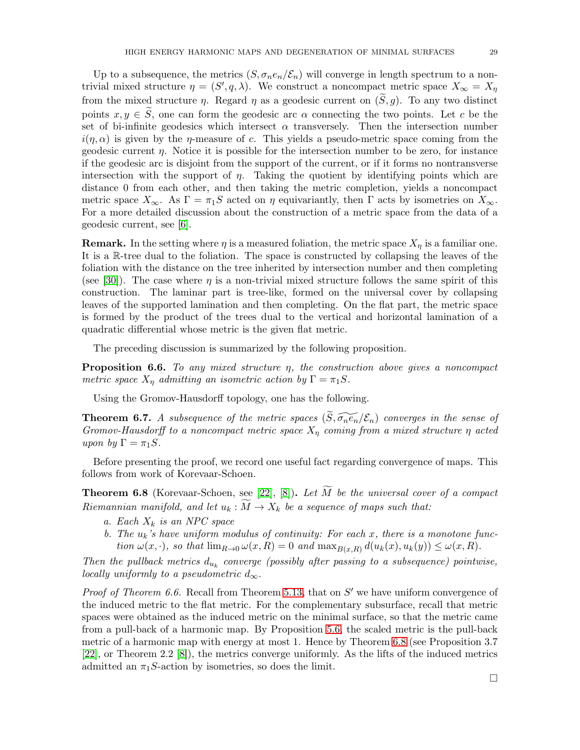Up to a subsequence, the metrics $(S, \sigma_n e_n/\mathcal{E}_n)$ will converge in length spectrum to a nontrivial mixed structure $\eta = (S', q, \lambda)$. We construct a noncompact metric space $X_\infty = X_\eta$ from the mixed structure $\eta$. Regard $\eta$ as a geodesic current on $(\widetilde{S}, g)$. To any two distinct points $x, y \in \widetilde{S}$, one can form the geodesic arc $\alpha$ connecting the two points. Let $c$ be the set of bi-infinite geodesics which intersect $\alpha$ transversely. Then the intersection number $i(\eta, \alpha)$ is given by the $\eta$-measure of $c$. This yields a pseudo-metric space coming from the geodesic current $\eta$. Notice it is possible for the intersection number to be zero, for instance if the geodesic arc is disjoint from the support of the current, or if it forms no nontransverse intersection with the support of $\eta$. Taking the quotient by identifying points which are distance 0 from each other, and then taking the metric completion, yields a noncompact metric space $X_\infty$. As $\Gamma = \pi_1 S$ acted on $\eta$ equivariantly, then $\Gamma$ acts by isometries on $X_\infty$. For a more detailed discussion about the construction of a metric space from the data of a geodesic current, see [6].

**Remark.** In the setting where $\eta$ is a measured foliation, the metric space $X_\eta$ is a familiar one. It is a $\mathbb{R}$-tree dual to the foliation. The space is constructed by collapsing the leaves of the foliation with the distance on the tree inherited by intersection number and then completing (see [30]). The case where $\eta$ is a non-trivial mixed structure follows the same spirit of this construction. The laminar part is tree-like, formed on the universal cover by collapsing leaves of the supported lamination and then completing. On the flat part, the metric space is formed by the product of the trees dual to the vertical and horizontal lamination of a quadratic differential whose metric is the given flat metric.

The preceding discussion is summarized by the following proposition.

**Proposition 6.6.** *To any mixed structure $\eta$, the construction above gives a noncompact metric space $X_\eta$ admitting an isometric action by $\Gamma = \pi_1 S$.*

Using the Gromov-Hausdorff topology, one has the following.

**Theorem 6.7.** *A subsequence of the metric spaces $(\widetilde{S}, \widetilde{\sigma_n e_n}/\mathcal{E}_n)$ converges in the sense of Gromov-Hausdorff to a noncompact metric space $X_\eta$ coming from a mixed structure $\eta$ acted upon by $\Gamma = \pi_1 S$.*

Before presenting the proof, we record one useful fact regarding convergence of maps. This follows from work of Korevaar-Schoen.

**Theorem 6.8** (Korevaar-Schoen, see [22], [8])**.** *Let $\widetilde{M}$ be the universal cover of a compact Riemannian manifold, and let $u_k : \widetilde{M} \to X_k$ be a sequence of maps such that:*

*a. Each $X_k$ is an NPC space*

*b. The $u_k$'s have uniform modulus of continuity: For each $x$, there is a monotone function $\omega(x, \cdot)$, so that $\lim_{R\to 0} \omega(x, R) = 0$ and $\max_{B(x,R)} d(u_k(x), u_k(y)) \leq \omega(x, R)$.*

*Then the pullback metrics $d_{u_k}$ converge (possibly after passing to a subsequence) pointwise, locally uniformly to a pseudometric $d_\infty$.*

*Proof of Theorem 6.6.* Recall from Theorem 5.13, that on $S'$ we have uniform convergence of the induced metric to the flat metric. For the complementary subsurface, recall that metric spaces were obtained as the induced metric on the minimal surface, so that the metric came from a pull-back of a harmonic map. By Proposition 5.6, the scaled metric is the pull-back metric of a harmonic map with energy at most 1. Hence by Theorem 6.8 (see Proposition 3.7 [22], or Theorem 2.2 [8]), the metrics converge uniformly. As the lifts of the induced metrics admitted an $\pi_1 S$-action by isometries, so does the limit.

$\square$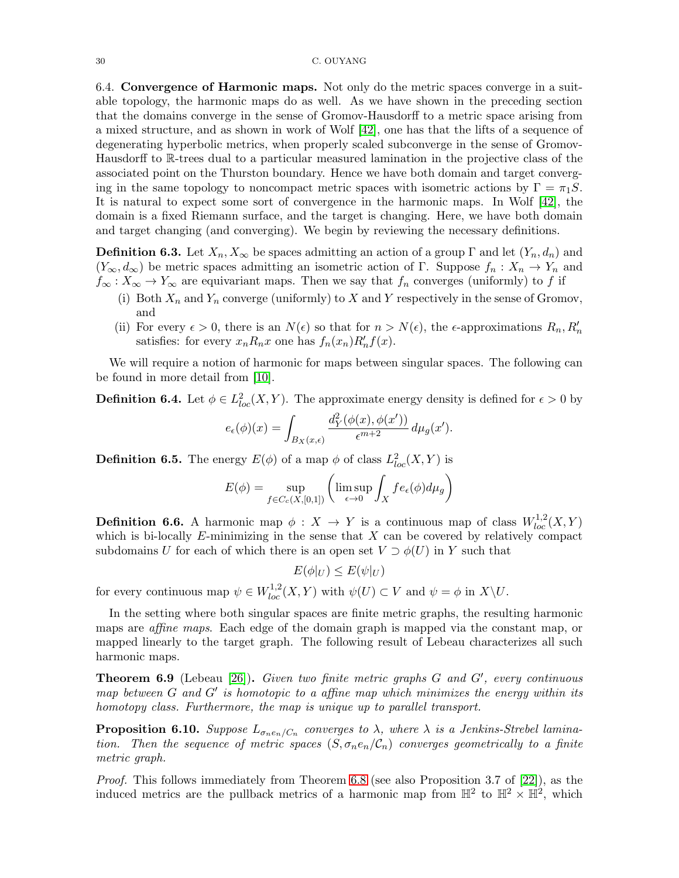### 6.4. Convergence of Harmonic maps.

Not only do the metric spaces converge in a suitable topology, the harmonic maps do as well. As we have shown in the preceding section that the domains converge in the sense of Gromov-Hausdorff to a metric space arising from a mixed structure, and as shown in work of Wolf [42], one has that the lifts of a sequence of degenerating hyperbolic metrics, when properly scaled subconverge in the sense of Gromov-Hausdorff to $\mathbb{R}$-trees dual to a particular measured lamination in the projective class of the associated point on the Thurston boundary. Hence we have both domain and target converging in the same topology to noncompact metric spaces with isometric actions by $\Gamma = \pi_1 S$. It is natural to expect some sort of convergence in the harmonic maps. In Wolf [42], the domain is a fixed Riemann surface, and the target is changing. Here, we have both domain and target changing (and converging). We begin by reviewing the necessary definitions.

**Definition 6.3.** Let $X_n, X_\infty$ be spaces admitting an action of a group $\Gamma$ and let $(Y_n, d_n)$ and $(Y_\infty, d_\infty)$ be metric spaces admitting an isometric action of $\Gamma$. Suppose $f_n : X_n \to Y_n$ and $f_\infty : X_\infty \to Y_\infty$ are equivariant maps. Then we say that $f_n$ converges (uniformly) to $f$ if

- (i) Both $X_n$ and $Y_n$ converge (uniformly) to $X$ and $Y$ respectively in the sense of Gromov, and
- (ii) For every $\epsilon > 0$, there is an $N(\epsilon)$ so that for $n > N(\epsilon)$, the $\epsilon$-approximations $R_n, R_n'$ satisfies: for every $x_n R_n x$ one has $f_n(x_n) R_n' f(x)$.

We will require a notion of harmonic for maps between singular spaces. The following can be found in more detail from [10].

**Definition 6.4.** Let $\phi \in L^2_{loc}(X, Y)$. The approximate energy density is defined for $\epsilon > 0$ by

$$e_\epsilon(\phi)(x) = \int_{B_X(x,\epsilon)} \frac{d_Y^2(\phi(x), \phi(x'))}{\epsilon^{m+2}} \, d\mu_g(x').$$

**Definition 6.5.** The energy $E(\phi)$ of a map $\phi$ of class $L^2_{loc}(X, Y)$ is

$$E(\phi) = \sup_{f \in C_c(X,[0,1])} \left( \limsup_{\epsilon \to 0} \int_X f e_\epsilon(\phi) d\mu_g \right)$$

**Definition 6.6.** A harmonic map $\phi : X \to Y$ is a continuous map of class $W^{1,2}_{loc}(X, Y)$ which is bi-locally $E$-minimizing in the sense that $X$ can be covered by relatively compact subdomains $U$ for each of which there is an open set $V \supset \phi(U)$ in $Y$ such that

$$E(\phi|_U) \leq E(\psi|_U)$$

for every continuous map $\psi \in W^{1,2}_{loc}(X, Y)$ with $\psi(U) \subset V$ and $\psi = \phi$ in $X \backslash U$.

In the setting where both singular spaces are finite metric graphs, the resulting harmonic maps are *affine maps*. Each edge of the domain graph is mapped via the constant map, or mapped linearly to the target graph. The following result of Lebeau characterizes all such harmonic maps.

**Theorem 6.9** (Lebeau [26]). *Given two finite metric graphs $G$ and $G'$, every continuous map between $G$ and $G'$ is homotopic to a affine map which minimizes the energy within its homotopy class. Furthermore, the map is unique up to parallel transport.*

**Proposition 6.10.** *Suppose $L_{\sigma_n e_n / C_n}$ converges to $\lambda$, where $\lambda$ is a Jenkins-Strebel lamination. Then the sequence of metric spaces $(S, \sigma_n e_n / \mathcal{C}_n)$ converges geometrically to a finite metric graph.*

*Proof.* This follows immediately from Theorem 6.8 (see also Proposition 3.7 of [22]), as the induced metrics are the pullback metrics of a harmonic map from $\mathbb{H}^2$ to $\mathbb{H}^2 \times \mathbb{H}^2$, which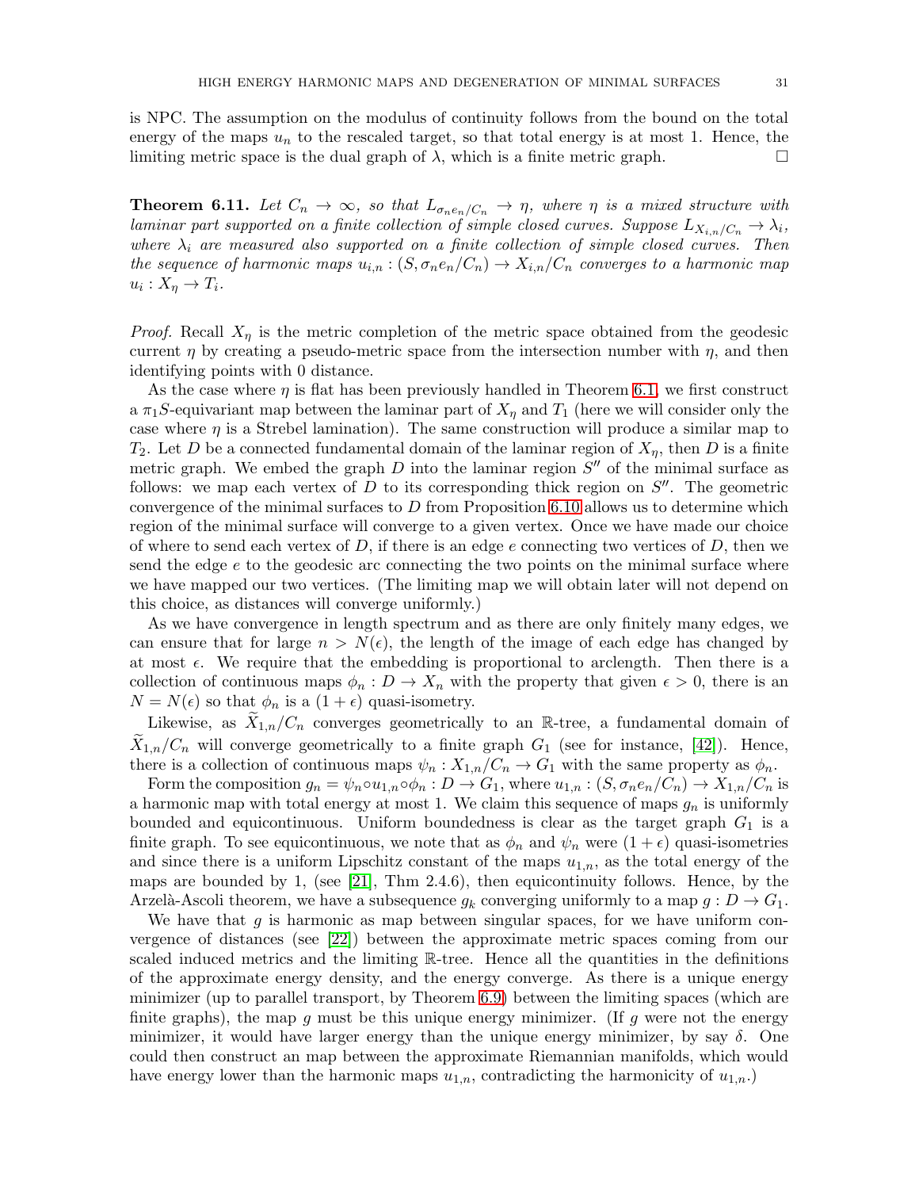is NPC. The assumption on the modulus of continuity follows from the bound on the total energy of the maps $u_n$ to the rescaled target, so that total energy is at most 1. Hence, the limiting metric space is the dual graph of $\lambda$, which is a finite metric graph. □

**Theorem 6.11.** *Let $C_n \to \infty$, so that $L_{\sigma_n e_n / C_n} \to \eta$, where $\eta$ is a mixed structure with laminar part supported on a finite collection of simple closed curves. Suppose $L_{X_{i,n}/C_n} \to \lambda_i$, where $\lambda_i$ are measured also supported on a finite collection of simple closed curves. Then the sequence of harmonic maps $u_{i,n} : (S, \sigma_n e_n / C_n) \to X_{i,n}/C_n$ converges to a harmonic map $u_i : X_\eta \to T_i$.*

*Proof.* Recall $X_\eta$ is the metric completion of the metric space obtained from the geodesic current $\eta$ by creating a pseudo-metric space from the intersection number with $\eta$, and then identifying points with 0 distance.

As the case where $\eta$ is flat has been previously handled in Theorem 6.1, we first construct a $\pi_1 S$-equivariant map between the laminar part of $X_\eta$ and $T_1$ (here we will consider only the case where $\eta$ is a Strebel lamination). The same construction will produce a similar map to $T_2$. Let $D$ be a connected fundamental domain of the laminar region of $X_\eta$, then $D$ is a finite metric graph. We embed the graph $D$ into the laminar region $S''$ of the minimal surface as follows: we map each vertex of $D$ to its corresponding thick region on $S''$. The geometric convergence of the minimal surfaces to $D$ from Proposition 6.10 allows us to determine which region of the minimal surface will converge to a given vertex. Once we have made our choice of where to send each vertex of $D$, if there is an edge $e$ connecting two vertices of $D$, then we send the edge $e$ to the geodesic arc connecting the two points on the minimal surface where we have mapped our two vertices. (The limiting map we will obtain later will not depend on this choice, as distances will converge uniformly.)

As we have convergence in length spectrum and as there are only finitely many edges, we can ensure that for large $n > N(\epsilon)$, the length of the image of each edge has changed by at most $\epsilon$. We require that the embedding is proportional to arclength. Then there is a collection of continuous maps $\phi_n : D \to X_n$ with the property that given $\epsilon > 0$, there is an $N = N(\epsilon)$ so that $\phi_n$ is a $(1+\epsilon)$ quasi-isometry.

Likewise, as $\widetilde{X}_{1,n}/C_n$ converges geometrically to an $\mathbb{R}$-tree, a fundamental domain of $\widetilde{X}_{1,n}/C_n$ will converge geometrically to a finite graph $G_1$ (see for instance, [42]). Hence, there is a collection of continuous maps $\psi_n : X_{1,n}/C_n \to G_1$ with the same property as $\phi_n$.

Form the composition $g_n = \psi_n \circ u_{1,n} \circ \phi_n : D \to G_1$, where $u_{1,n} : (S, \sigma_n e_n / C_n) \to X_{1,n}/C_n$ is a harmonic map with total energy at most 1. We claim this sequence of maps $g_n$ is uniformly bounded and equicontinuous. Uniform boundedness is clear as the target graph $G_1$ is a finite graph. To see equicontinuous, we note that as $\phi_n$ and $\psi_n$ were $(1+\epsilon)$ quasi-isometries and since there is a uniform Lipschitz constant of the maps $u_{1,n}$, as the total energy of the maps are bounded by 1, (see [21], Thm 2.4.6), then equicontinuity follows. Hence, by the Arzelà-Ascoli theorem, we have a subsequence $g_k$ converging uniformly to a map $g : D \to G_1$.

We have that $g$ is harmonic as map between singular spaces, for we have uniform convergence of distances (see [22]) between the approximate metric spaces coming from our scaled induced metrics and the limiting $\mathbb{R}$-tree. Hence all the quantities in the definitions of the approximate energy density, and the energy converge. As there is a unique energy minimizer (up to parallel transport, by Theorem 6.9) between the limiting spaces (which are finite graphs), the map $g$ must be this unique energy minimizer. (If $g$ were not the energy minimizer, it would have larger energy than the unique energy minimizer, by say $\delta$. One could then construct an map between the approximate Riemannian manifolds, which would have energy lower than the harmonic maps $u_{1,n}$, contradicting the harmonicity of $u_{1,n}$.)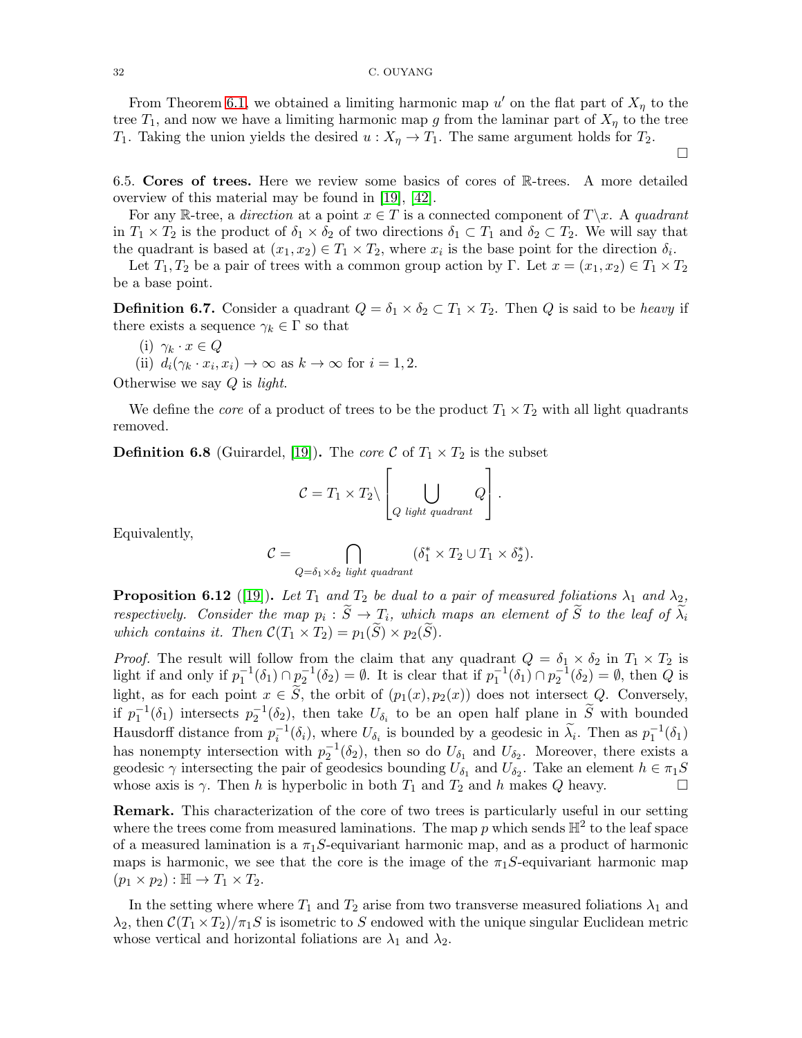From Theorem 6.1, we obtained a limiting harmonic map $u'$ on the flat part of $X_\eta$ to the tree $T_1$, and now we have a limiting harmonic map $g$ from the laminar part of $X_\eta$ to the tree $T_1$. Taking the union yields the desired $u : X_\eta \to T_1$. The same argument holds for $T_2$.

□

6.5. **Cores of trees.** Here we review some basics of cores of $\mathbb{R}$-trees. A more detailed overview of this material may be found in [19], [42].

For any $\mathbb{R}$-tree, a *direction* at a point $x \in T$ is a connected component of $T \backslash x$. A *quadrant* in $T_1 \times T_2$ is the product of $\delta_1 \times \delta_2$ of two directions $\delta_1 \subset T_1$ and $\delta_2 \subset T_2$. We will say that the quadrant is based at $(x_1, x_2) \in T_1 \times T_2$, where $x_i$ is the base point for the direction $\delta_i$.

Let $T_1, T_2$ be a pair of trees with a common group action by $\Gamma$. Let $x = (x_1, x_2) \in T_1 \times T_2$ be a base point.

**Definition 6.7.** Consider a quadrant $Q = \delta_1 \times \delta_2 \subset T_1 \times T_2$. Then $Q$ is said to be *heavy* if there exists a sequence $\gamma_k \in \Gamma$ so that

(i) $\gamma_k \cdot x \in Q$

(ii) $d_i(\gamma_k \cdot x_i, x_i) \to \infty$ as $k \to \infty$ for $i = 1, 2$.

Otherwise we say $Q$ is *light*.

We define the *core* of a product of trees to be the product $T_1 \times T_2$ with all light quadrants removed.

**Definition 6.8** (Guirardel, [19])**.** The *core* $\mathcal{C}$ of $T_1 \times T_2$ is the subset

$$\mathcal{C} = T_1 \times T_2 \backslash \left[ \bigcup_{Q \text{ light quadrant}} Q \right].$$

Equivalently,

$$\mathcal{C} = \bigcap_{Q = \delta_1 \times \delta_2 \text{ light quadrant}} (\delta_1^* \times T_2 \cup T_1 \times \delta_2^*).$$

**Proposition 6.12** ([19])**.** *Let $T_1$ and $T_2$ be dual to a pair of measured foliations $\lambda_1$ and $\lambda_2$, respectively. Consider the map $p_i : \widetilde{S} \to T_i$, which maps an element of $\widetilde{S}$ to the leaf of $\widetilde{\lambda}_i$ which contains it. Then $\mathcal{C}(T_1 \times T_2) = p_1(\widetilde{S}) \times p_2(\widetilde{S})$.*

*Proof.* The result will follow from the claim that any quadrant $Q = \delta_1 \times \delta_2$ in $T_1 \times T_2$ is light if and only if $p_1^{-1}(\delta_1) \cap p_2^{-1}(\delta_2) = \emptyset$. It is clear that if $p_1^{-1}(\delta_1) \cap p_2^{-1}(\delta_2) = \emptyset$, then $Q$ is light, as for each point $x \in \widetilde{S}$, the orbit of $(p_1(x), p_2(x))$ does not intersect $Q$. Conversely, if $p_1^{-1}(\delta_1)$ intersects $p_2^{-1}(\delta_2)$, then take $U_{\delta_i}$ to be an open half plane in $\widetilde{S}$ with bounded Hausdorff distance from $p_i^{-1}(\delta_i)$, where $U_{\delta_i}$ is bounded by a geodesic in $\widetilde{\lambda}_i$. Then as $p_1^{-1}(\delta_1)$ has nonempty intersection with $p_2^{-1}(\delta_2)$, then so do $U_{\delta_1}$ and $U_{\delta_2}$. Moreover, there exists a geodesic $\gamma$ intersecting the pair of geodesics bounding $U_{\delta_1}$ and $U_{\delta_2}$. Take an element $h \in \pi_1 S$ whose axis is $\gamma$. Then $h$ is hyperbolic in both $T_1$ and $T_2$ and $h$ makes $Q$ heavy. □

**Remark.** This characterization of the core of two trees is particularly useful in our setting where the trees come from measured laminations. The map $p$ which sends $\mathbb{H}^2$ to the leaf space of a measured lamination is a $\pi_1 S$-equivariant harmonic map, and as a product of harmonic maps is harmonic, we see that the core is the image of the $\pi_1 S$-equivariant harmonic map $(p_1 \times p_2) : \mathbb{H} \to T_1 \times T_2$.

In the setting where where $T_1$ and $T_2$ arise from two transverse measured foliations $\lambda_1$ and $\lambda_2$, then $\mathcal{C}(T_1 \times T_2)/\pi_1 S$ is isometric to $S$ endowed with the unique singular Euclidean metric whose vertical and horizontal foliations are $\lambda_1$ and $\lambda_2$.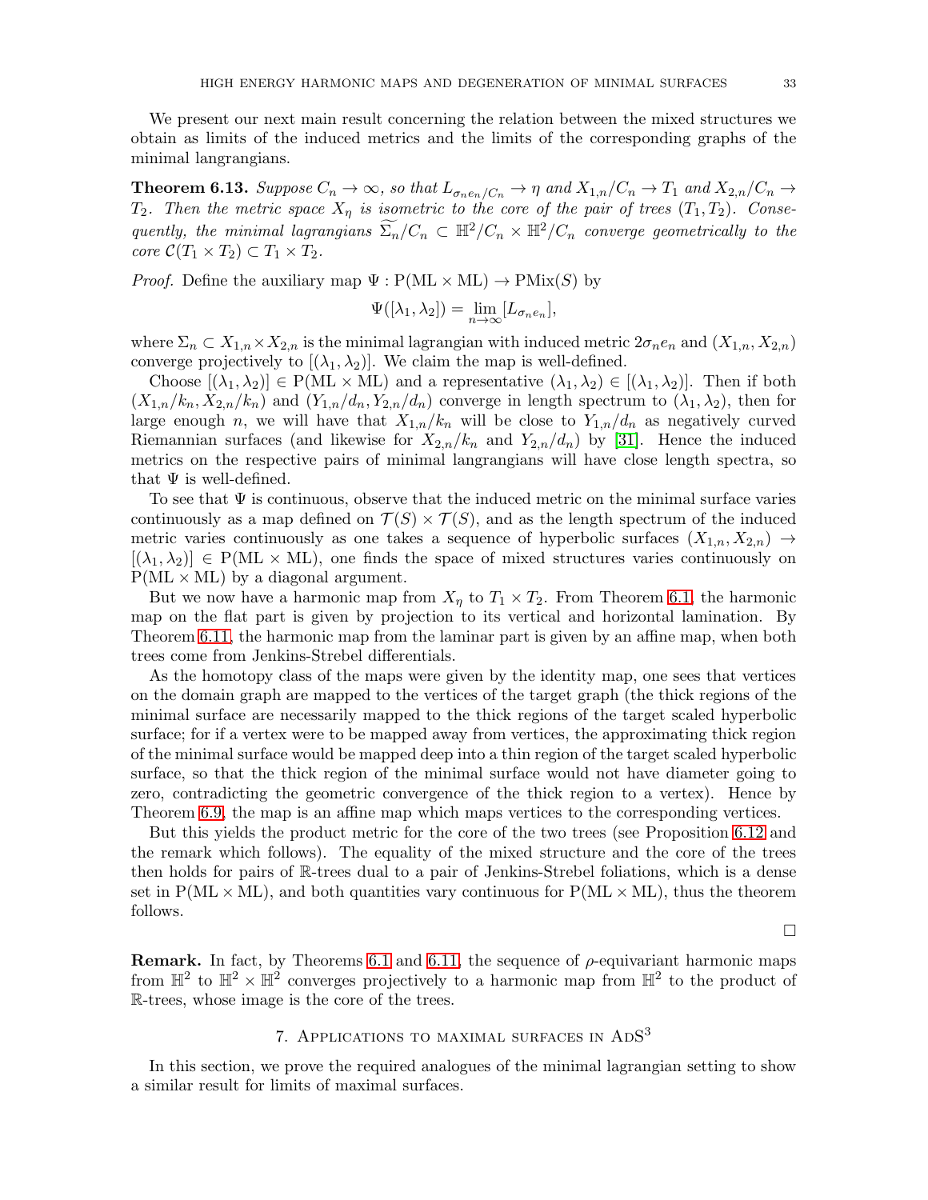We present our next main result concerning the relation between the mixed structures we obtain as limits of the induced metrics and the limits of the corresponding graphs of the minimal langrangians.

**Theorem 6.13.** *Suppose $C_n \to \infty$, so that $L_{\sigma_n e_n / C_n} \to \eta$ and $X_{1,n}/C_n \to T_1$ and $X_{2,n}/C_n \to T_2$. Then the metric space $X_\eta$ is isometric to the core of the pair of trees $(T_1, T_2)$. Consequently, the minimal lagrangians $\widetilde{\Sigma_n}/C_n \subset \mathbb{H}^2/C_n \times \mathbb{H}^2/C_n$ converge geometrically to the core $\mathcal{C}(T_1 \times T_2) \subset T_1 \times T_2$.*

*Proof.* Define the auxiliary map $\Psi : \mathrm{P}(\mathrm{ML} \times \mathrm{ML}) \to \mathrm{PMix}(S)$ by

$$\Psi([\lambda_1, \lambda_2]) = \lim_{n \to \infty} [L_{\sigma_n e_n}],$$

where $\Sigma_n \subset X_{1,n} \times X_{2,n}$ is the minimal lagrangian with induced metric $2\sigma_n e_n$ and $(X_{1,n}, X_{2,n})$ converge projectively to $[(\lambda_1, \lambda_2)]$. We claim the map is well-defined.

Choose $[(\lambda_1, \lambda_2)] \in \mathrm{P}(\mathrm{ML} \times \mathrm{ML})$ and a representative $(\lambda_1, \lambda_2) \in [(\lambda_1, \lambda_2)]$. Then if both $(X_{1,n}/k_n, X_{2,n}/k_n)$ and $(Y_{1,n}/d_n, Y_{2,n}/d_n)$ converge in length spectrum to $(\lambda_1, \lambda_2)$, then for large enough $n$, we will have that $X_{1,n}/k_n$ will be close to $Y_{1,n}/d_n$ as negatively curved Riemannian surfaces (and likewise for $X_{2,n}/k_n$ and $Y_{2,n}/d_n$) by [31]. Hence the induced metrics on the respective pairs of minimal langrangians will have close length spectra, so that $\Psi$ is well-defined.

To see that $\Psi$ is continuous, observe that the induced metric on the minimal surface varies continuously as a map defined on $\mathcal{T}(S) \times \mathcal{T}(S)$, and as the length spectrum of the induced metric varies continuously as one takes a sequence of hyperbolic surfaces $(X_{1,n}, X_{2,n}) \to [(\lambda_1, \lambda_2)] \in \mathrm{P}(\mathrm{ML} \times \mathrm{ML})$, one finds the space of mixed structures varies continuously on $\mathrm{P}(\mathrm{ML} \times \mathrm{ML})$ by a diagonal argument.

But we now have a harmonic map from $X_\eta$ to $T_1 \times T_2$. From Theorem 6.1, the harmonic map on the flat part is given by projection to its vertical and horizontal lamination. By Theorem 6.11, the harmonic map from the laminar part is given by an affine map, when both trees come from Jenkins-Strebel differentials.

As the homotopy class of the maps were given by the identity map, one sees that vertices on the domain graph are mapped to the vertices of the target graph (the thick regions of the minimal surface are necessarily mapped to the thick regions of the target scaled hyperbolic surface; for if a vertex were to be mapped away from vertices, the approximating thick region of the minimal surface would be mapped deep into a thin region of the target scaled hyperbolic surface, so that the thick region of the minimal surface would not have diameter going to zero, contradicting the geometric convergence of the thick region to a vertex). Hence by Theorem 6.9, the map is an affine map which maps vertices to the corresponding vertices.

But this yields the product metric for the core of the two trees (see Proposition 6.12 and the remark which follows). The equality of the mixed structure and the core of the trees then holds for pairs of $\mathbb{R}$-trees dual to a pair of Jenkins-Strebel foliations, which is a dense set in $\mathrm{P}(\mathrm{ML} \times \mathrm{ML})$, and both quantities vary continuous for $\mathrm{P}(\mathrm{ML} \times \mathrm{ML})$, thus the theorem follows.

∎

**Remark.** In fact, by Theorems 6.1 and 6.11, the sequence of $\rho$-equivariant harmonic maps from $\mathbb{H}^2$ to $\mathbb{H}^2 \times \mathbb{H}^2$ converges projectively to a harmonic map from $\mathbb{H}^2$ to the product of $\mathbb{R}$-trees, whose image is the core of the trees.

## 7. Applications to maximal surfaces in $\mathrm{AdS}^3$

In this section, we prove the required analogues of the minimal lagrangian setting to show a similar result for limits of maximal surfaces.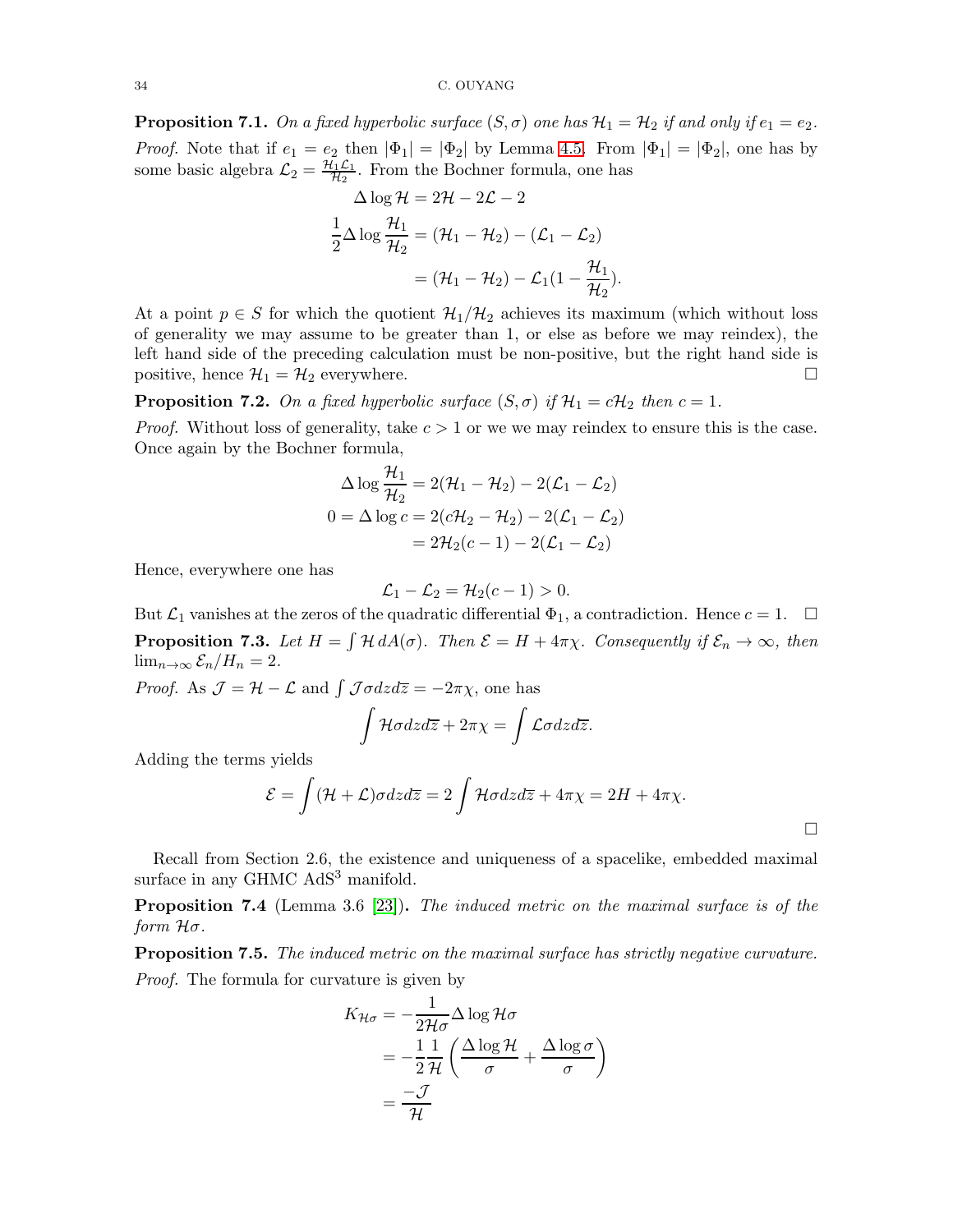**Proposition 7.1.** *On a fixed hyperbolic surface $(S, \sigma)$ one has $\mathcal{H}_1 = \mathcal{H}_2$ if and only if $e_1 = e_2$.*

*Proof.* Note that if $e_1 = e_2$ then $|\Phi_1| = |\Phi_2|$ by Lemma 4.5. From $|\Phi_1| = |\Phi_2|$, one has by some basic algebra $\mathcal{L}_2 = \frac{\mathcal{H}_1 \mathcal{L}_1}{\mathcal{H}_2}$. From the Bochner formula, one has

$$
\begin{aligned}
\Delta \log \mathcal{H} &= 2\mathcal{H} - 2\mathcal{L} - 2 \\
\frac{1}{2}\Delta \log \frac{\mathcal{H}_1}{\mathcal{H}_2} &= (\mathcal{H}_1 - \mathcal{H}_2) - (\mathcal{L}_1 - \mathcal{L}_2) \\
&= (\mathcal{H}_1 - \mathcal{H}_2) - \mathcal{L}_1\left(1 - \frac{\mathcal{H}_1}{\mathcal{H}_2}\right).
\end{aligned}
$$

At a point $p \in S$ for which the quotient $\mathcal{H}_1/\mathcal{H}_2$ achieves its maximum (which without loss of generality we may assume to be greater than 1, or else as before we may reindex), the left hand side of the preceding calculation must be non-positive, but the right hand side is positive, hence $\mathcal{H}_1 = \mathcal{H}_2$ everywhere. $\square$

**Proposition 7.2.** *On a fixed hyperbolic surface $(S, \sigma)$ if $\mathcal{H}_1 = c\mathcal{H}_2$ then $c = 1$.*

*Proof.* Without loss of generality, take $c > 1$ or we we may reindex to ensure this is the case. Once again by the Bochner formula,

$$
\begin{aligned}
\Delta \log \frac{\mathcal{H}_1}{\mathcal{H}_2} &= 2(\mathcal{H}_1 - \mathcal{H}_2) - 2(\mathcal{L}_1 - \mathcal{L}_2) \\
0 = \Delta \log c &= 2(c\mathcal{H}_2 - \mathcal{H}_2) - 2(\mathcal{L}_1 - \mathcal{L}_2) \\
&= 2\mathcal{H}_2(c-1) - 2(\mathcal{L}_1 - \mathcal{L}_2)
\end{aligned}
$$

Hence, everywhere one has

$$
\mathcal{L}_1 - \mathcal{L}_2 = \mathcal{H}_2(c-1) > 0.
$$

But $\mathcal{L}_1$ vanishes at the zeros of the quadratic differential $\Phi_1$, a contradiction. Hence $c = 1$. $\square$

**Proposition 7.3.** *Let $H = \int \mathcal{H}\, dA(\sigma)$. Then $\mathcal{E} = H + 4\pi\chi$. Consequently if $\mathcal{E}_n \to \infty$, then $\lim_{n\to\infty} \mathcal{E}_n / H_n = 2$.*

*Proof.* As $\mathcal{J} = \mathcal{H} - \mathcal{L}$ and $\int \mathcal{J}\sigma dz d\overline{z} = -2\pi\chi$, one has

$$
\int \mathcal{H}\sigma dz d\overline{z} + 2\pi\chi = \int \mathcal{L}\sigma dz d\overline{z}.
$$

Adding the terms yields

$$
\mathcal{E} = \int (\mathcal{H} + \mathcal{L})\sigma dz d\overline{z} = 2\int \mathcal{H}\sigma dz d\overline{z} + 4\pi\chi = 2H + 4\pi\chi.
$$

$\square$

Recall from Section 2.6, the existence and uniqueness of a spacelike, embedded maximal surface in any GHMC $\mathrm{AdS}^3$ manifold.

**Proposition 7.4** (Lemma 3.6 [23])**.** *The induced metric on the maximal surface is of the form $\mathcal{H}\sigma$.*

**Proposition 7.5.** *The induced metric on the maximal surface has strictly negative curvature.*

*Proof.* The formula for curvature is given by

$$
\begin{aligned}
K_{\mathcal{H}\sigma} &= -\frac{1}{2\mathcal{H}\sigma}\Delta \log \mathcal{H}\sigma \\
&= -\frac{1}{2}\frac{1}{\mathcal{H}}\left(\frac{\Delta \log \mathcal{H}}{\sigma} + \frac{\Delta \log \sigma}{\sigma}\right) \\
&= \frac{-\mathcal{J}}{\mathcal{H}}
\end{aligned}
$$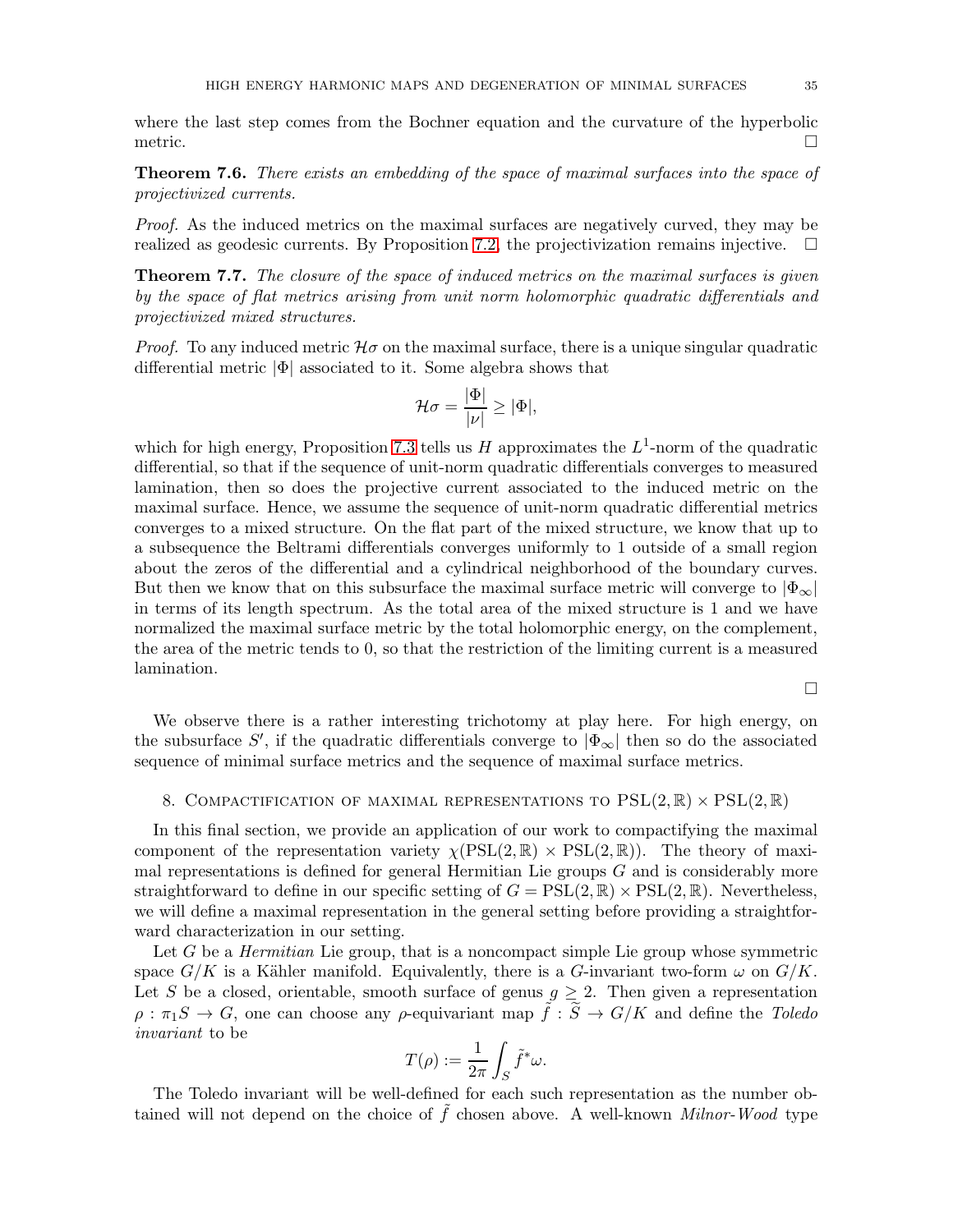where the last step comes from the Bochner equation and the curvature of the hyperbolic metric. □

**Theorem 7.6.** *There exists an embedding of the space of maximal surfaces into the space of projectivized currents.*

*Proof.* As the induced metrics on the maximal surfaces are negatively curved, they may be realized as geodesic currents. By Proposition 7.2, the projectivization remains injective. □

**Theorem 7.7.** *The closure of the space of induced metrics on the maximal surfaces is given by the space of flat metrics arising from unit norm holomorphic quadratic differentials and projectivized mixed structures.*

*Proof.* To any induced metric $\mathcal{H}\sigma$ on the maximal surface, there is a unique singular quadratic differential metric $|\Phi|$ associated to it. Some algebra shows that

$$\mathcal{H}\sigma = \frac{|\Phi|}{|\nu|} \geq |\Phi|,$$

which for high energy, Proposition 7.3 tells us $H$ approximates the $L^1$-norm of the quadratic differential, so that if the sequence of unit-norm quadratic differentials converges to measured lamination, then so does the projective current associated to the induced metric on the maximal surface. Hence, we assume the sequence of unit-norm quadratic differential metrics converges to a mixed structure. On the flat part of the mixed structure, we know that up to a subsequence the Beltrami differentials converges uniformly to 1 outside of a small region about the zeros of the differential and a cylindrical neighborhood of the boundary curves. But then we know that on this subsurface the maximal surface metric will converge to $|\Phi_\infty|$ in terms of its length spectrum. As the total area of the mixed structure is 1 and we have normalized the maximal surface metric by the total holomorphic energy, on the complement, the area of the metric tends to 0, so that the restriction of the limiting current is a measured lamination.

□

We observe there is a rather interesting trichotomy at play here. For high energy, on the subsurface $S'$, if the quadratic differentials converge to $|\Phi_\infty|$ then so do the associated sequence of minimal surface metrics and the sequence of maximal surface metrics.

## 8. Compactification of maximal representations to $\mathrm{PSL}(2,\mathbb{R}) \times \mathrm{PSL}(2,\mathbb{R})$

In this final section, we provide an application of our work to compactifying the maximal component of the representation variety $\chi(\mathrm{PSL}(2,\mathbb{R}) \times \mathrm{PSL}(2,\mathbb{R}))$. The theory of maximal representations is defined for general Hermitian Lie groups $G$ and is considerably more straightforward to define in our specific setting of $G = \mathrm{PSL}(2,\mathbb{R}) \times \mathrm{PSL}(2,\mathbb{R})$. Nevertheless, we will define a maximal representation in the general setting before providing a straightforward characterization in our setting.

Let $G$ be a *Hermitian* Lie group, that is a noncompact simple Lie group whose symmetric space $G/K$ is a Kähler manifold. Equivalently, there is a $G$-invariant two-form $\omega$ on $G/K$. Let $S$ be a closed, orientable, smooth surface of genus $g \geq 2$. Then given a representation $\rho : \pi_1 S \to G$, one can choose any $\rho$-equivariant map $\tilde{f} : \widetilde{S} \to G/K$ and define the *Toledo invariant* to be

$$T(\rho) := \frac{1}{2\pi} \int_S \tilde{f}^* \omega.$$

The Toledo invariant will be well-defined for each such representation as the number obtained will not depend on the choice of $\tilde{f}$ chosen above. A well-known *Milnor-Wood* type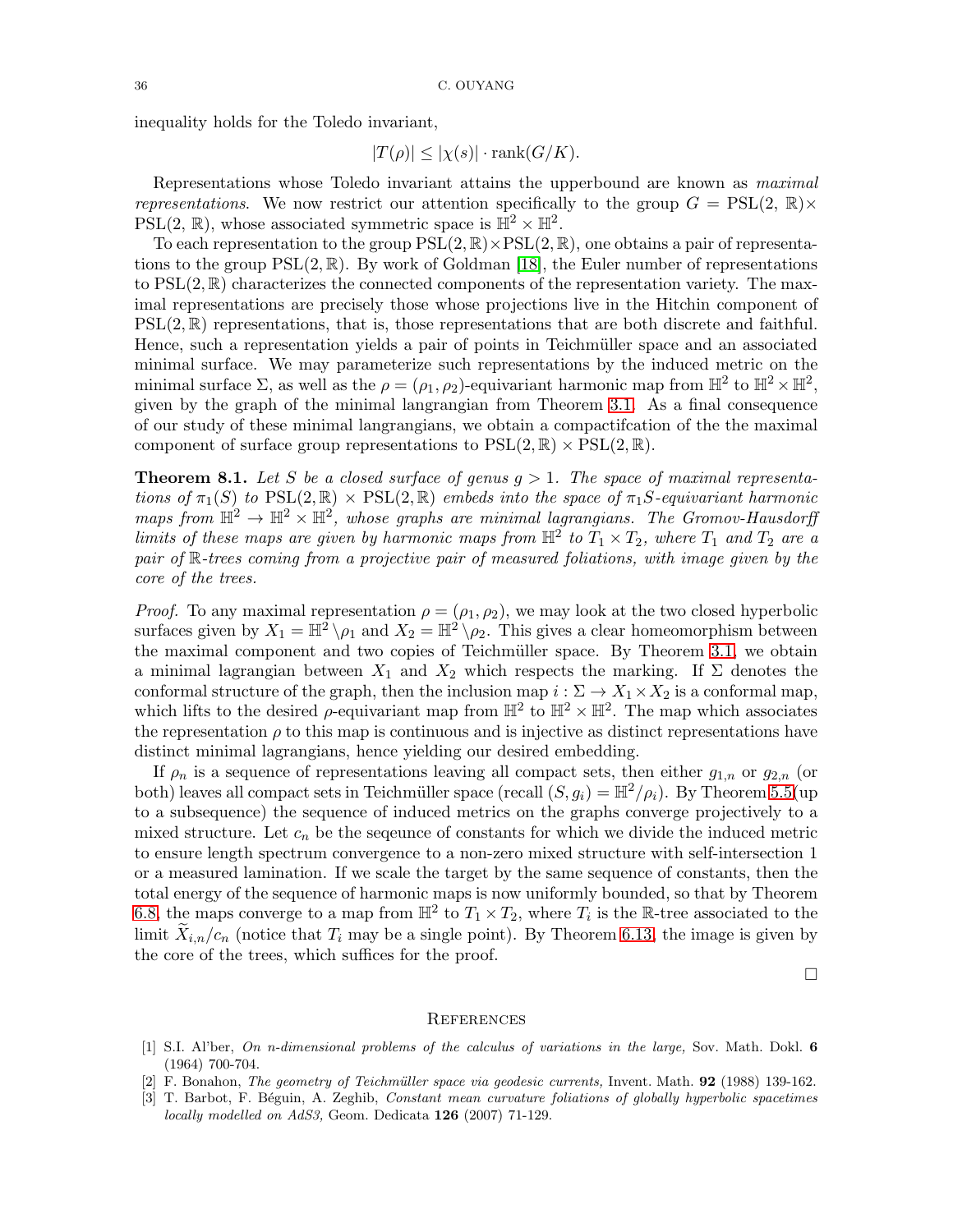inequality holds for the Toledo invariant,

$$|T(\rho)| \leq |\chi(s)| \cdot \text{rank}(G/K).$$

Representations whose Toledo invariant attains the upperbound are known as *maximal representations*. We now restrict our attention specifically to the group $G = \text{PSL}(2, \mathbb{R}) \times \text{PSL}(2, \mathbb{R})$, whose associated symmetric space is $\mathbb{H}^2 \times \mathbb{H}^2$.

To each representation to the group $\text{PSL}(2, \mathbb{R}) \times \text{PSL}(2, \mathbb{R})$, one obtains a pair of representations to the group $\text{PSL}(2, \mathbb{R})$. By work of Goldman [18], the Euler number of representations to $\text{PSL}(2, \mathbb{R})$ characterizes the connected components of the representation variety. The maximal representations are precisely those whose projections live in the Hitchin component of $\text{PSL}(2, \mathbb{R})$ representations, that is, those representations that are both discrete and faithful. Hence, such a representation yields a pair of points in Teichmüller space and an associated minimal surface. We may parameterize such representations by the induced metric on the minimal surface $\Sigma$, as well as the $\rho = (\rho_1, \rho_2)$-equivariant harmonic map from $\mathbb{H}^2$ to $\mathbb{H}^2 \times \mathbb{H}^2$, given by the graph of the minimal langrangian from Theorem 3.1. As a final consequence of our study of these minimal langrangians, we obtain a compactifcation of the the maximal component of surface group representations to $\text{PSL}(2, \mathbb{R}) \times \text{PSL}(2, \mathbb{R})$.

**Theorem 8.1.** *Let $S$ be a closed surface of genus $g > 1$. The space of maximal representations of $\pi_1(S)$ to $\text{PSL}(2, \mathbb{R}) \times \text{PSL}(2, \mathbb{R})$ embeds into the space of $\pi_1 S$-equivariant harmonic maps from $\mathbb{H}^2 \to \mathbb{H}^2 \times \mathbb{H}^2$, whose graphs are minimal lagrangians. The Gromov-Hausdorff limits of these maps are given by harmonic maps from $\mathbb{H}^2$ to $T_1 \times T_2$, where $T_1$ and $T_2$ are a pair of $\mathbb{R}$-trees coming from a projective pair of measured foliations, with image given by the core of the trees.*

*Proof.* To any maximal representation $\rho = (\rho_1, \rho_2)$, we may look at the two closed hyperbolic surfaces given by $X_1 = \mathbb{H}^2 \setminus \rho_1$ and $X_2 = \mathbb{H}^2 \setminus \rho_2$. This gives a clear homeomorphism between the maximal component and two copies of Teichmüller space. By Theorem 3.1, we obtain a minimal lagrangian between $X_1$ and $X_2$ which respects the marking. If $\Sigma$ denotes the conformal structure of the graph, then the inclusion map $i : \Sigma \to X_1 \times X_2$ is a conformal map, which lifts to the desired $\rho$-equivariant map from $\mathbb{H}^2$ to $\mathbb{H}^2 \times \mathbb{H}^2$. The map which associates the representation $\rho$ to this map is continuous and is injective as distinct representations have distinct minimal lagrangians, hence yielding our desired embedding.

If $\rho_n$ is a sequence of representations leaving all compact sets, then either $g_{1,n}$ or $g_{2,n}$ (or both) leaves all compact sets in Teichmüller space (recall $(S, g_i) = \mathbb{H}^2/\rho_i$). By Theorem 5.5(up to a subsequence) the sequence of induced metrics on the graphs converge projectively to a mixed structure. Let $c_n$ be the seqeunce of constants for which we divide the induced metric to ensure length spectrum convergence to a non-zero mixed structure with self-intersection 1 or a measured lamination. If we scale the target by the same sequence of constants, then the total energy of the sequence of harmonic maps is now uniformly bounded, so that by Theorem 6.8, the maps converge to a map from $\mathbb{H}^2$ to $T_1 \times T_2$, where $T_i$ is the $\mathbb{R}$-tree associated to the limit $\widetilde{X}_{i,n}/c_n$ (notice that $T_i$ may be a single point). By Theorem 6.13, the image is given by the core of the trees, which suffices for the proof.

$\square$

## References

[1] S.I. Al'ber, *On n-dimensional problems of the calculus of variations in the large,* Sov. Math. Dokl. **6** (1964) 700-704.

[2] F. Bonahon, *The geometry of Teichmüller space via geodesic currents,* Invent. Math. **92** (1988) 139-162.

[3] T. Barbot, F. Béguin, A. Zeghib, *Constant mean curvature foliations of globally hyperbolic spacetimes locally modelled on AdS3,* Geom. Dedicata **126** (2007) 71-129.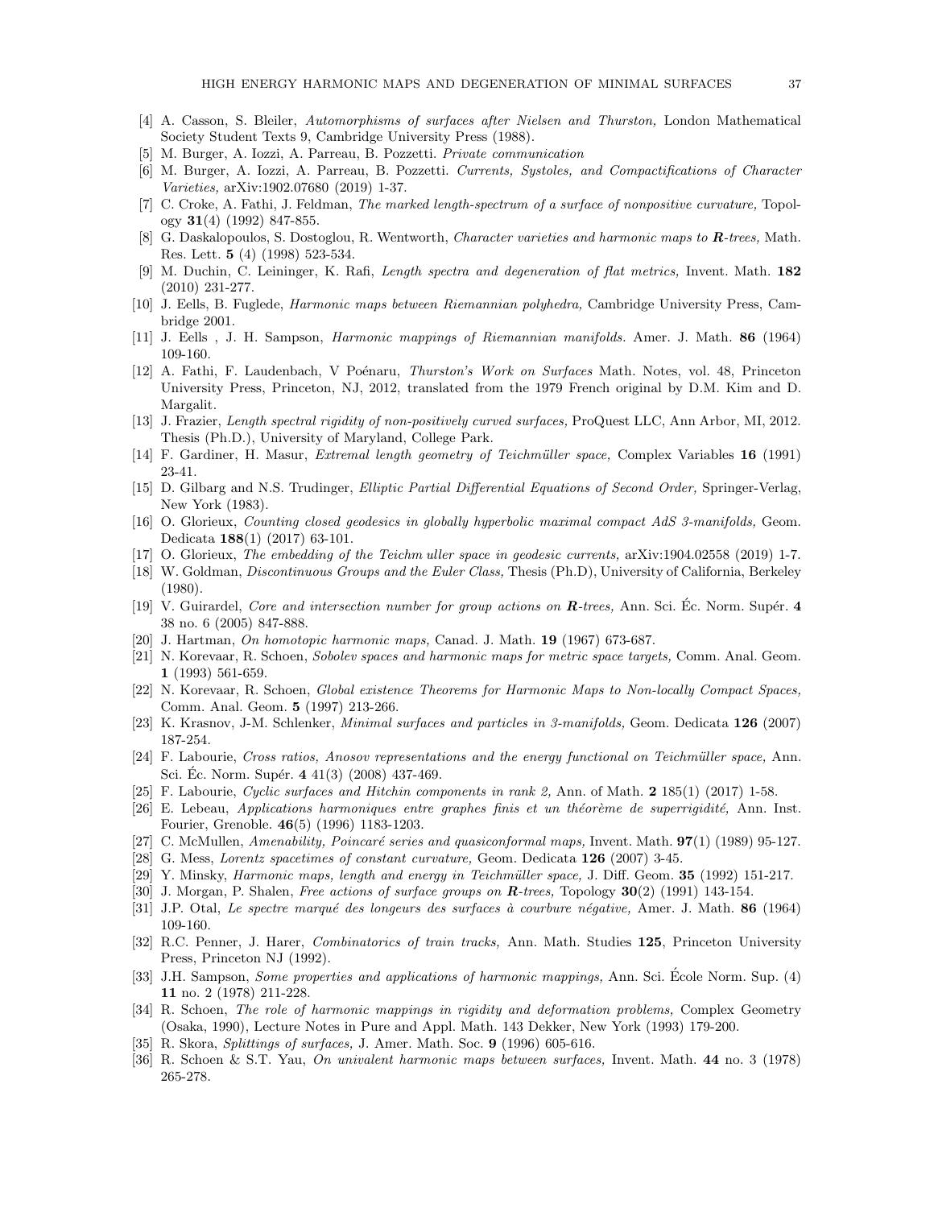[4] A. Casson, S. Bleiler, *Automorphisms of surfaces after Nielsen and Thurston,* London Mathematical Society Student Texts 9, Cambridge University Press (1988).

[5] M. Burger, A. Iozzi, A. Parreau, B. Pozzetti. *Private communication*

[6] M. Burger, A. Iozzi, A. Parreau, B. Pozzetti. *Currents, Systoles, and Compactifications of Character Varieties,* arXiv:1902.07680 (2019) 1-37.

[7] C. Croke, A. Fathi, J. Feldman, *The marked length-spectrum of a surface of nonpositive curvature,* Topology **31**(4) (1992) 847-855.

[8] G. Daskalopoulos, S. Dostoglou, R. Wentworth, *Character varieties and harmonic maps to* $\boldsymbol{R}$*-trees,* Math. Res. Lett. **5** (4) (1998) 523-534.

[9] M. Duchin, C. Leininger, K. Rafi, *Length spectra and degeneration of flat metrics,* Invent. Math. **182** (2010) 231-277.

[10] J. Eells, B. Fuglede, *Harmonic maps between Riemannian polyhedra,* Cambridge University Press, Cambridge 2001.

[11] J. Eells , J. H. Sampson, *Harmonic mappings of Riemannian manifolds.* Amer. J. Math. **86** (1964) 109-160.

[12] A. Fathi, F. Laudenbach, V Poénaru, *Thurston's Work on Surfaces* Math. Notes, vol. 48, Princeton University Press, Princeton, NJ, 2012, translated from the 1979 French original by D.M. Kim and D. Margalit.

[13] J. Frazier, *Length spectral rigidity of non-positively curved surfaces,* ProQuest LLC, Ann Arbor, MI, 2012. Thesis (Ph.D.), University of Maryland, College Park.

[14] F. Gardiner, H. Masur, *Extremal length geometry of Teichmüller space,* Complex Variables **16** (1991) 23-41.

[15] D. Gilbarg and N.S. Trudinger, *Elliptic Partial Differential Equations of Second Order,* Springer-Verlag, New York (1983).

[16] O. Glorieux, *Counting closed geodesics in globally hyperbolic maximal compact AdS 3-manifolds,* Geom. Dedicata **188**(1) (2017) 63-101.

[17] O. Glorieux, *The embedding of the Teichm uller space in geodesic currents,* arXiv:1904.02558 (2019) 1-7.

[18] W. Goldman, *Discontinuous Groups and the Euler Class,* Thesis (Ph.D), University of California, Berkeley (1980).

[19] V. Guirardel, *Core and intersection number for group actions on* $\boldsymbol{R}$*-trees,* Ann. Sci. Éc. Norm. Supér. **4** 38 no. 6 (2005) 847-888.

[20] J. Hartman, *On homotopic harmonic maps,* Canad. J. Math. **19** (1967) 673-687.

[21] N. Korevaar, R. Schoen, *Sobolev spaces and harmonic maps for metric space targets,* Comm. Anal. Geom. **1** (1993) 561-659.

[22] N. Korevaar, R. Schoen, *Global existence Theorems for Harmonic Maps to Non-locally Compact Spaces,* Comm. Anal. Geom. **5** (1997) 213-266.

[23] K. Krasnov, J-M. Schlenker, *Minimal surfaces and particles in 3-manifolds,* Geom. Dedicata **126** (2007) 187-254.

[24] F. Labourie, *Cross ratios, Anosov representations and the energy functional on Teichmüller space,* Ann. Sci. Éc. Norm. Supér. **4** 41(3) (2008) 437-469.

[25] F. Labourie, *Cyclic surfaces and Hitchin components in rank 2,* Ann. of Math. **2** 185(1) (2017) 1-58.

[26] E. Lebeau, *Applications harmoniques entre graphes finis et un théorème de superrigidité,* Ann. Inst. Fourier, Grenoble. **46**(5) (1996) 1183-1203.

[27] C. McMullen, *Amenability, Poincaré series and quasiconformal maps,* Invent. Math. **97**(1) (1989) 95-127.

[28] G. Mess, *Lorentz spacetimes of constant curvature,* Geom. Dedicata **126** (2007) 3-45.

[29] Y. Minsky, *Harmonic maps, length and energy in Teichmüller space,* J. Diff. Geom. **35** (1992) 151-217.

[30] J. Morgan, P. Shalen, *Free actions of surface groups on* $\boldsymbol{R}$*-trees,* Topology **30**(2) (1991) 143-154.

[31] J.P. Otal, *Le spectre marqué des longeurs des surfaces à courbure négative,* Amer. J. Math. **86** (1964) 109-160.

[32] R.C. Penner, J. Harer, *Combinatorics of train tracks,* Ann. Math. Studies **125**, Princeton University Press, Princeton NJ (1992).

[33] J.H. Sampson, *Some properties and applications of harmonic mappings,* Ann. Sci. École Norm. Sup. (4) **11** no. 2 (1978) 211-228.

[34] R. Schoen, *The role of harmonic mappings in rigidity and deformation problems,* Complex Geometry (Osaka, 1990), Lecture Notes in Pure and Appl. Math. 143 Dekker, New York (1993) 179-200.

[35] R. Skora, *Splittings of surfaces,* J. Amer. Math. Soc. **9** (1996) 605-616.

[36] R. Schoen & S.T. Yau, *On univalent harmonic maps between surfaces,* Invent. Math. **44** no. 3 (1978) 265-278.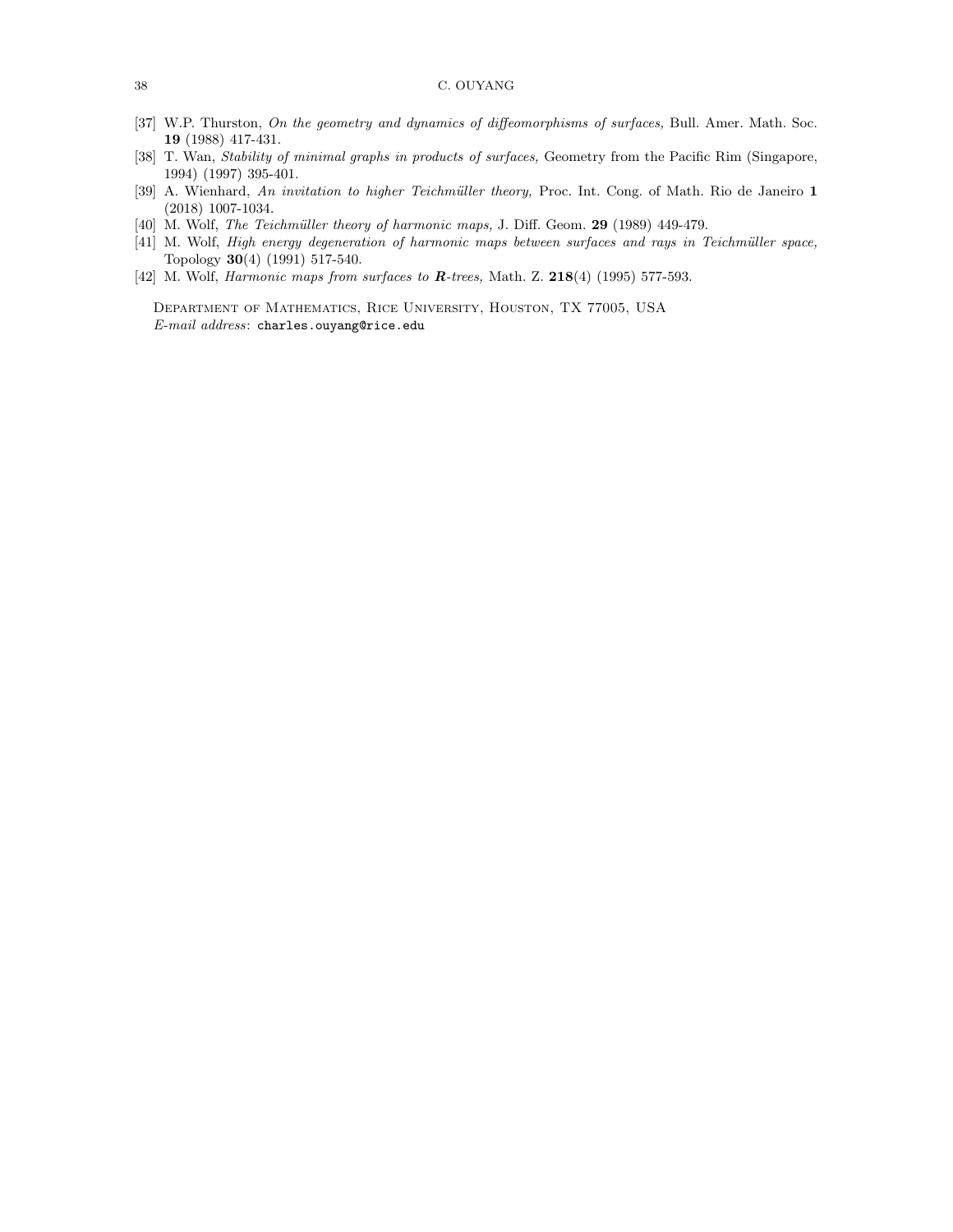[37] W.P. Thurston, *On the geometry and dynamics of diffeomorphisms of surfaces,* Bull. Amer. Math. Soc. **19** (1988) 417-431.

[38] T. Wan, *Stability of minimal graphs in products of surfaces,* Geometry from the Pacific Rim (Singapore, 1994) (1997) 395-401.

[39] A. Wienhard, *An invitation to higher Teichmüller theory,* Proc. Int. Cong. of Math. Rio de Janeiro **1** (2018) 1007-1034.

[40] M. Wolf, *The Teichmüller theory of harmonic maps,* J. Diff. Geom. **29** (1989) 449-479.

[41] M. Wolf, *High energy degeneration of harmonic maps between surfaces and rays in Teichmüller space,* Topology **30**(4) (1991) 517-540.

[42] M. Wolf, *Harmonic maps from surfaces to* $\boldsymbol{R}$*-trees,* Math. Z. **218**(4) (1995) 577-593.

Department of Mathematics, Rice University, Houston, TX 77005, USA
*E-mail address*: `charles.ouyang@rice.edu`